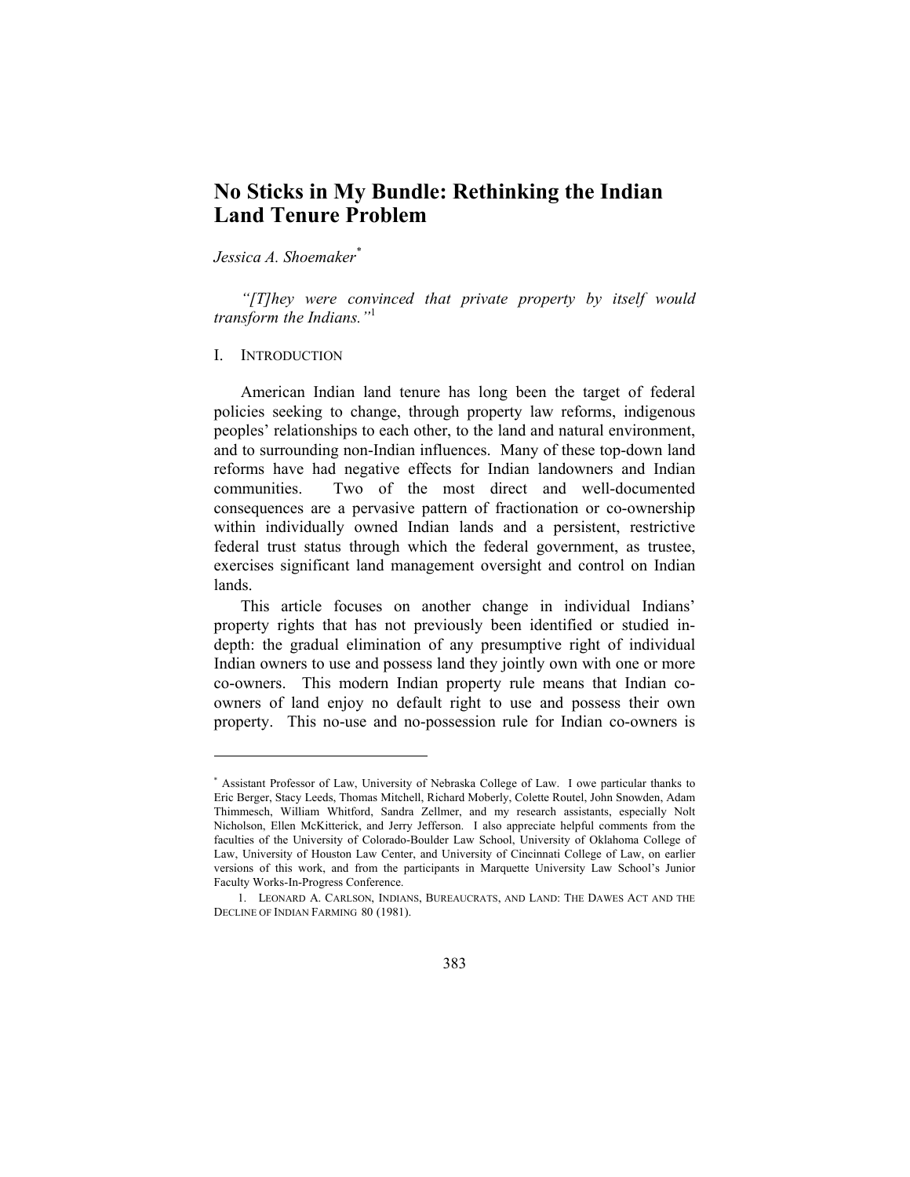# No Sticks in My Bundle: Rethinking the Indian Land Tenure Problem

*Jessica A. Shoemaker*[*]

*"[T]hey were convinced that private property by itself would transform the Indians."*[1]

## I. INTRODUCTION

American Indian land tenure has long been the target of federal policies seeking to change, through property law reforms, indigenous peoples' relationships to each other, to the land and natural environment, and to surrounding non-Indian influences. Many of these top-down land reforms have had negative effects for Indian landowners and Indian communities. Two of the most direct and well-documented consequences are a pervasive pattern of fractionation or co-ownership within individually owned Indian lands and a persistent, restrictive federal trust status through which the federal government, as trustee, exercises significant land management oversight and control on Indian lands.

This article focuses on another change in individual Indians' property rights that has not previously been identified or studied in-depth: the gradual elimination of any presumptive right of individual Indian owners to use and possess land they jointly own with one or more co-owners. This modern Indian property rule means that Indian co-owners of land enjoy no default right to use and possess their own property. This no-use and no-possession rule for Indian co-owners is

---

[*] Assistant Professor of Law, University of Nebraska College of Law. I owe particular thanks to Eric Berger, Stacy Leeds, Thomas Mitchell, Richard Moberly, Colette Routel, John Snowden, Adam Thimmesch, William Whitford, Sandra Zellmer, and my research assistants, especially Nolt Nicholson, Ellen McKitterick, and Jerry Jefferson. I also appreciate helpful comments from the faculties of the University of Colorado-Boulder Law School, University of Oklahoma College of Law, University of Houston Law Center, and University of Cincinnati College of Law, on earlier versions of this work, and from the participants in Marquette University Law School's Junior Faculty Works-In-Progress Conference.

1. LEONARD A. CARLSON, INDIANS, BUREAUCRATS, AND LAND: THE DAWES ACT AND THE DECLINE OF INDIAN FARMING 80 (1981).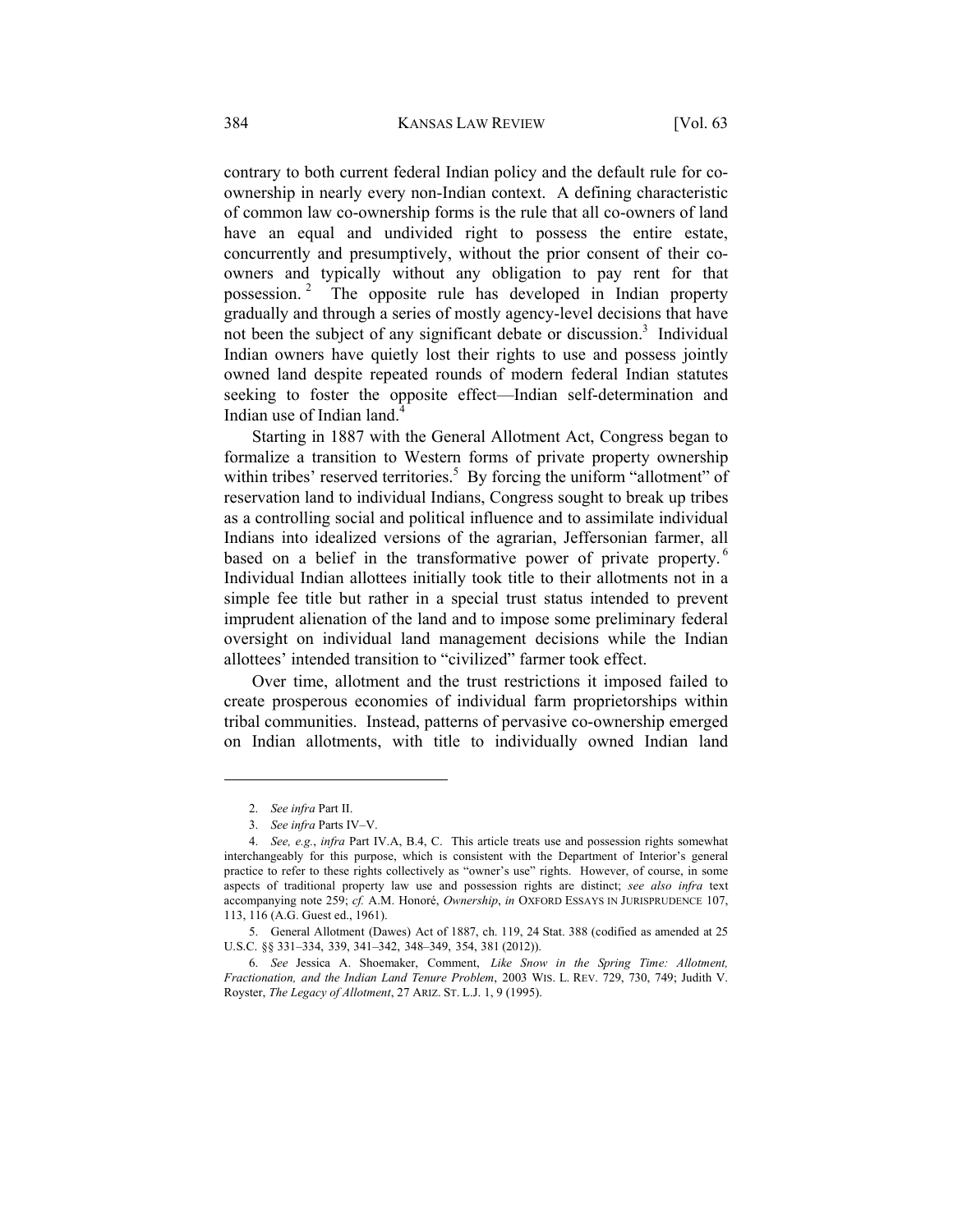contrary to both current federal Indian policy and the default rule for co-ownership in nearly every non-Indian context. A defining characteristic of common law co-ownership forms is the rule that all co-owners of land have an equal and undivided right to possess the entire estate, concurrently and presumptively, without the prior consent of their co-owners and typically without any obligation to pay rent for that possession.[2] The opposite rule has developed in Indian property gradually and through a series of mostly agency-level decisions that have not been the subject of any significant debate or discussion.[3] Individual Indian owners have quietly lost their rights to use and possess jointly owned land despite repeated rounds of modern federal Indian statutes seeking to foster the opposite effect—Indian self-determination and Indian use of Indian land.[4]

Starting in 1887 with the General Allotment Act, Congress began to formalize a transition to Western forms of private property ownership within tribes' reserved territories.[5] By forcing the uniform "allotment" of reservation land to individual Indians, Congress sought to break up tribes as a controlling social and political influence and to assimilate individual Indians into idealized versions of the agrarian, Jeffersonian farmer, all based on a belief in the transformative power of private property.[6] Individual Indian allottees initially took title to their allotments not in a simple fee title but rather in a special trust status intended to prevent imprudent alienation of the land and to impose some preliminary federal oversight on individual land management decisions while the Indian allottees' intended transition to "civilized" farmer took effect.

Over time, allotment and the trust restrictions it imposed failed to create prosperous economies of individual farm proprietorships within tribal communities. Instead, patterns of pervasive co-ownership emerged on Indian allotments, with title to individually owned Indian land

---

2. *See infra* Part II.

3. *See infra* Parts IV–V.

4. *See, e.g.*, *infra* Part IV.A, B.4, C. This article treats use and possession rights somewhat interchangeably for this purpose, which is consistent with the Department of Interior's general practice to refer to these rights collectively as "owner's use" rights. However, of course, in some aspects of traditional property law use and possession rights are distinct; *see also infra* text accompanying note 259; *cf.* A.M. Honoré, *Ownership*, *in* OXFORD ESSAYS IN JURISPRUDENCE 107, 113, 116 (A.G. Guest ed., 1961).

5. General Allotment (Dawes) Act of 1887, ch. 119, 24 Stat. 388 (codified as amended at 25 U.S.C. §§ 331–334, 339, 341–342, 348–349, 354, 381 (2012)).

6. *See* Jessica A. Shoemaker, Comment, *Like Snow in the Spring Time: Allotment, Fractionation, and the Indian Land Tenure Problem*, 2003 WIS. L. REV. 729, 730, 749; Judith V. Royster, *The Legacy of Allotment*, 27 ARIZ. ST. L.J. 1, 9 (1995).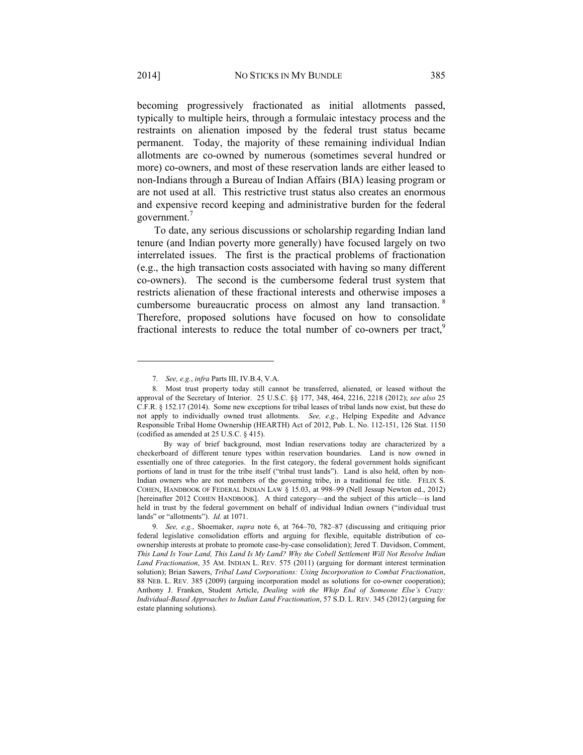becoming progressively fractionated as initial allotments passed, typically to multiple heirs, through a formulaic intestacy process and the restraints on alienation imposed by the federal trust status became permanent. Today, the majority of these remaining individual Indian allotments are co-owned by numerous (sometimes several hundred or more) co-owners, and most of these reservation lands are either leased to non-Indians through a Bureau of Indian Affairs (BIA) leasing program or are not used at all. This restrictive trust status also creates an enormous and expensive record keeping and administrative burden for the federal government.[7]

To date, any serious discussions or scholarship regarding Indian land tenure (and Indian poverty more generally) have focused largely on two interrelated issues. The first is the practical problems of fractionation (e.g., the high transaction costs associated with having so many different co-owners). The second is the cumbersome federal trust system that restricts alienation of these fractional interests and otherwise imposes a cumbersome bureaucratic process on almost any land transaction.[8] Therefore, proposed solutions have focused on how to consolidate fractional interests to reduce the total number of co-owners per tract,[9]

---

7. *See, e.g.*, *infra* Parts III, IV.B.4, V.A.

8. Most trust property today still cannot be transferred, alienated, or leased without the approval of the Secretary of Interior. 25 U.S.C. §§ 177, 348, 464, 2216, 2218 (2012); *see also* 25 C.F.R. § 152.17 (2014). Some new exceptions for tribal leases of tribal lands now exist, but these do not apply to individually owned trust allotments. *See, e.g.*, Helping Expedite and Advance Responsible Tribal Home Ownership (HEARTH) Act of 2012, Pub. L. No. 112-151, 126 Stat. 1150 (codified as amended at 25 U.S.C. § 415).

By way of brief background, most Indian reservations today are characterized by a checkerboard of different tenure types within reservation boundaries. Land is now owned in essentially one of three categories. In the first category, the federal government holds significant portions of land in trust for the tribe itself ("tribal trust lands"). Land is also held, often by non-Indian owners who are not members of the governing tribe, in a traditional fee title. FELIX S. COHEN, HANDBOOK OF FEDERAL INDIAN LAW § 15.03, at 998–99 (Nell Jessup Newton ed., 2012) [hereinafter 2012 COHEN HANDBOOK]. A third category—and the subject of this article—is land held in trust by the federal government on behalf of individual Indian owners ("individual trust lands" or "allotments"). *Id.* at 1071.

9. *See, e.g.*, Shoemaker, *supra* note 6, at 764–70, 782–87 (discussing and critiquing prior federal legislative consolidation efforts and arguing for flexible, equitable distribution of co-ownership interests at probate to promote case-by-case consolidation); Jered T. Davidson, Comment, *This Land Is Your Land, This Land Is My Land? Why the Cobell Settlement Will Not Resolve Indian Land Fractionation*, 35 AM. INDIAN L. REV. 575 (2011) (arguing for dormant interest termination solution); Brian Sawers, *Tribal Land Corporations: Using Incorporation to Combat Fractionation*, 88 NEB. L. REV. 385 (2009) (arguing incorporation model as solutions for co-owner cooperation); Anthony J. Franken, Student Article, *Dealing with the Whip End of Someone Else's Crazy: Individual-Based Approaches to Indian Land Fractionation*, 57 S.D. L. REV. 345 (2012) (arguing for estate planning solutions).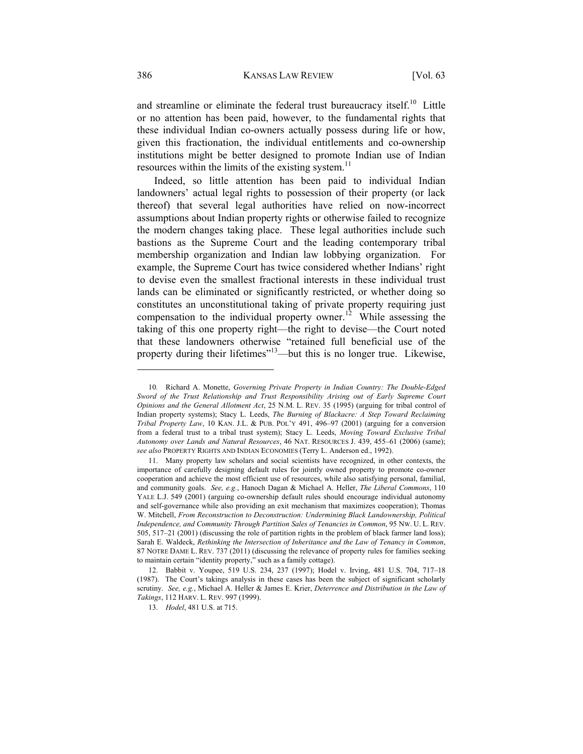and streamline or eliminate the federal trust bureaucracy itself.[10] Little or no attention has been paid, however, to the fundamental rights that these individual Indian co-owners actually possess during life or how, given this fractionation, the individual entitlements and co-ownership institutions might be better designed to promote Indian use of Indian resources within the limits of the existing system.[11]

Indeed, so little attention has been paid to individual Indian landowners' actual legal rights to possession of their property (or lack thereof) that several legal authorities have relied on now-incorrect assumptions about Indian property rights or otherwise failed to recognize the modern changes taking place. These legal authorities include such bastions as the Supreme Court and the leading contemporary tribal membership organization and Indian law lobbying organization. For example, the Supreme Court has twice considered whether Indians' right to devise even the smallest fractional interests in these individual trust lands can be eliminated or significantly restricted, or whether doing so constitutes an unconstitutional taking of private property requiring just compensation to the individual property owner.[12] While assessing the taking of this one property right—the right to devise—the Court noted that these landowners otherwise "retained full beneficial use of the property during their lifetimes"[13]—but this is no longer true. Likewise,

---

10. Richard A. Monette, *Governing Private Property in Indian Country: The Double-Edged Sword of the Trust Relationship and Trust Responsibility Arising out of Early Supreme Court Opinions and the General Allotment Act*, 25 N.M. L. REV. 35 (1995) (arguing for tribal control of Indian property systems); Stacy L. Leeds, *The Burning of Blackacre: A Step Toward Reclaiming Tribal Property Law*, 10 KAN. J.L. & PUB. POL'Y 491, 496–97 (2001) (arguing for a conversion from a federal trust to a tribal trust system); Stacy L. Leeds, *Moving Toward Exclusive Tribal Autonomy over Lands and Natural Resources*, 46 NAT. RESOURCES J. 439, 455–61 (2006) (same); *see also* PROPERTY RIGHTS AND INDIAN ECONOMIES (Terry L. Anderson ed., 1992).

11. Many property law scholars and social scientists have recognized, in other contexts, the importance of carefully designing default rules for jointly owned property to promote co-owner cooperation and achieve the most efficient use of resources, while also satisfying personal, familial, and community goals. *See, e.g.*, Hanoch Dagan & Michael A. Heller, *The Liberal Commons*, 110 YALE L.J. 549 (2001) (arguing co-ownership default rules should encourage individual autonomy and self-governance while also providing an exit mechanism that maximizes cooperation); Thomas W. Mitchell, *From Reconstruction to Deconstruction: Undermining Black Landownership, Political Independence, and Community Through Partition Sales of Tenancies in Common*, 95 NW. U. L. REV. 505, 517–21 (2001) (discussing the role of partition rights in the problem of black farmer land loss); Sarah E. Waldeck, *Rethinking the Intersection of Inheritance and the Law of Tenancy in Common*, 87 NOTRE DAME L. REV. 737 (2011) (discussing the relevance of property rules for families seeking to maintain certain "identity property," such as a family cottage).

12. Babbit v. Youpee, 519 U.S. 234, 237 (1997); Hodel v. Irving, 481 U.S. 704, 717–18 (1987). The Court's takings analysis in these cases has been the subject of significant scholarly scrutiny. *See, e.g.*, Michael A. Heller & James E. Krier, *Deterrence and Distribution in the Law of Takings*, 112 HARV. L. REV. 997 (1999).

13. *Hodel*, 481 U.S. at 715.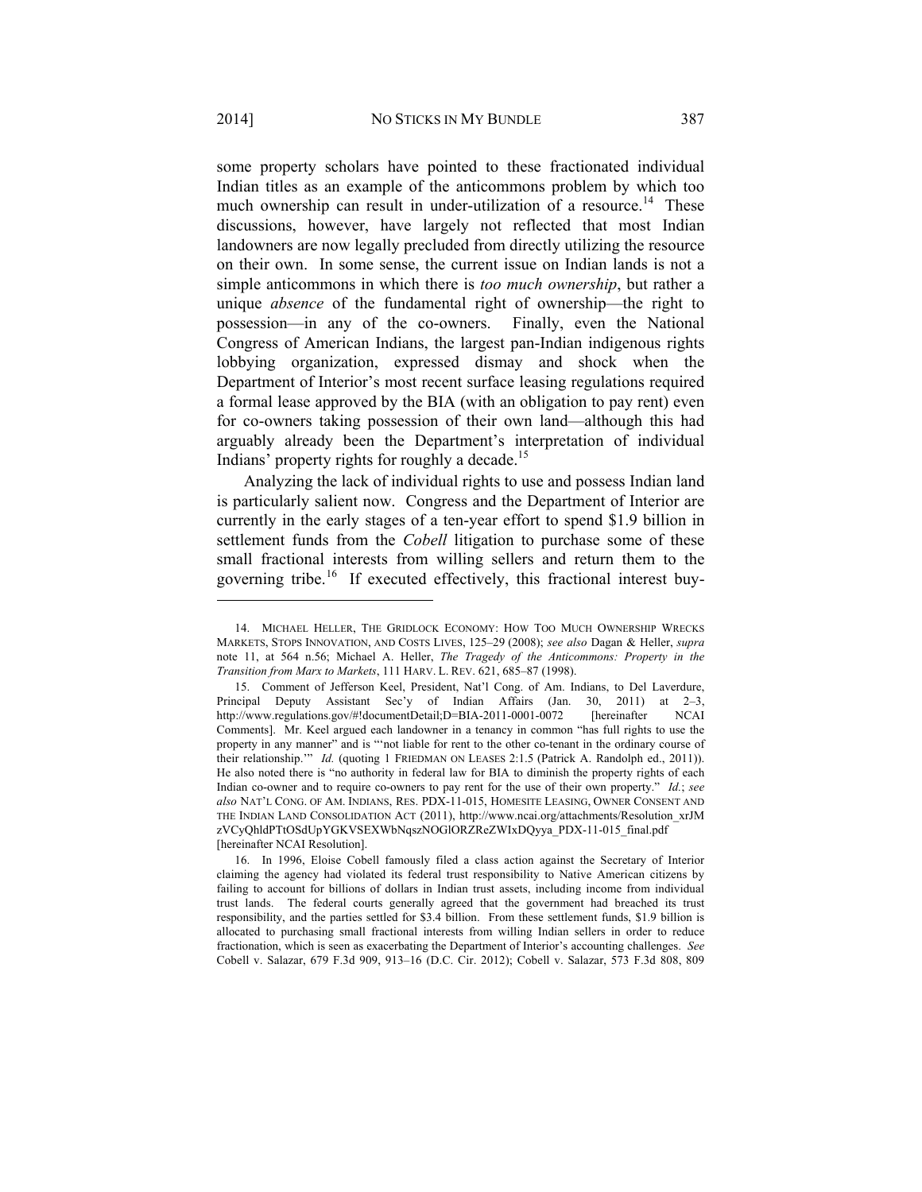some property scholars have pointed to these fractionated individual Indian titles as an example of the anticommons problem by which too much ownership can result in under-utilization of a resource.[14] These discussions, however, have largely not reflected that most Indian landowners are now legally precluded from directly utilizing the resource on their own. In some sense, the current issue on Indian lands is not a simple anticommons in which there is *too much ownership*, but rather a unique *absence* of the fundamental right of ownership—the right to possession—in any of the co-owners. Finally, even the National Congress of American Indians, the largest pan-Indian indigenous rights lobbying organization, expressed dismay and shock when the Department of Interior's most recent surface leasing regulations required a formal lease approved by the BIA (with an obligation to pay rent) even for co-owners taking possession of their own land—although this had arguably already been the Department's interpretation of individual Indians' property rights for roughly a decade.[15]

Analyzing the lack of individual rights to use and possess Indian land is particularly salient now. Congress and the Department of Interior are currently in the early stages of a ten-year effort to spend $1.9 billion in settlement funds from the *Cobell* litigation to purchase some of these small fractional interests from willing sellers and return them to the governing tribe.[16] If executed effectively, this fractional interest buy-

---

14. MICHAEL HELLER, THE GRIDLOCK ECONOMY: HOW TOO MUCH OWNERSHIP WRECKS MARKETS, STOPS INNOVATION, AND COSTS LIVES, 125–29 (2008); *see also* Dagan & Heller, *supra* note 11, at 564 n.56; Michael A. Heller, *The Tragedy of the Anticommons: Property in the Transition from Marx to Markets*, 111 HARV. L. REV. 621, 685–87 (1998).

15. Comment of Jefferson Keel, President, Nat'l Cong. of Am. Indians, to Del Laverdure, Principal Deputy Assistant Sec'y of Indian Affairs (Jan. 30, 2011) at 2–3, http://www.regulations.gov/#!documentDetail;D=BIA-2011-0001-0072 [hereinafter NCAI Comments]. Mr. Keel argued each landowner in a tenancy in common "has full rights to use the property in any manner" and is "'not liable for rent to the other co-tenant in the ordinary course of their relationship.'" *Id.* (quoting 1 FRIEDMAN ON LEASES 2:1.5 (Patrick A. Randolph ed., 2011)). He also noted there is "no authority in federal law for BIA to diminish the property rights of each Indian co-owner and to require co-owners to pay rent for the use of their own property." *Id.*; *see also* NAT'L CONG. OF AM. INDIANS, RES. PDX-11-015, HOMESITE LEASING, OWNER CONSENT AND THE INDIAN LAND CONSOLIDATION ACT (2011), http://www.ncai.org/attachments/Resolution_xrJMzVCyQhldPTtOSdUpYGKVSEXWbNqszNOGlORZReZWIxDQyya_PDX-11-015_final.pdf [hereinafter NCAI Resolution].

16. In 1996, Eloise Cobell famously filed a class action against the Secretary of Interior claiming the agency had violated its federal trust responsibility to Native American citizens by failing to account for billions of dollars in Indian trust assets, including income from individual trust lands. The federal courts generally agreed that the government had breached its trust responsibility, and the parties settled for $3.4 billion. From these settlement funds, $1.9 billion is allocated to purchasing small fractional interests from willing Indian sellers in order to reduce fractionation, which is seen as exacerbating the Department of Interior's accounting challenges. *See* Cobell v. Salazar, 679 F.3d 909, 913–16 (D.C. Cir. 2012); Cobell v. Salazar, 573 F.3d 808, 809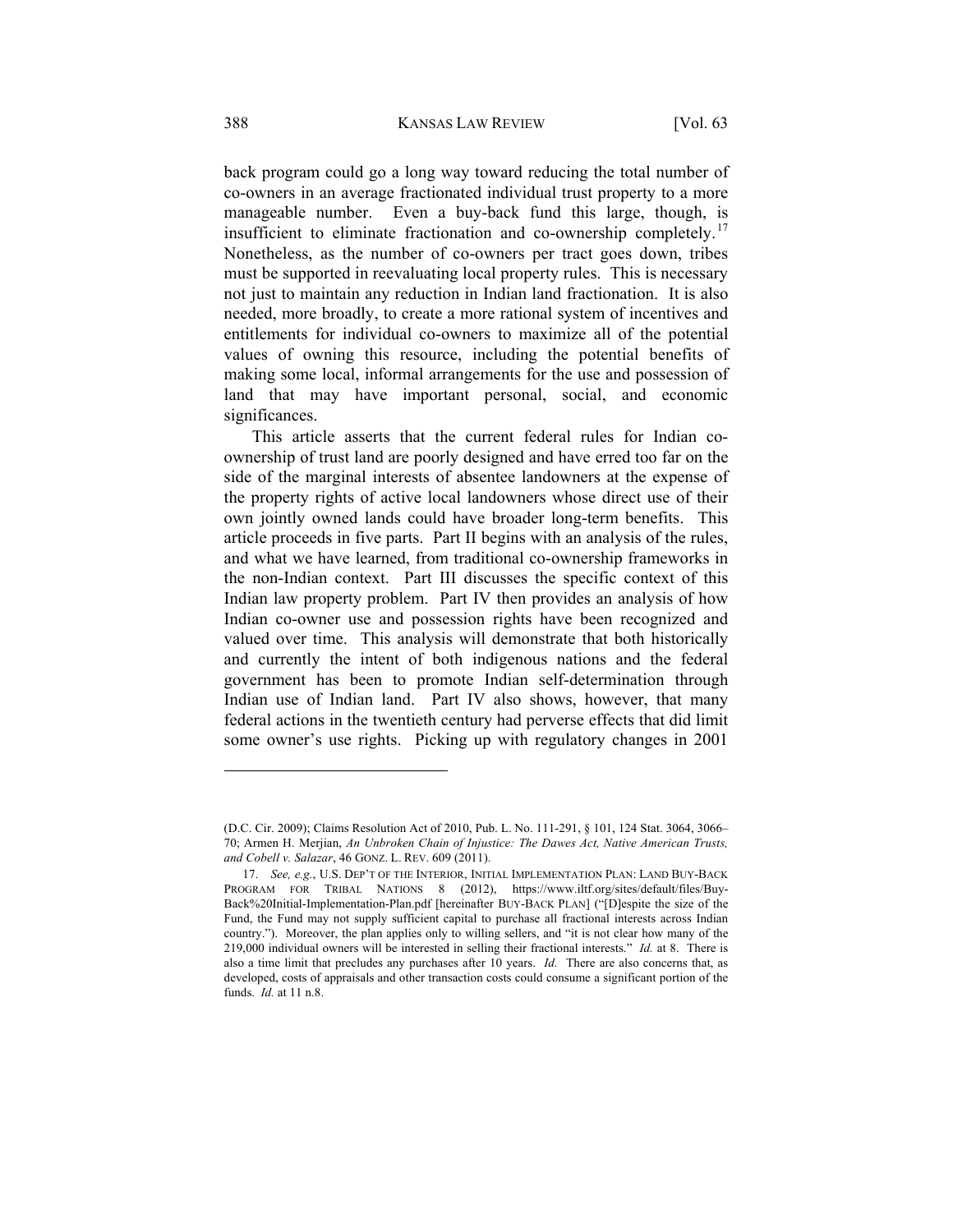back program could go a long way toward reducing the total number of co-owners in an average fractionated individual trust property to a more manageable number. Even a buy-back fund this large, though, is insufficient to eliminate fractionation and co-ownership completely.[17] Nonetheless, as the number of co-owners per tract goes down, tribes must be supported in reevaluating local property rules. This is necessary not just to maintain any reduction in Indian land fractionation. It is also needed, more broadly, to create a more rational system of incentives and entitlements for individual co-owners to maximize all of the potential values of owning this resource, including the potential benefits of making some local, informal arrangements for the use and possession of land that may have important personal, social, and economic significances.

This article asserts that the current federal rules for Indian co-ownership of trust land are poorly designed and have erred too far on the side of the marginal interests of absentee landowners at the expense of the property rights of active local landowners whose direct use of their own jointly owned lands could have broader long-term benefits. This article proceeds in five parts. Part II begins with an analysis of the rules, and what we have learned, from traditional co-ownership frameworks in the non-Indian context. Part III discusses the specific context of this Indian law property problem. Part IV then provides an analysis of how Indian co-owner use and possession rights have been recognized and valued over time. This analysis will demonstrate that both historically and currently the intent of both indigenous nations and the federal government has been to promote Indian self-determination through Indian use of Indian land. Part IV also shows, however, that many federal actions in the twentieth century had perverse effects that did limit some owner's use rights. Picking up with regulatory changes in 2001

---

(D.C. Cir. 2009); Claims Resolution Act of 2010, Pub. L. No. 111-291, § 101, 124 Stat. 3064, 3066–70; Armen H. Merjian, *An Unbroken Chain of Injustice: The Dawes Act, Native American Trusts, and Cobell v. Salazar*, 46 GONZ. L. REV. 609 (2011).

17. *See, e.g.*, U.S. DEP'T OF THE INTERIOR, INITIAL IMPLEMENTATION PLAN: LAND BUY-BACK PROGRAM FOR TRIBAL NATIONS 8 (2012), https://www.iltf.org/sites/default/files/Buy-Back%20Initial-Implementation-Plan.pdf [hereinafter BUY-BACK PLAN] ("[D]espite the size of the Fund, the Fund may not supply sufficient capital to purchase all fractional interests across Indian country."). Moreover, the plan applies only to willing sellers, and "it is not clear how many of the 219,000 individual owners will be interested in selling their fractional interests." *Id.* at 8. There is also a time limit that precludes any purchases after 10 years. *Id.* There are also concerns that, as developed, costs of appraisals and other transaction costs could consume a significant portion of the funds. *Id.* at 11 n.8.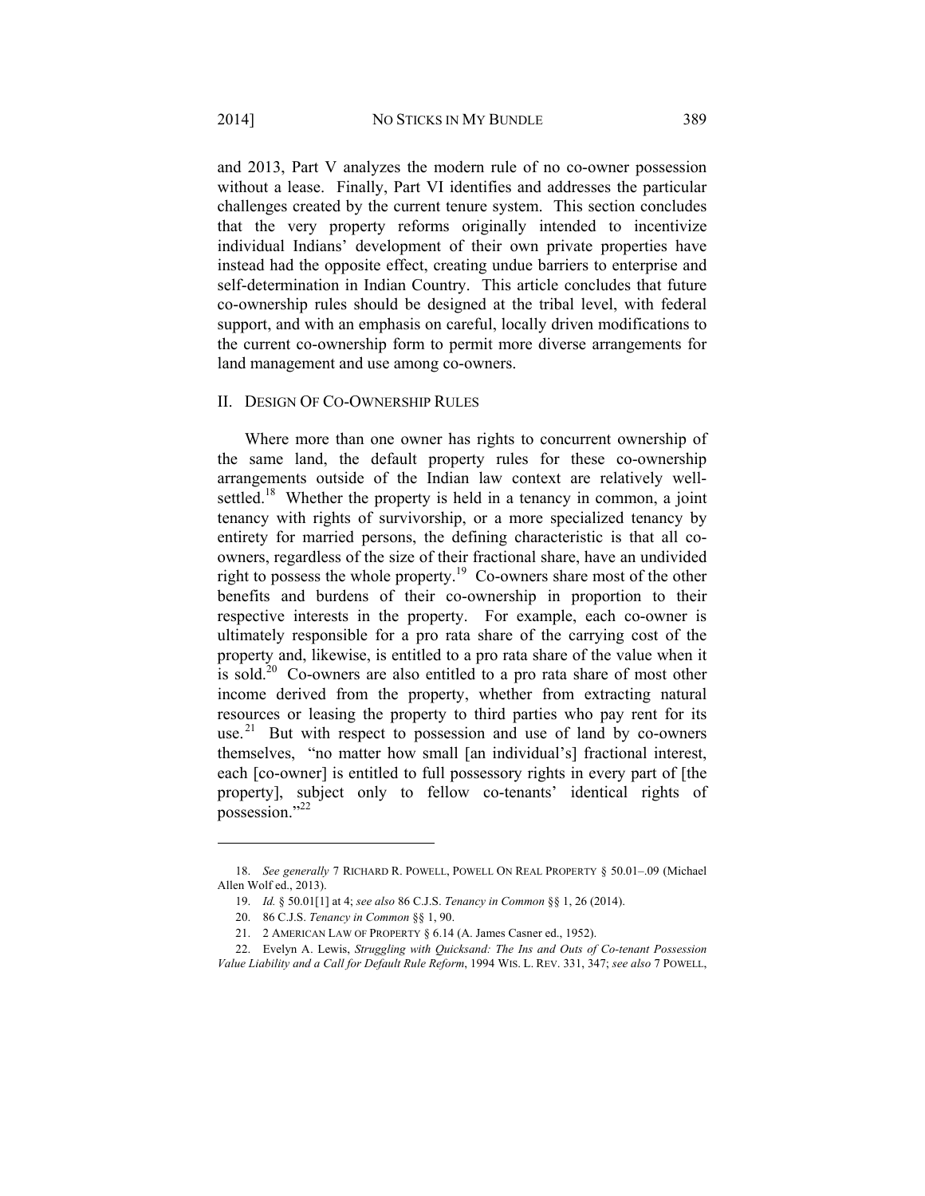and 2013, Part V analyzes the modern rule of no co-owner possession without a lease. Finally, Part VI identifies and addresses the particular challenges created by the current tenure system. This section concludes that the very property reforms originally intended to incentivize individual Indians' development of their own private properties have instead had the opposite effect, creating undue barriers to enterprise and self-determination in Indian Country. This article concludes that future co-ownership rules should be designed at the tribal level, with federal support, and with an emphasis on careful, locally driven modifications to the current co-ownership form to permit more diverse arrangements for land management and use among co-owners.

## II. Design Of Co-Ownership Rules

Where more than one owner has rights to concurrent ownership of the same land, the default property rules for these co-ownership arrangements outside of the Indian law context are relatively well-settled.[18] Whether the property is held in a tenancy in common, a joint tenancy with rights of survivorship, or a more specialized tenancy by entirety for married persons, the defining characteristic is that all co-owners, regardless of the size of their fractional share, have an undivided right to possess the whole property.[19] Co-owners share most of the other benefits and burdens of their co-ownership in proportion to their respective interests in the property. For example, each co-owner is ultimately responsible for a pro rata share of the carrying cost of the property and, likewise, is entitled to a pro rata share of the value when it is sold.[20] Co-owners are also entitled to a pro rata share of most other income derived from the property, whether from extracting natural resources or leasing the property to third parties who pay rent for its use.[21] But with respect to possession and use of land by co-owners themselves, "no matter how small [an individual's] fractional interest, each [co-owner] is entitled to full possessory rights in every part of [the property], subject only to fellow co-tenants' identical rights of possession."[22]

---

18. *See generally* 7 Richard R. Powell, Powell On Real Property § 50.01–.09 (Michael Allen Wolf ed., 2013).

19. *Id.* § 50.01[1] at 4; *see also* 86 C.J.S. *Tenancy in Common* §§ 1, 26 (2014).

20. 86 C.J.S. *Tenancy in Common* §§ 1, 90.

21. 2 American Law of Property § 6.14 (A. James Casner ed., 1952).

22. Evelyn A. Lewis, *Struggling with Quicksand: The Ins and Outs of Co-tenant Possession Value Liability and a Call for Default Rule Reform*, 1994 Wis. L. Rev. 331, 347; *see also* 7 Powell,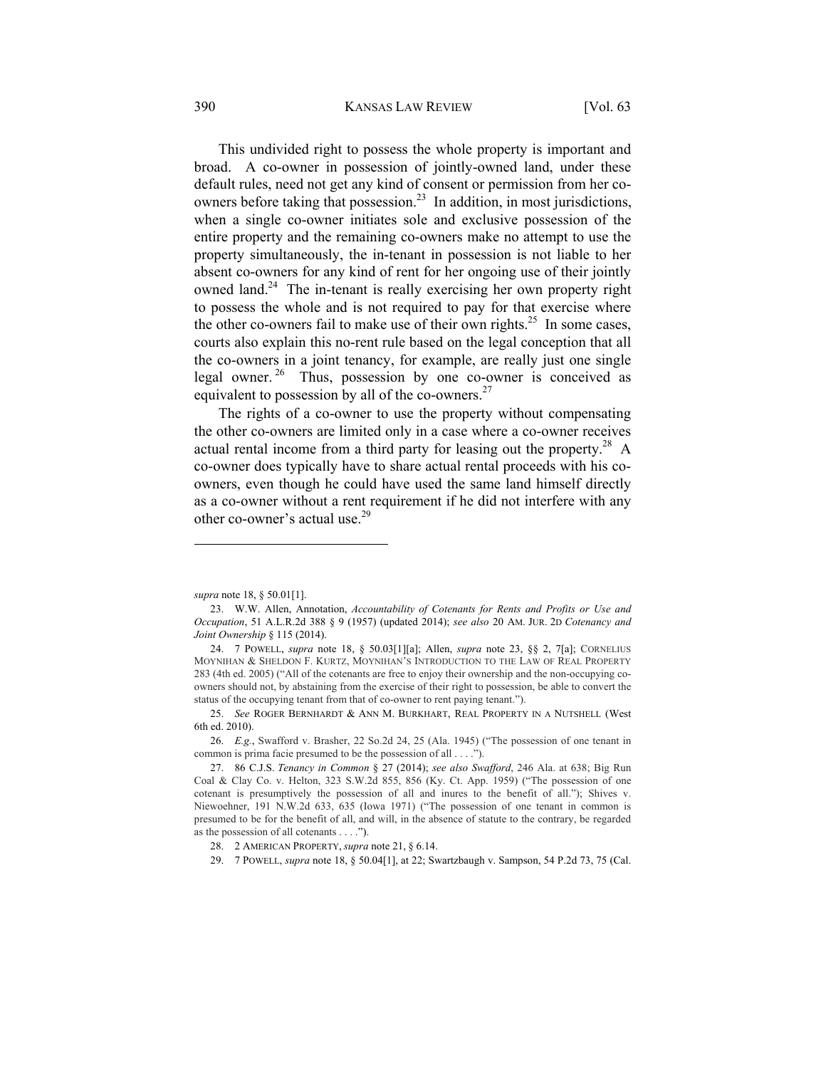This undivided right to possess the whole property is important and broad. A co-owner in possession of jointly-owned land, under these default rules, need not get any kind of consent or permission from her co-owners before taking that possession.[23] In addition, in most jurisdictions, when a single co-owner initiates sole and exclusive possession of the entire property and the remaining co-owners make no attempt to use the property simultaneously, the in-tenant in possession is not liable to her absent co-owners for any kind of rent for her ongoing use of their jointly owned land.[24] The in-tenant is really exercising her own property right to possess the whole and is not required to pay for that exercise where the other co-owners fail to make use of their own rights.[25] In some cases, courts also explain this no-rent rule based on the legal conception that all the co-owners in a joint tenancy, for example, are really just one single legal owner.[26] Thus, possession by one co-owner is conceived as equivalent to possession by all of the co-owners.[27]

The rights of a co-owner to use the property without compensating the other co-owners are limited only in a case where a co-owner receives actual rental income from a third party for leasing out the property.[28] A co-owner does typically have to share actual rental proceeds with his co-owners, even though he could have used the same land himself directly as a co-owner without a rent requirement if he did not interfere with any other co-owner's actual use.[29]

---

*supra* note 18, § 50.01[1].

23. W.W. Allen, Annotation, *Accountability of Cotenants for Rents and Profits or Use and Occupation*, 51 A.L.R.2d 388 § 9 (1957) (updated 2014); *see also* 20 AM. JUR. 2D *Cotenancy and Joint Ownership* § 115 (2014).

24. 7 POWELL, *supra* note 18, § 50.03[1][a]; Allen, *supra* note 23, §§ 2, 7[a]; CORNELIUS MOYNIHAN & SHELDON F. KURTZ, MOYNIHAN'S INTRODUCTION TO THE LAW OF REAL PROPERTY 283 (4th ed. 2005) ("All of the cotenants are free to enjoy their ownership and the non-occupying co-owners should not, by abstaining from the exercise of their right to possession, be able to convert the status of the occupying tenant from that of co-owner to rent paying tenant.").

25. *See* ROGER BERNHARDT & ANN M. BURKHART, REAL PROPERTY IN A NUTSHELL (West 6th ed. 2010).

26. *E.g.*, Swafford v. Brasher, 22 So.2d 24, 25 (Ala. 1945) ("The possession of one tenant in common is prima facie presumed to be the possession of all . . . .").

27. 86 C.J.S. *Tenancy in Common* § 27 (2014); *see also Swafford*, 246 Ala. at 638; Big Run Coal & Clay Co. v. Helton, 323 S.W.2d 855, 856 (Ky. Ct. App. 1959) ("The possession of one cotenant is presumptively the possession of all and inures to the benefit of all."); Shives v. Niewoehner, 191 N.W.2d 633, 635 (Iowa 1971) ("The possession of one tenant in common is presumed to be for the benefit of all, and will, in the absence of statute to the contrary, be regarded as the possession of all cotenants . . . .").

28. 2 AMERICAN PROPERTY, *supra* note 21, § 6.14.

29. 7 POWELL, *supra* note 18, § 50.04[1], at 22; Swartzbaugh v. Sampson, 54 P.2d 73, 75 (Cal.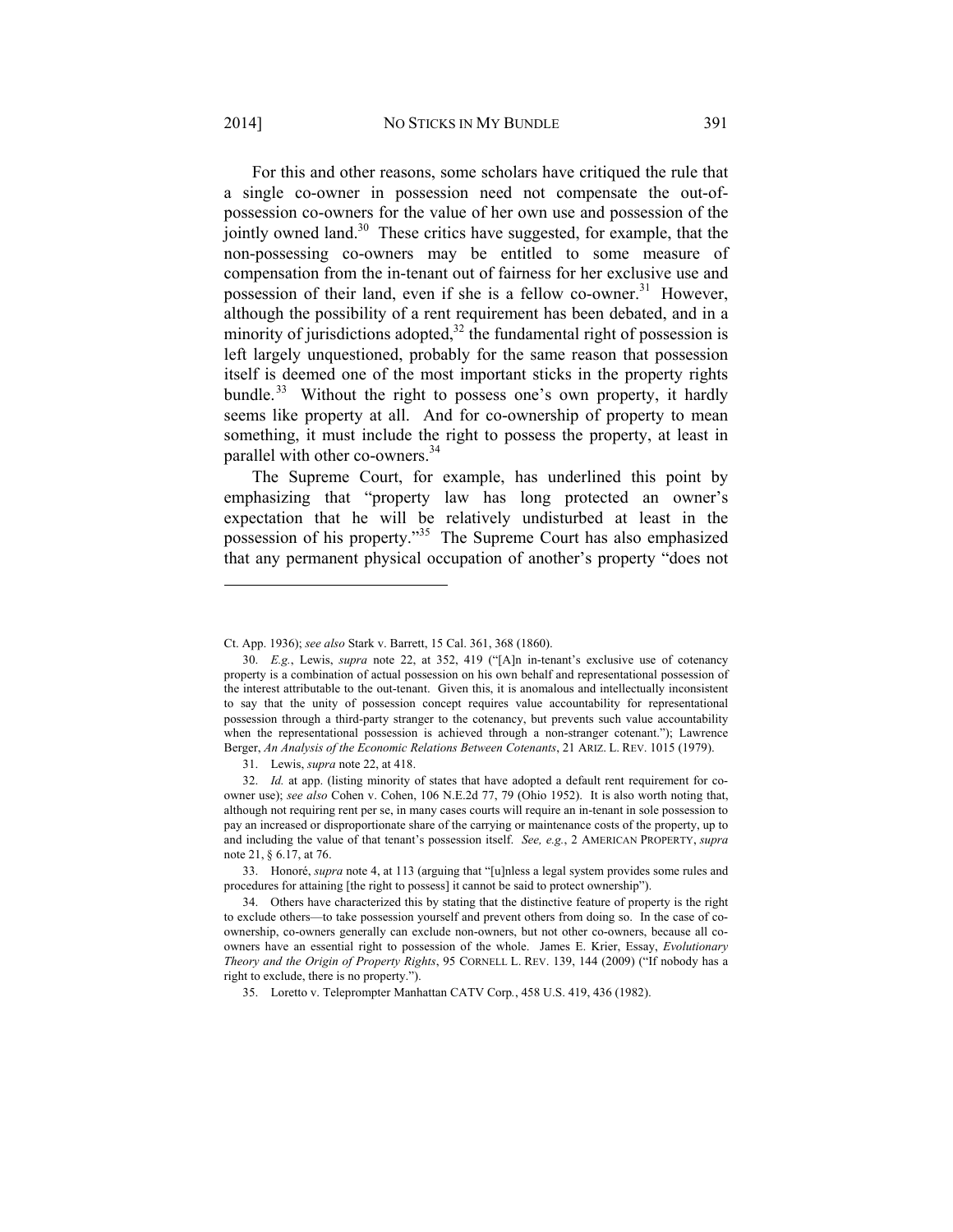For this and other reasons, some scholars have critiqued the rule that a single co-owner in possession need not compensate the out-of-possession co-owners for the value of her own use and possession of the jointly owned land.[30] These critics have suggested, for example, that the non-possessing co-owners may be entitled to some measure of compensation from the in-tenant out of fairness for her exclusive use and possession of their land, even if she is a fellow co-owner.[31] However, although the possibility of a rent requirement has been debated, and in a minority of jurisdictions adopted,[32] the fundamental right of possession is left largely unquestioned, probably for the same reason that possession itself is deemed one of the most important sticks in the property rights bundle.[33] Without the right to possess one's own property, it hardly seems like property at all. And for co-ownership of property to mean something, it must include the right to possess the property, at least in parallel with other co-owners.[34]

The Supreme Court, for example, has underlined this point by emphasizing that "property law has long protected an owner's expectation that he will be relatively undisturbed at least in the possession of his property."[35] The Supreme Court has also emphasized that any permanent physical occupation of another's property "does not

---

Ct. App. 1936); *see also* Stark v. Barrett, 15 Cal. 361, 368 (1860).

30. *E.g.*, Lewis, *supra* note 22, at 352, 419 ("[A]n in-tenant's exclusive use of cotenancy property is a combination of actual possession on his own behalf and representational possession of the interest attributable to the out-tenant. Given this, it is anomalous and intellectually inconsistent to say that the unity of possession concept requires value accountability for representational possession through a third-party stranger to the cotenancy, but prevents such value accountability when the representational possession is achieved through a non-stranger cotenant."); Lawrence Berger, *An Analysis of the Economic Relations Between Cotenants*, 21 ARIZ. L. REV. 1015 (1979).

31. Lewis, *supra* note 22, at 418.

32. *Id.* at app. (listing minority of states that have adopted a default rent requirement for co-owner use); *see also* Cohen v. Cohen, 106 N.E.2d 77, 79 (Ohio 1952). It is also worth noting that, although not requiring rent per se, in many cases courts will require an in-tenant in sole possession to pay an increased or disproportionate share of the carrying or maintenance costs of the property, up to and including the value of that tenant's possession itself. *See, e.g.*, 2 AMERICAN PROPERTY, *supra* note 21, § 6.17, at 76.

33. Honoré, *supra* note 4, at 113 (arguing that "[u]nless a legal system provides some rules and procedures for attaining [the right to possess] it cannot be said to protect ownership").

34. Others have characterized this by stating that the distinctive feature of property is the right to exclude others—to take possession yourself and prevent others from doing so. In the case of co-ownership, co-owners generally can exclude non-owners, but not other co-owners, because all co-owners have an essential right to possession of the whole. James E. Krier, Essay, *Evolutionary Theory and the Origin of Property Rights*, 95 CORNELL L. REV. 139, 144 (2009) ("If nobody has a right to exclude, there is no property.").

35. Loretto v. Teleprompter Manhattan CATV Corp., 458 U.S. 419, 436 (1982).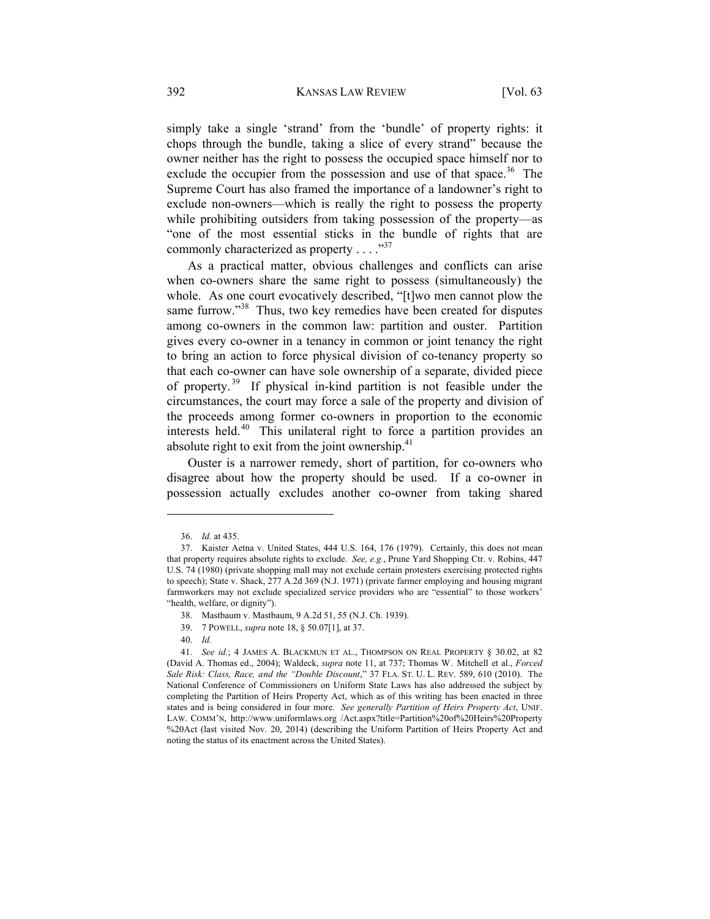simply take a single 'strand' from the 'bundle' of property rights: it chops through the bundle, taking a slice of every strand" because the owner neither has the right to possess the occupied space himself nor to exclude the occupier from the possession and use of that space.[36] The Supreme Court has also framed the importance of a landowner's right to exclude non-owners—which is really the right to possess the property while prohibiting outsiders from taking possession of the property—as "one of the most essential sticks in the bundle of rights that are commonly characterized as property . . . ."[37]

As a practical matter, obvious challenges and conflicts can arise when co-owners share the same right to possess (simultaneously) the whole. As one court evocatively described, "[t]wo men cannot plow the same furrow."[38] Thus, two key remedies have been created for disputes among co-owners in the common law: partition and ouster. Partition gives every co-owner in a tenancy in common or joint tenancy the right to bring an action to force physical division of co-tenancy property so that each co-owner can have sole ownership of a separate, divided piece of property.[39] If physical in-kind partition is not feasible under the circumstances, the court may force a sale of the property and division of the proceeds among former co-owners in proportion to the economic interests held.[40] This unilateral right to force a partition provides an absolute right to exit from the joint ownership.[41]

Ouster is a narrower remedy, short of partition, for co-owners who disagree about how the property should be used. If a co-owner in possession actually excludes another co-owner from taking shared

---

36. *Id.* at 435.

37. Kaister Aetna v. United States, 444 U.S. 164, 176 (1979). Certainly, this does not mean that property requires absolute rights to exclude. *See, e.g.*, Prune Yard Shopping Ctr. v. Robins, 447 U.S. 74 (1980) (private shopping mall may not exclude certain protesters exercising protected rights to speech); State v. Shack, 277 A.2d 369 (N.J. 1971) (private farmer employing and housing migrant farmworkers may not exclude specialized service providers who are "essential" to those workers' "health, welfare, or dignity").

38. Mastbaum v. Mastbaum, 9 A.2d 51, 55 (N.J. Ch. 1939).

39. 7 POWELL, *supra* note 18, § 50.07[1], at 37.

40. *Id.*

41. *See id.*; 4 JAMES A. BLACKMUN ET AL., THOMPSON ON REAL PROPERTY § 30.02, at 82 (David A. Thomas ed., 2004); Waldeck, *supra* note 11, at 737; Thomas W. Mitchell et al., *Forced Sale Risk: Class, Race, and the "Double Discount*," 37 FLA. ST. U. L. REV. 589, 610 (2010). The National Conference of Commissioners on Uniform State Laws has also addressed the subject by completing the Partition of Heirs Property Act, which as of this writing has been enacted in three states and is being considered in four more. *See generally Partition of Heirs Property Act*, UNIF. LAW. COMM'N, http://www.uniformlaws.org /Act.aspx?title=Partition%20of%20Heirs%20Property %20Act (last visited Nov. 20, 2014) (describing the Uniform Partition of Heirs Property Act and noting the status of its enactment across the United States).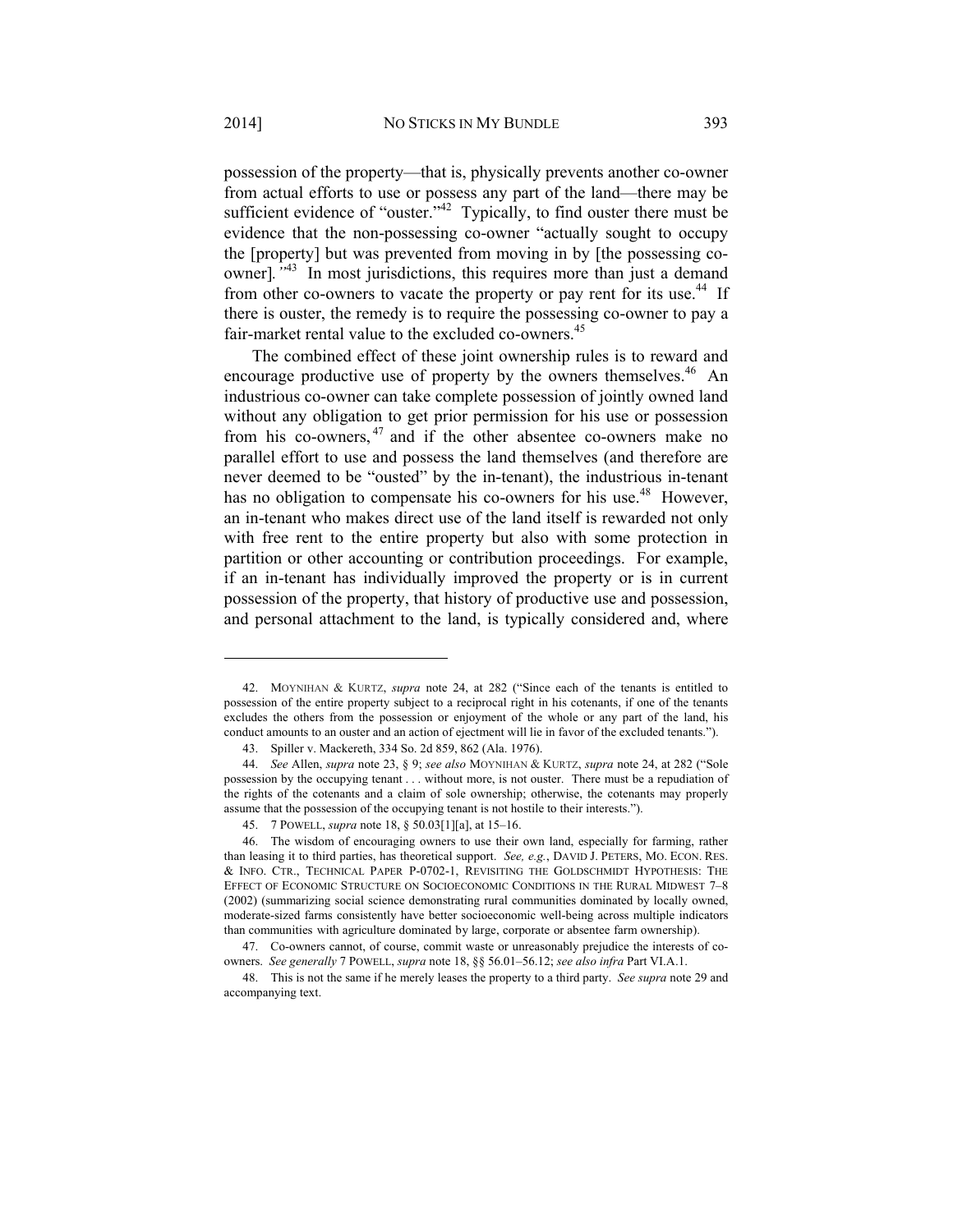possession of the property—that is, physically prevents another co-owner from actual efforts to use or possess any part of the land—there may be sufficient evidence of "ouster."[42] Typically, to find ouster there must be evidence that the non-possessing co-owner "actually sought to occupy the [property] but was prevented from moving in by [the possessing co-owner]."[43] In most jurisdictions, this requires more than just a demand from other co-owners to vacate the property or pay rent for its use.[44] If there is ouster, the remedy is to require the possessing co-owner to pay a fair-market rental value to the excluded co-owners.[45]

The combined effect of these joint ownership rules is to reward and encourage productive use of property by the owners themselves.[46] An industrious co-owner can take complete possession of jointly owned land without any obligation to get prior permission for his use or possession from his co-owners,[47] and if the other absentee co-owners make no parallel effort to use and possess the land themselves (and therefore are never deemed to be "ousted" by the in-tenant), the industrious in-tenant has no obligation to compensate his co-owners for his use.[48] However, an in-tenant who makes direct use of the land itself is rewarded not only with free rent to the entire property but also with some protection in partition or other accounting or contribution proceedings. For example, if an in-tenant has individually improved the property or is in current possession of the property, that history of productive use and possession, and personal attachment to the land, is typically considered and, where

---

42. MOYNIHAN & KURTZ, *supra* note 24, at 282 ("Since each of the tenants is entitled to possession of the entire property subject to a reciprocal right in his cotenants, if one of the tenants excludes the others from the possession or enjoyment of the whole or any part of the land, his conduct amounts to an ouster and an action of ejectment will lie in favor of the excluded tenants.").

43. Spiller v. Mackereth, 334 So. 2d 859, 862 (Ala. 1976).

44. *See* Allen, *supra* note 23, § 9; *see also* MOYNIHAN & KURTZ, *supra* note 24, at 282 ("Sole possession by the occupying tenant . . . without more, is not ouster. There must be a repudiation of the rights of the cotenants and a claim of sole ownership; otherwise, the cotenants may properly assume that the possession of the occupying tenant is not hostile to their interests.").

45. 7 POWELL, *supra* note 18, § 50.03[1][a], at 15–16.

46. The wisdom of encouraging owners to use their own land, especially for farming, rather than leasing it to third parties, has theoretical support. *See, e.g.*, DAVID J. PETERS, MO. ECON. RES. & INFO. CTR., TECHNICAL PAPER P-0702-1, REVISITING THE GOLDSCHMIDT HYPOTHESIS: THE EFFECT OF ECONOMIC STRUCTURE ON SOCIOECONOMIC CONDITIONS IN THE RURAL MIDWEST 7–8 (2002) (summarizing social science demonstrating rural communities dominated by locally owned, moderate-sized farms consistently have better socioeconomic well-being across multiple indicators than communities with agriculture dominated by large, corporate or absentee farm ownership).

47. Co-owners cannot, of course, commit waste or unreasonably prejudice the interests of co-owners. *See generally* 7 POWELL, *supra* note 18, §§ 56.01–56.12; *see also infra* Part VI.A.1.

48. This is not the same if he merely leases the property to a third party. *See supra* note 29 and accompanying text.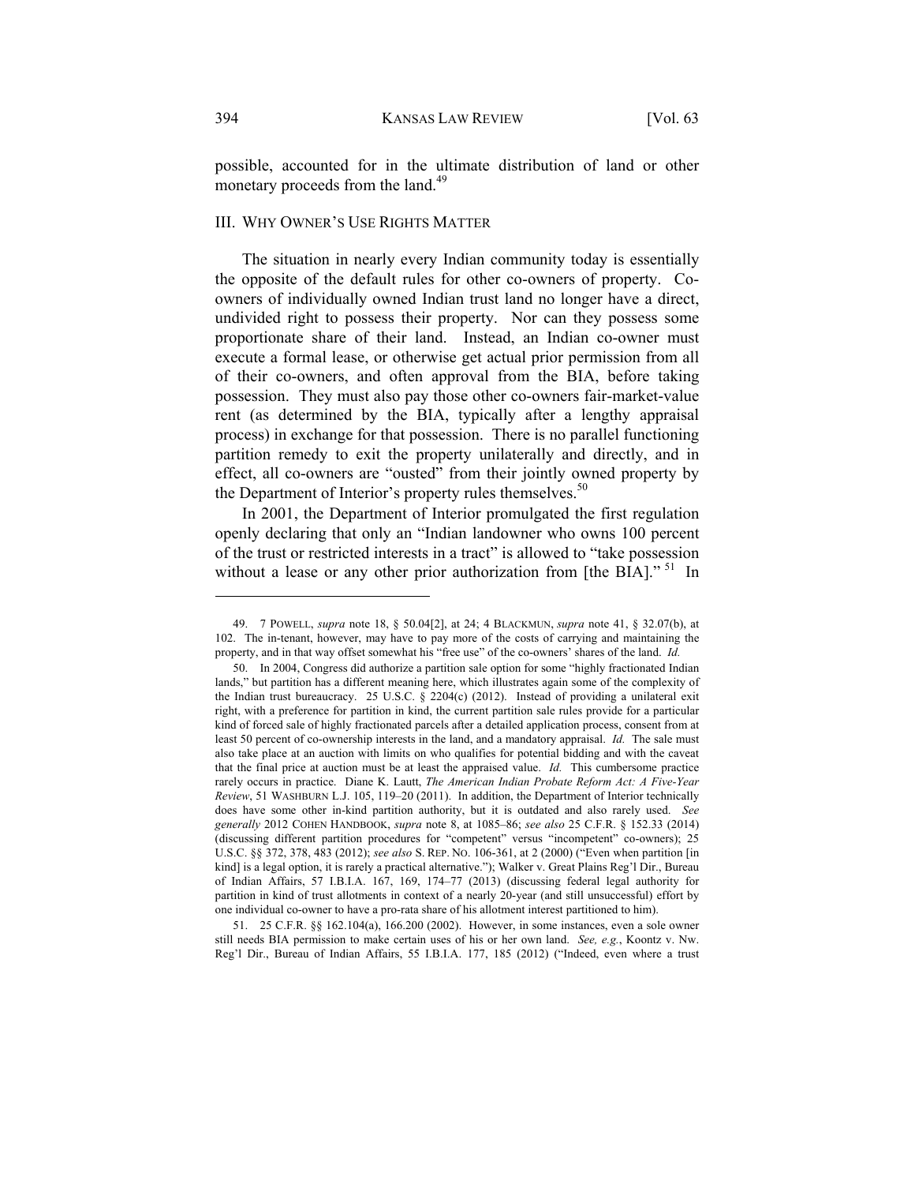possible, accounted for in the ultimate distribution of land or other monetary proceeds from the land.[49]

## III. WHY OWNER'S USE RIGHTS MATTER

The situation in nearly every Indian community today is essentially the opposite of the default rules for other co-owners of property. Co-owners of individually owned Indian trust land no longer have a direct, undivided right to possess their property. Nor can they possess some proportionate share of their land. Instead, an Indian co-owner must execute a formal lease, or otherwise get actual prior permission from all of their co-owners, and often approval from the BIA, before taking possession. They must also pay those other co-owners fair-market-value rent (as determined by the BIA, typically after a lengthy appraisal process) in exchange for that possession. There is no parallel functioning partition remedy to exit the property unilaterally and directly, and in effect, all co-owners are "ousted" from their jointly owned property by the Department of Interior's property rules themselves.[50]

In 2001, the Department of Interior promulgated the first regulation openly declaring that only an "Indian landowner who owns 100 percent of the trust or restricted interests in a tract" is allowed to "take possession without a lease or any other prior authorization from [the BIA]."[51] In

---

49. 7 POWELL, *supra* note 18, § 50.04[2], at 24; 4 BLACKMUN, *supra* note 41, § 32.07(b), at 102. The in-tenant, however, may have to pay more of the costs of carrying and maintaining the property, and in that way offset somewhat his "free use" of the co-owners' shares of the land. *Id.*

50. In 2004, Congress did authorize a partition sale option for some "highly fractionated Indian lands," but partition has a different meaning here, which illustrates again some of the complexity of the Indian trust bureaucracy. 25 U.S.C. § 2204(c) (2012). Instead of providing a unilateral exit right, with a preference for partition in kind, the current partition sale rules provide for a particular kind of forced sale of highly fractionated parcels after a detailed application process, consent from at least 50 percent of co-ownership interests in the land, and a mandatory appraisal. *Id.* The sale must also take place at an auction with limits on who qualifies for potential bidding and with the caveat that the final price at auction must be at least the appraised value. *Id.* This cumbersome practice rarely occurs in practice. Diane K. Lautt, *The American Indian Probate Reform Act: A Five-Year Review*, 51 WASHBURN L.J. 105, 119–20 (2011). In addition, the Department of Interior technically does have some other in-kind partition authority, but it is outdated and also rarely used. *See generally* 2012 COHEN HANDBOOK, *supra* note 8, at 1085–86; *see also* 25 C.F.R. § 152.33 (2014) (discussing different partition procedures for "competent" versus "incompetent" co-owners); 25 U.S.C. §§ 372, 378, 483 (2012); *see also* S. REP. NO. 106-361, at 2 (2000) ("Even when partition [in kind] is a legal option, it is rarely a practical alternative."); Walker v. Great Plains Reg'l Dir., Bureau of Indian Affairs, 57 I.B.I.A. 167, 169, 174–77 (2013) (discussing federal legal authority for partition in kind of trust allotments in context of a nearly 20-year (and still unsuccessful) effort by one individual co-owner to have a pro-rata share of his allotment interest partitioned to him).

51. 25 C.F.R. §§ 162.104(a), 166.200 (2002). However, in some instances, even a sole owner still needs BIA permission to make certain uses of his or her own land. *See, e.g.*, Koontz v. Nw. Reg'l Dir., Bureau of Indian Affairs, 55 I.B.I.A. 177, 185 (2012) ("Indeed, even where a trust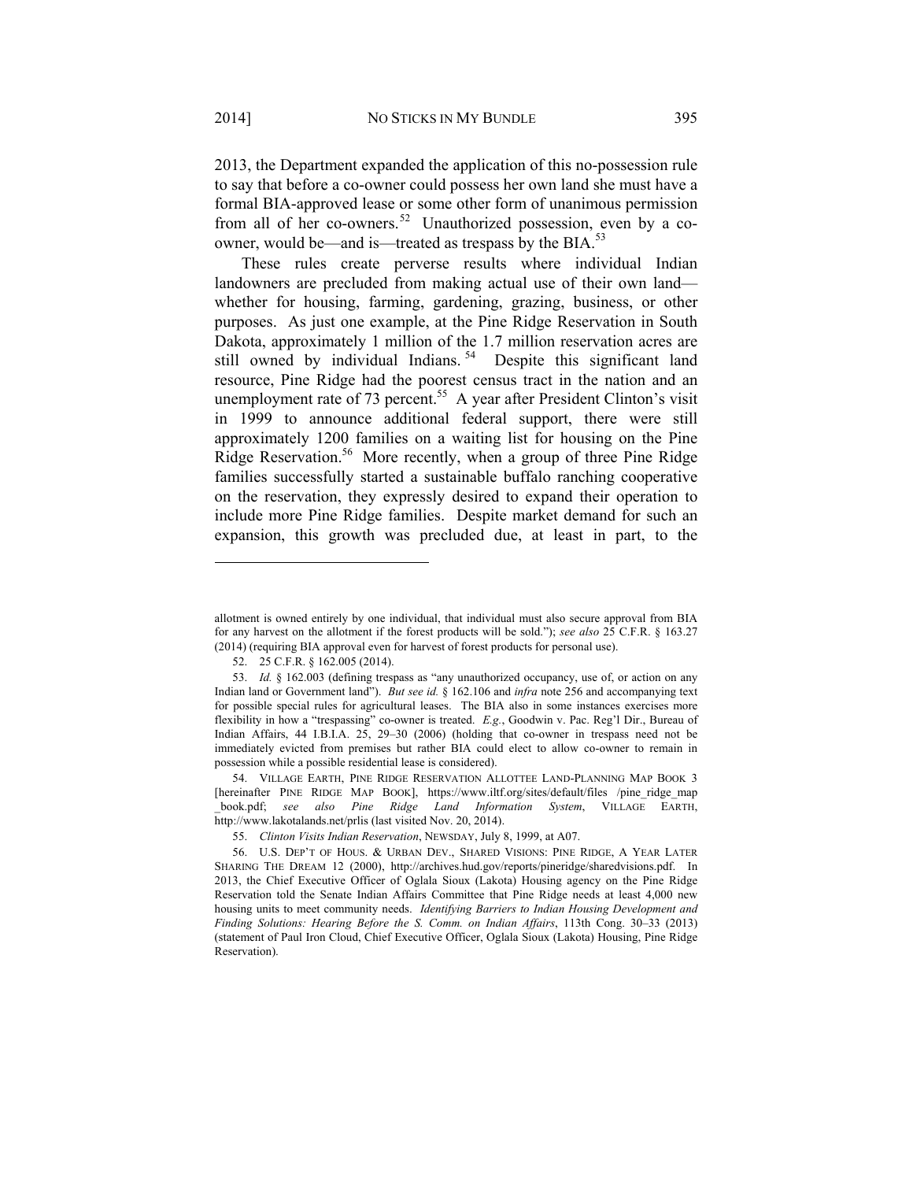2013, the Department expanded the application of this no-possession rule to say that before a co-owner could possess her own land she must have a formal BIA-approved lease or some other form of unanimous permission from all of her co-owners.[52] Unauthorized possession, even by a co-owner, would be—and is—treated as trespass by the BIA.[53]

These rules create perverse results where individual Indian landowners are precluded from making actual use of their own land—whether for housing, farming, gardening, grazing, business, or other purposes. As just one example, at the Pine Ridge Reservation in South Dakota, approximately 1 million of the 1.7 million reservation acres are still owned by individual Indians.[54] Despite this significant land resource, Pine Ridge had the poorest census tract in the nation and an unemployment rate of 73 percent.[55] A year after President Clinton's visit in 1999 to announce additional federal support, there were still approximately 1200 families on a waiting list for housing on the Pine Ridge Reservation.[56] More recently, when a group of three Pine Ridge families successfully started a sustainable buffalo ranching cooperative on the reservation, they expressly desired to expand their operation to include more Pine Ridge families. Despite market demand for such an expansion, this growth was precluded due, at least in part, to the

---

allotment is owned entirely by one individual, that individual must also secure approval from BIA for any harvest on the allotment if the forest products will be sold."); *see also* 25 C.F.R. § 163.27 (2014) (requiring BIA approval even for harvest of forest products for personal use).

52. 25 C.F.R. § 162.005 (2014).

53. *Id.* § 162.003 (defining trespass as "any unauthorized occupancy, use of, or action on any Indian land or Government land"). *But see id.* § 162.106 and *infra* note 256 and accompanying text for possible special rules for agricultural leases. The BIA also in some instances exercises more flexibility in how a "trespassing" co-owner is treated. *E.g.*, Goodwin v. Pac. Reg'l Dir., Bureau of Indian Affairs, 44 I.B.I.A. 25, 29–30 (2006) (holding that co-owner in trespass need not be immediately evicted from premises but rather BIA could elect to allow co-owner to remain in possession while a possible residential lease is considered).

54. VILLAGE EARTH, PINE RIDGE RESERVATION ALLOTTEE LAND-PLANNING MAP BOOK 3 [hereinafter PINE RIDGE MAP BOOK], https://www.iltf.org/sites/default/files /pine_ridge_map _book.pdf; *see also Pine Ridge Land Information System*, VILLAGE EARTH, http://www.lakotalands.net/prlis (last visited Nov. 20, 2014).

55. *Clinton Visits Indian Reservation*, NEWSDAY, July 8, 1999, at A07.

56. U.S. DEP'T OF HOUS. & URBAN DEV., SHARED VISIONS: PINE RIDGE, A YEAR LATER SHARING THE DREAM 12 (2000), http://archives.hud.gov/reports/pineridge/sharedvisions.pdf. In 2013, the Chief Executive Officer of Oglala Sioux (Lakota) Housing agency on the Pine Ridge Reservation told the Senate Indian Affairs Committee that Pine Ridge needs at least 4,000 new housing units to meet community needs. *Identifying Barriers to Indian Housing Development and Finding Solutions: Hearing Before the S. Comm. on Indian Affairs*, 113th Cong. 30–33 (2013) (statement of Paul Iron Cloud, Chief Executive Officer, Oglala Sioux (Lakota) Housing, Pine Ridge Reservation).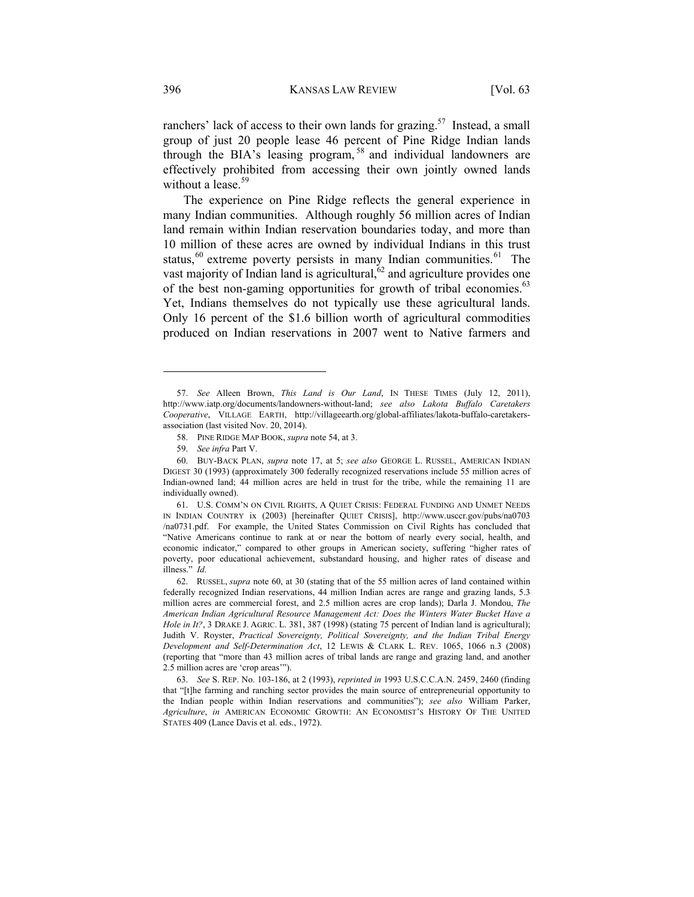ranchers' lack of access to their own lands for grazing.[57] Instead, a small group of just 20 people lease 46 percent of Pine Ridge Indian lands through the BIA's leasing program,[58] and individual landowners are effectively prohibited from accessing their own jointly owned lands without a lease.[59]

The experience on Pine Ridge reflects the general experience in many Indian communities. Although roughly 56 million acres of Indian land remain within Indian reservation boundaries today, and more than 10 million of these acres are owned by individual Indians in this trust status,[60] extreme poverty persists in many Indian communities.[61] The vast majority of Indian land is agricultural,[62] and agriculture provides one of the best non-gaming opportunities for growth of tribal economies.[63] Yet, Indians themselves do not typically use these agricultural lands. Only 16 percent of the $1.6 billion worth of agricultural commodities produced on Indian reservations in 2007 went to Native farmers and

---

57. *See* Alleen Brown, *This Land is Our Land*, IN THESE TIMES (July 12, 2011), http://www.iatp.org/documents/landowners-without-land; *see also Lakota Buffalo Caretakers Cooperative*, VILLAGE EARTH, http://villageearth.org/global-affiliates/lakota-buffalo-caretakers-association (last visited Nov. 20, 2014).

58. PINE RIDGE MAP BOOK, *supra* note 54, at 3.

59. *See infra* Part V.

60. BUY-BACK PLAN, *supra* note 17, at 5; *see also* GEORGE L. RUSSEL, AMERICAN INDIAN DIGEST 30 (1993) (approximately 300 federally recognized reservations include 55 million acres of Indian-owned land; 44 million acres are held in trust for the tribe, while the remaining 11 are individually owned).

61. U.S. COMM'N ON CIVIL RIGHTS, A QUIET CRISIS: FEDERAL FUNDING AND UNMET NEEDS IN INDIAN COUNTRY ix (2003) [hereinafter QUIET CRISIS], http://www.usccr.gov/pubs/na0703/na0731.pdf. For example, the United States Commission on Civil Rights has concluded that "Native Americans continue to rank at or near the bottom of nearly every social, health, and economic indicator," compared to other groups in American society, suffering "higher rates of poverty, poor educational achievement, substandard housing, and higher rates of disease and illness." *Id.*

62. RUSSEL, *supra* note 60, at 30 (stating that of the 55 million acres of land contained within federally recognized Indian reservations, 44 million Indian acres are range and grazing lands, 5.3 million acres are commercial forest, and 2.5 million acres are crop lands); Darla J. Mondou, *The American Indian Agricultural Resource Management Act: Does the Winters Water Bucket Have a Hole in It?*, 3 DRAKE J. AGRIC. L. 381, 387 (1998) (stating 75 percent of Indian land is agricultural); Judith V. Royster, *Practical Sovereignty, Political Sovereignty, and the Indian Tribal Energy Development and Self-Determination Act*, 12 LEWIS & CLARK L. REV. 1065, 1066 n.3 (2008) (reporting that "more than 43 million acres of tribal lands are range and grazing land, and another 2.5 million acres are 'crop areas'").

63. *See* S. REP. No. 103-186, at 2 (1993), *reprinted in* 1993 U.S.C.C.A.N. 2459, 2460 (finding that "[t]he farming and ranching sector provides the main source of entrepreneurial opportunity to the Indian people within Indian reservations and communities"); *see also* William Parker, *Agriculture*, *in* AMERICAN ECONOMIC GROWTH: AN ECONOMIST'S HISTORY OF THE UNITED STATES 409 (Lance Davis et al. eds., 1972).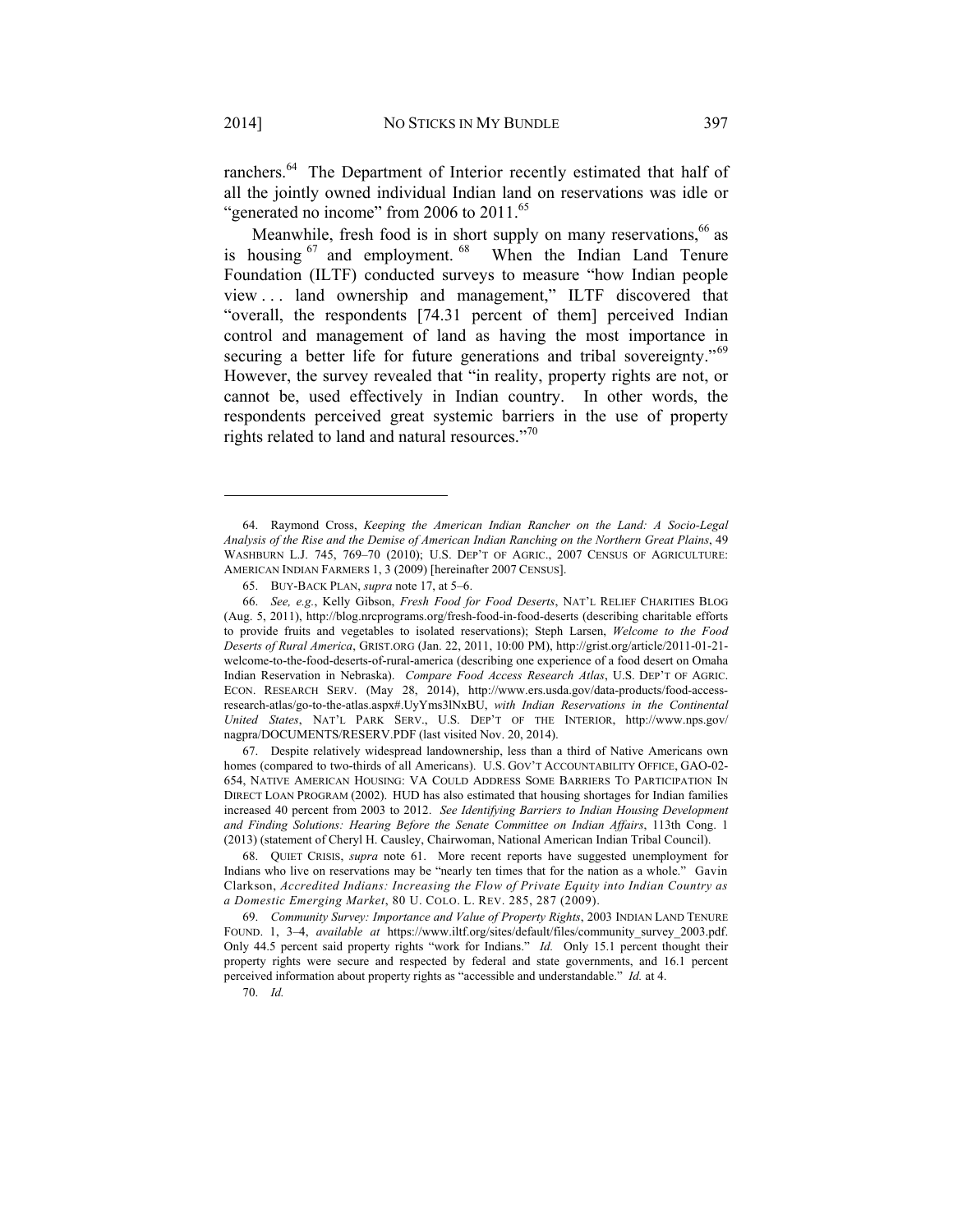ranchers.[64] The Department of Interior recently estimated that half of all the jointly owned individual Indian land on reservations was idle or "generated no income" from 2006 to 2011.[65]

Meanwhile, fresh food is in short supply on many reservations,[66] as is housing[67] and employment.[68] When the Indian Land Tenure Foundation (ILTF) conducted surveys to measure "how Indian people view . . . land ownership and management," ILTF discovered that "overall, the respondents [74.31 percent of them] perceived Indian control and management of land as having the most importance in securing a better life for future generations and tribal sovereignty."[69] However, the survey revealed that "in reality, property rights are not, or cannot be, used effectively in Indian country. In other words, the respondents perceived great systemic barriers in the use of property rights related to land and natural resources."[70]

---

64. Raymond Cross, *Keeping the American Indian Rancher on the Land: A Socio-Legal Analysis of the Rise and the Demise of American Indian Ranching on the Northern Great Plains*, 49 WASHBURN L.J. 745, 769–70 (2010); U.S. DEP'T OF AGRIC., 2007 CENSUS OF AGRICULTURE: AMERICAN INDIAN FARMERS 1, 3 (2009) [hereinafter 2007 CENSUS].

65. BUY-BACK PLAN, *supra* note 17, at 5–6.

66. *See, e.g.*, Kelly Gibson, *Fresh Food for Food Deserts*, NAT'L RELIEF CHARITIES BLOG (Aug. 5, 2011), http://blog.nrcprograms.org/fresh-food-in-food-deserts (describing charitable efforts to provide fruits and vegetables to isolated reservations); Steph Larsen, *Welcome to the Food Deserts of Rural America*, GRIST.ORG (Jan. 22, 2011, 10:00 PM), http://grist.org/article/2011-01-21-welcome-to-the-food-deserts-of-rural-america (describing one experience of a food desert on Omaha Indian Reservation in Nebraska). *Compare Food Access Research Atlas*, U.S. DEP'T OF AGRIC. ECON. RESEARCH SERV. (May 28, 2014), http://www.ers.usda.gov/data-products/food-access-research-atlas/go-to-the-atlas.aspx#.UyYms3lNxBU, *with Indian Reservations in the Continental United States*, NAT'L PARK SERV., U.S. DEP'T OF THE INTERIOR, http://www.nps.gov/nagpra/DOCUMENTS/RESERV.PDF (last visited Nov. 20, 2014).

67. Despite relatively widespread landownership, less than a third of Native Americans own homes (compared to two-thirds of all Americans). U.S. GOV'T ACCOUNTABILITY OFFICE, GAO-02-654, NATIVE AMERICAN HOUSING: VA COULD ADDRESS SOME BARRIERS TO PARTICIPATION IN DIRECT LOAN PROGRAM (2002). HUD has also estimated that housing shortages for Indian families increased 40 percent from 2003 to 2012. *See Identifying Barriers to Indian Housing Development and Finding Solutions: Hearing Before the Senate Committee on Indian Affairs*, 113th Cong. 1 (2013) (statement of Cheryl H. Causley, Chairwoman, National American Indian Tribal Council).

68. QUIET CRISIS, *supra* note 61. More recent reports have suggested unemployment for Indians who live on reservations may be "nearly ten times that for the nation as a whole." Gavin Clarkson, *Accredited Indians: Increasing the Flow of Private Equity into Indian Country as a Domestic Emerging Market*, 80 U. COLO. L. REV. 285, 287 (2009).

69. *Community Survey: Importance and Value of Property Rights*, 2003 INDIAN LAND TENURE FOUND. 1, 3–4, *available at* https://www.iltf.org/sites/default/files/community_survey_2003.pdf. Only 44.5 percent said property rights "work for Indians." *Id.* Only 15.1 percent thought their property rights were secure and respected by federal and state governments, and 16.1 percent perceived information about property rights as "accessible and understandable." *Id.* at 4.

70. *Id.*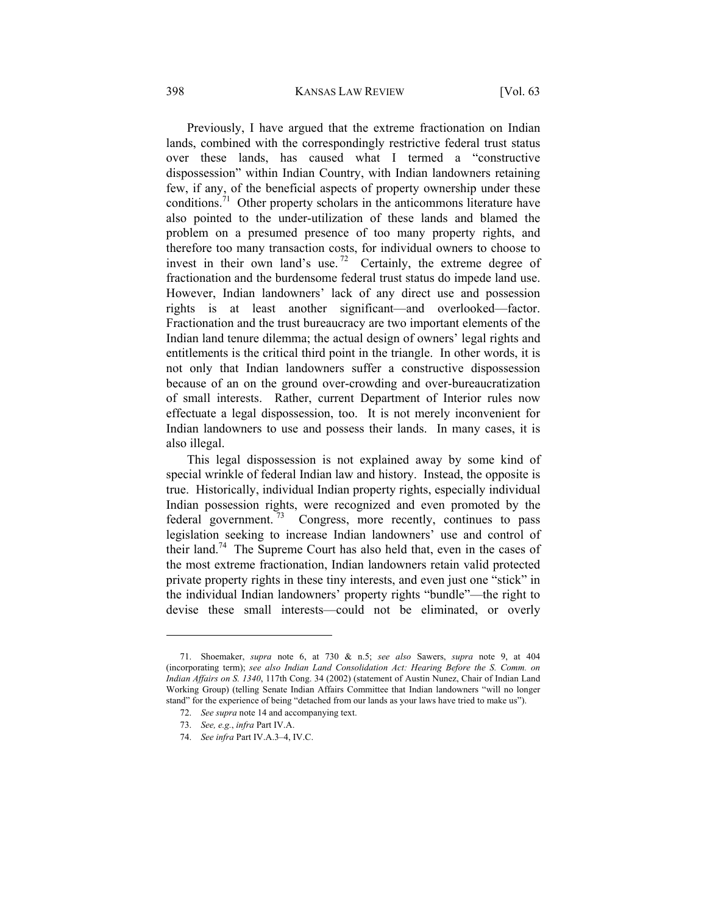Previously, I have argued that the extreme fractionation on Indian lands, combined with the correspondingly restrictive federal trust status over these lands, has caused what I termed a "constructive dispossession" within Indian Country, with Indian landowners retaining few, if any, of the beneficial aspects of property ownership under these conditions.[71] Other property scholars in the anticommons literature have also pointed to the under-utilization of these lands and blamed the problem on a presumed presence of too many property rights, and therefore too many transaction costs, for individual owners to choose to invest in their own land's use.[72] Certainly, the extreme degree of fractionation and the burdensome federal trust status do impede land use. However, Indian landowners' lack of any direct use and possession rights is at least another significant—and overlooked—factor. Fractionation and the trust bureaucracy are two important elements of the Indian land tenure dilemma; the actual design of owners' legal rights and entitlements is the critical third point in the triangle. In other words, it is not only that Indian landowners suffer a constructive dispossession because of an on the ground over-crowding and over-bureaucratization of small interests. Rather, current Department of Interior rules now effectuate a legal dispossession, too. It is not merely inconvenient for Indian landowners to use and possess their lands. In many cases, it is also illegal.

This legal dispossession is not explained away by some kind of special wrinkle of federal Indian law and history. Instead, the opposite is true. Historically, individual Indian property rights, especially individual Indian possession rights, were recognized and even promoted by the federal government.[73] Congress, more recently, continues to pass legislation seeking to increase Indian landowners' use and control of their land.[74] The Supreme Court has also held that, even in the cases of the most extreme fractionation, Indian landowners retain valid protected private property rights in these tiny interests, and even just one "stick" in the individual Indian landowners' property rights "bundle"—the right to devise these small interests—could not be eliminated, or overly

---

71. Shoemaker, *supra* note 6, at 730 & n.5; *see also* Sawers, *supra* note 9, at 404 (incorporating term); *see also Indian Land Consolidation Act: Hearing Before the S. Comm. on Indian Affairs on S. 1340*, 117th Cong. 34 (2002) (statement of Austin Nunez, Chair of Indian Land Working Group) (telling Senate Indian Affairs Committee that Indian landowners "will no longer stand" for the experience of being "detached from our lands as your laws have tried to make us").

72. *See supra* note 14 and accompanying text.

73. *See, e.g.*, *infra* Part IV.A.

74. *See infra* Part IV.A.3–4, IV.C.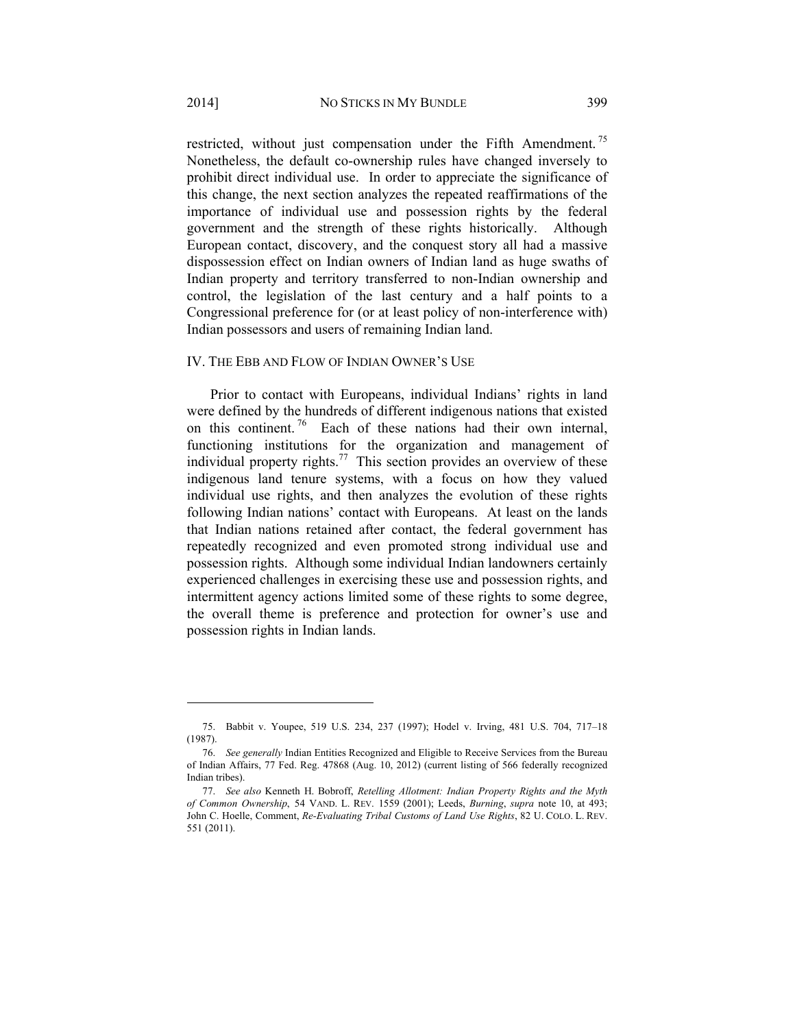restricted, without just compensation under the Fifth Amendment.[75] Nonetheless, the default co-ownership rules have changed inversely to prohibit direct individual use. In order to appreciate the significance of this change, the next section analyzes the repeated reaffirmations of the importance of individual use and possession rights by the federal government and the strength of these rights historically. Although European contact, discovery, and the conquest story all had a massive dispossession effect on Indian owners of Indian land as huge swaths of Indian property and territory transferred to non-Indian ownership and control, the legislation of the last century and a half points to a Congressional preference for (or at least policy of non-interference with) Indian possessors and users of remaining Indian land.

## IV. The Ebb and Flow of Indian Owner's Use

Prior to contact with Europeans, individual Indians' rights in land were defined by the hundreds of different indigenous nations that existed on this continent.[76] Each of these nations had their own internal, functioning institutions for the organization and management of individual property rights.[77] This section provides an overview of these indigenous land tenure systems, with a focus on how they valued individual use rights, and then analyzes the evolution of these rights following Indian nations' contact with Europeans. At least on the lands that Indian nations retained after contact, the federal government has repeatedly recognized and even promoted strong individual use and possession rights. Although some individual Indian landowners certainly experienced challenges in exercising these use and possession rights, and intermittent agency actions limited some of these rights to some degree, the overall theme is preference and protection for owner's use and possession rights in Indian lands.

---

75. Babbit v. Youpee, 519 U.S. 234, 237 (1997); Hodel v. Irving, 481 U.S. 704, 717–18 (1987).

76. *See generally* Indian Entities Recognized and Eligible to Receive Services from the Bureau of Indian Affairs, 77 Fed. Reg. 47868 (Aug. 10, 2012) (current listing of 566 federally recognized Indian tribes).

77. *See also* Kenneth H. Bobroff, *Retelling Allotment: Indian Property Rights and the Myth of Common Ownership*, 54 VAND. L. REV. 1559 (2001); Leeds, *Burning*, *supra* note 10, at 493; John C. Hoelle, Comment, *Re-Evaluating Tribal Customs of Land Use Rights*, 82 U. COLO. L. REV. 551 (2011).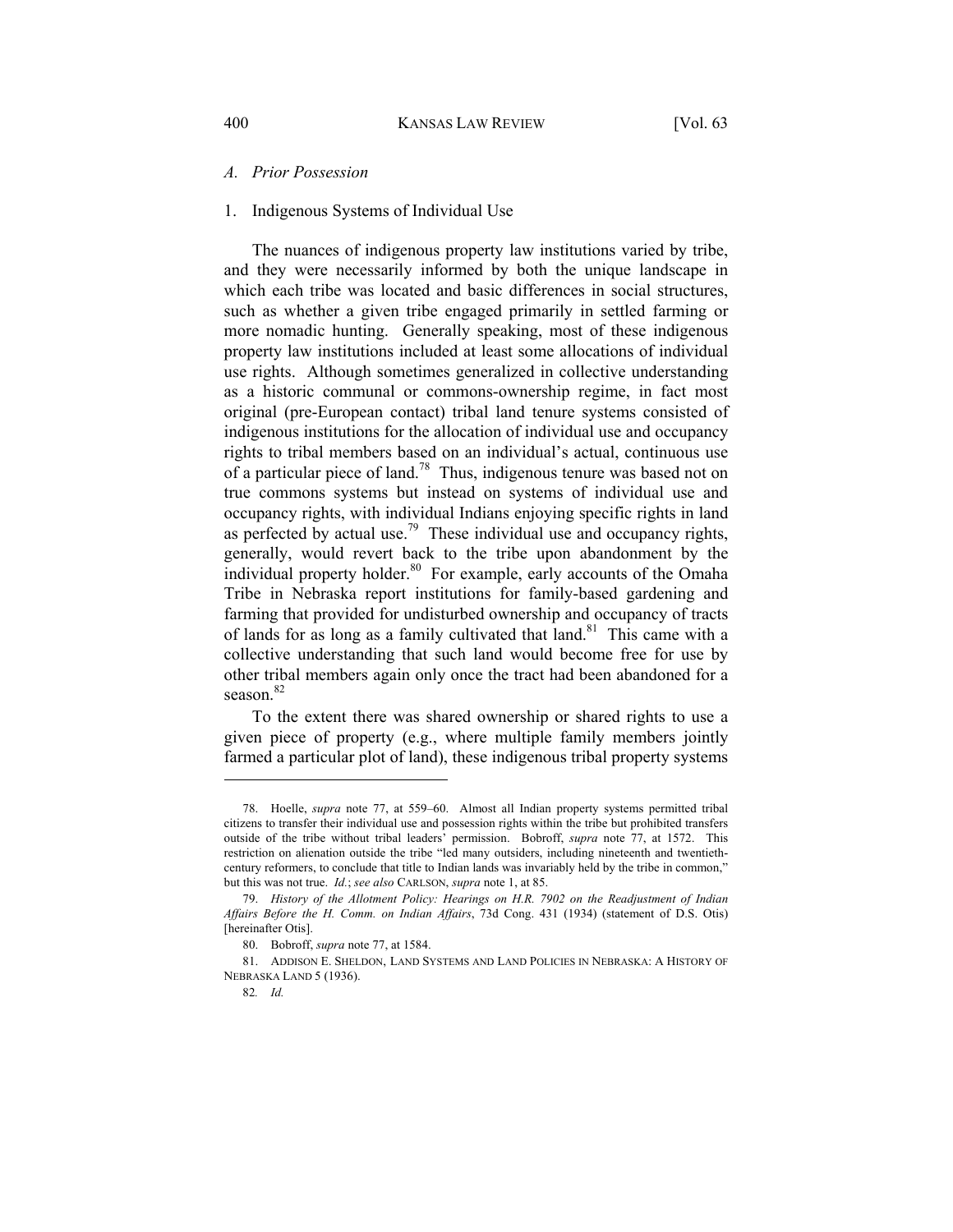### *A. Prior Possession*

#### 1. Indigenous Systems of Individual Use

The nuances of indigenous property law institutions varied by tribe, and they were necessarily informed by both the unique landscape in which each tribe was located and basic differences in social structures, such as whether a given tribe engaged primarily in settled farming or more nomadic hunting. Generally speaking, most of these indigenous property law institutions included at least some allocations of individual use rights. Although sometimes generalized in collective understanding as a historic communal or commons-ownership regime, in fact most original (pre-European contact) tribal land tenure systems consisted of indigenous institutions for the allocation of individual use and occupancy rights to tribal members based on an individual's actual, continuous use of a particular piece of land.[78] Thus, indigenous tenure was based not on true commons systems but instead on systems of individual use and occupancy rights, with individual Indians enjoying specific rights in land as perfected by actual use.[79] These individual use and occupancy rights, generally, would revert back to the tribe upon abandonment by the individual property holder.[80] For example, early accounts of the Omaha Tribe in Nebraska report institutions for family-based gardening and farming that provided for undisturbed ownership and occupancy of tracts of lands for as long as a family cultivated that land.[81] This came with a collective understanding that such land would become free for use by other tribal members again only once the tract had been abandoned for a season.[82]

To the extent there was shared ownership or shared rights to use a given piece of property (e.g., where multiple family members jointly farmed a particular plot of land), these indigenous tribal property systems

---

78. Hoelle, *supra* note 77, at 559–60. Almost all Indian property systems permitted tribal citizens to transfer their individual use and possession rights within the tribe but prohibited transfers outside of the tribe without tribal leaders' permission. Bobroff, *supra* note 77, at 1572. This restriction on alienation outside the tribe "led many outsiders, including nineteenth and twentieth-century reformers, to conclude that title to Indian lands was invariably held by the tribe in common," but this was not true. *Id.*; *see also* CARLSON, *supra* note 1, at 85.

79. *History of the Allotment Policy: Hearings on H.R. 7902 on the Readjustment of Indian Affairs Before the H. Comm. on Indian Affairs*, 73d Cong. 431 (1934) (statement of D.S. Otis) [hereinafter Otis].

80. Bobroff, *supra* note 77, at 1584.

81. ADDISON E. SHELDON, LAND SYSTEMS AND LAND POLICIES IN NEBRASKA: A HISTORY OF NEBRASKA LAND 5 (1936).

82. *Id.*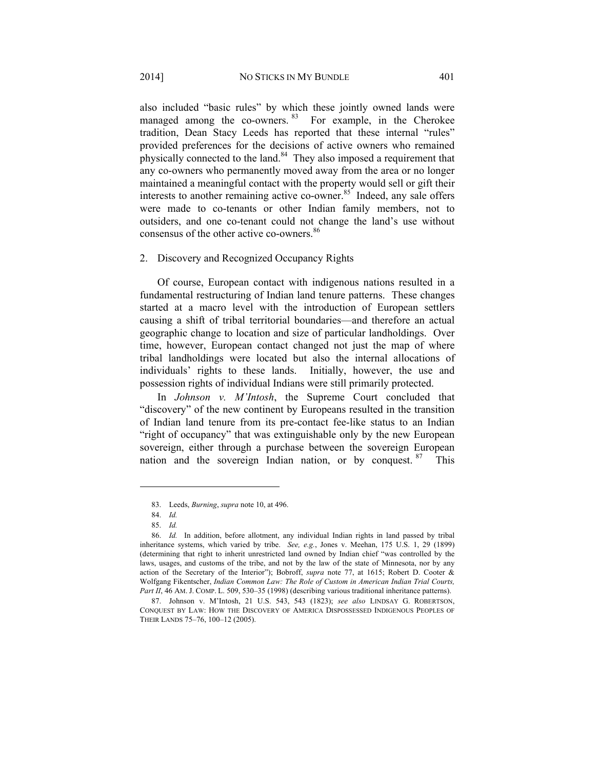also included "basic rules" by which these jointly owned lands were managed among the co-owners.[83] For example, in the Cherokee tradition, Dean Stacy Leeds has reported that these internal "rules" provided preferences for the decisions of active owners who remained physically connected to the land.[84] They also imposed a requirement that any co-owners who permanently moved away from the area or no longer maintained a meaningful contact with the property would sell or gift their interests to another remaining active co-owner.[85] Indeed, any sale offers were made to co-tenants or other Indian family members, not to outsiders, and one co-tenant could not change the land's use without consensus of the other active co-owners.[86]

### 2. Discovery and Recognized Occupancy Rights

Of course, European contact with indigenous nations resulted in a fundamental restructuring of Indian land tenure patterns. These changes started at a macro level with the introduction of European settlers causing a shift of tribal territorial boundaries—and therefore an actual geographic change to location and size of particular landholdings. Over time, however, European contact changed not just the map of where tribal landholdings were located but also the internal allocations of individuals' rights to these lands. Initially, however, the use and possession rights of individual Indians were still primarily protected.

In *Johnson v. M'Intosh*, the Supreme Court concluded that "discovery" of the new continent by Europeans resulted in the transition of Indian land tenure from its pre-contact fee-like status to an Indian "right of occupancy" that was extinguishable only by the new European sovereign, either through a purchase between the sovereign European nation and the sovereign Indian nation, or by conquest.[87] This

---

83. Leeds, *Burning*, *supra* note 10, at 496.

84. *Id.*

85. *Id.*

86. *Id.* In addition, before allotment, any individual Indian rights in land passed by tribal inheritance systems, which varied by tribe. *See, e.g.*, Jones v. Meehan, 175 U.S. 1, 29 (1899) (determining that right to inherit unrestricted land owned by Indian chief "was controlled by the laws, usages, and customs of the tribe, and not by the law of the state of Minnesota, nor by any action of the Secretary of the Interior"); Bobroff, *supra* note 77, at 1615; Robert D. Cooter & Wolfgang Fikentscher, *Indian Common Law: The Role of Custom in American Indian Trial Courts, Part II*, 46 AM. J. COMP. L. 509, 530–35 (1998) (describing various traditional inheritance patterns).

87. Johnson v. M'Intosh, 21 U.S. 543, 543 (1823); *see also* LINDSAY G. ROBERTSON, CONQUEST BY LAW: HOW THE DISCOVERY OF AMERICA DISPOSSESSED INDIGENOUS PEOPLES OF THEIR LANDS 75–76, 100–12 (2005).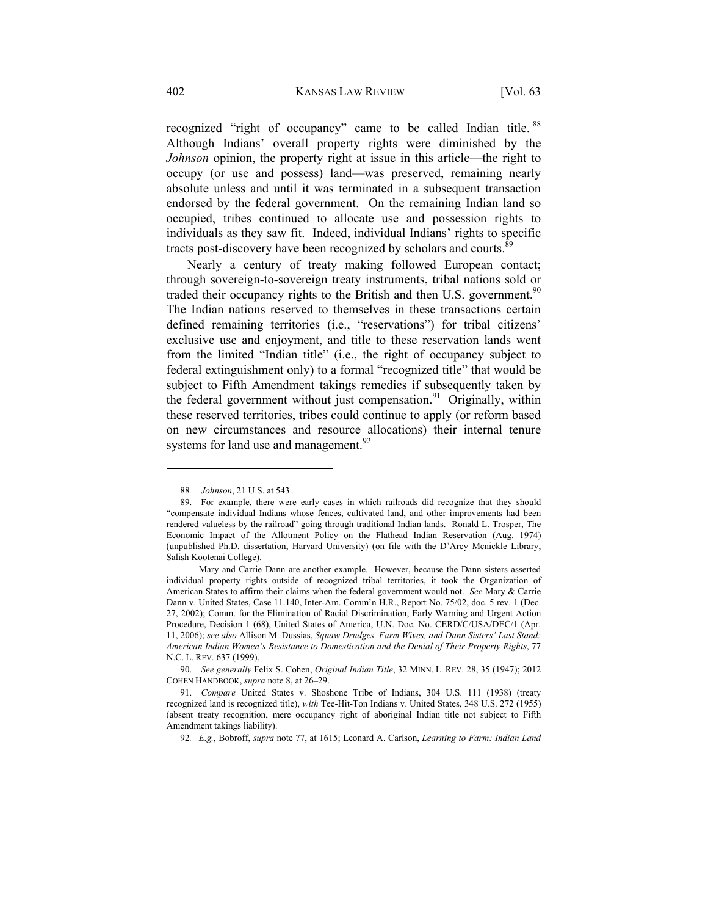recognized "right of occupancy" came to be called Indian title.[88] Although Indians' overall property rights were diminished by the *Johnson* opinion, the property right at issue in this article—the right to occupy (or use and possess) land—was preserved, remaining nearly absolute unless and until it was terminated in a subsequent transaction endorsed by the federal government. On the remaining Indian land so occupied, tribes continued to allocate use and possession rights to individuals as they saw fit. Indeed, individual Indians' rights to specific tracts post-discovery have been recognized by scholars and courts.[89]

Nearly a century of treaty making followed European contact; through sovereign-to-sovereign treaty instruments, tribal nations sold or traded their occupancy rights to the British and then U.S. government.[90] The Indian nations reserved to themselves in these transactions certain defined remaining territories (i.e., "reservations") for tribal citizens' exclusive use and enjoyment, and title to these reservation lands went from the limited "Indian title" (i.e., the right of occupancy subject to federal extinguishment only) to a formal "recognized title" that would be subject to Fifth Amendment takings remedies if subsequently taken by the federal government without just compensation.[91] Originally, within these reserved territories, tribes could continue to apply (or reform based on new circumstances and resource allocations) their internal tenure systems for land use and management.[92]

---

88. *Johnson*, 21 U.S. at 543.

89. For example, there were early cases in which railroads did recognize that they should "compensate individual Indians whose fences, cultivated land, and other improvements had been rendered valueless by the railroad" going through traditional Indian lands. Ronald L. Trosper, The Economic Impact of the Allotment Policy on the Flathead Indian Reservation (Aug. 1974) (unpublished Ph.D. dissertation, Harvard University) (on file with the D'Arcy Mcnickle Library, Salish Kootenai College).

Mary and Carrie Dann are another example. However, because the Dann sisters asserted individual property rights outside of recognized tribal territories, it took the Organization of American States to affirm their claims when the federal government would not. *See* Mary & Carrie Dann v. United States, Case 11.140, Inter-Am. Comm'n H.R., Report No. 75/02, doc. 5 rev. 1 (Dec. 27, 2002); Comm. for the Elimination of Racial Discrimination, Early Warning and Urgent Action Procedure, Decision 1 (68), United States of America, U.N. Doc. No. CERD/C/USA/DEC/1 (Apr. 11, 2006); *see also* Allison M. Dussias, *Squaw Drudges, Farm Wives, and Dann Sisters' Last Stand: American Indian Women's Resistance to Domestication and the Denial of Their Property Rights*, 77 N.C. L. REV. 637 (1999).

90. *See generally* Felix S. Cohen, *Original Indian Title*, 32 MINN. L. REV. 28, 35 (1947); 2012 COHEN HANDBOOK, *supra* note 8, at 26–29.

91. *Compare* United States v. Shoshone Tribe of Indians, 304 U.S. 111 (1938) (treaty recognized land is recognized title), *with* Tee-Hit-Ton Indians v. United States, 348 U.S. 272 (1955) (absent treaty recognition, mere occupancy right of aboriginal Indian title not subject to Fifth Amendment takings liability).

92. *E.g.*, Bobroff, *supra* note 77, at 1615; Leonard A. Carlson, *Learning to Farm: Indian Land*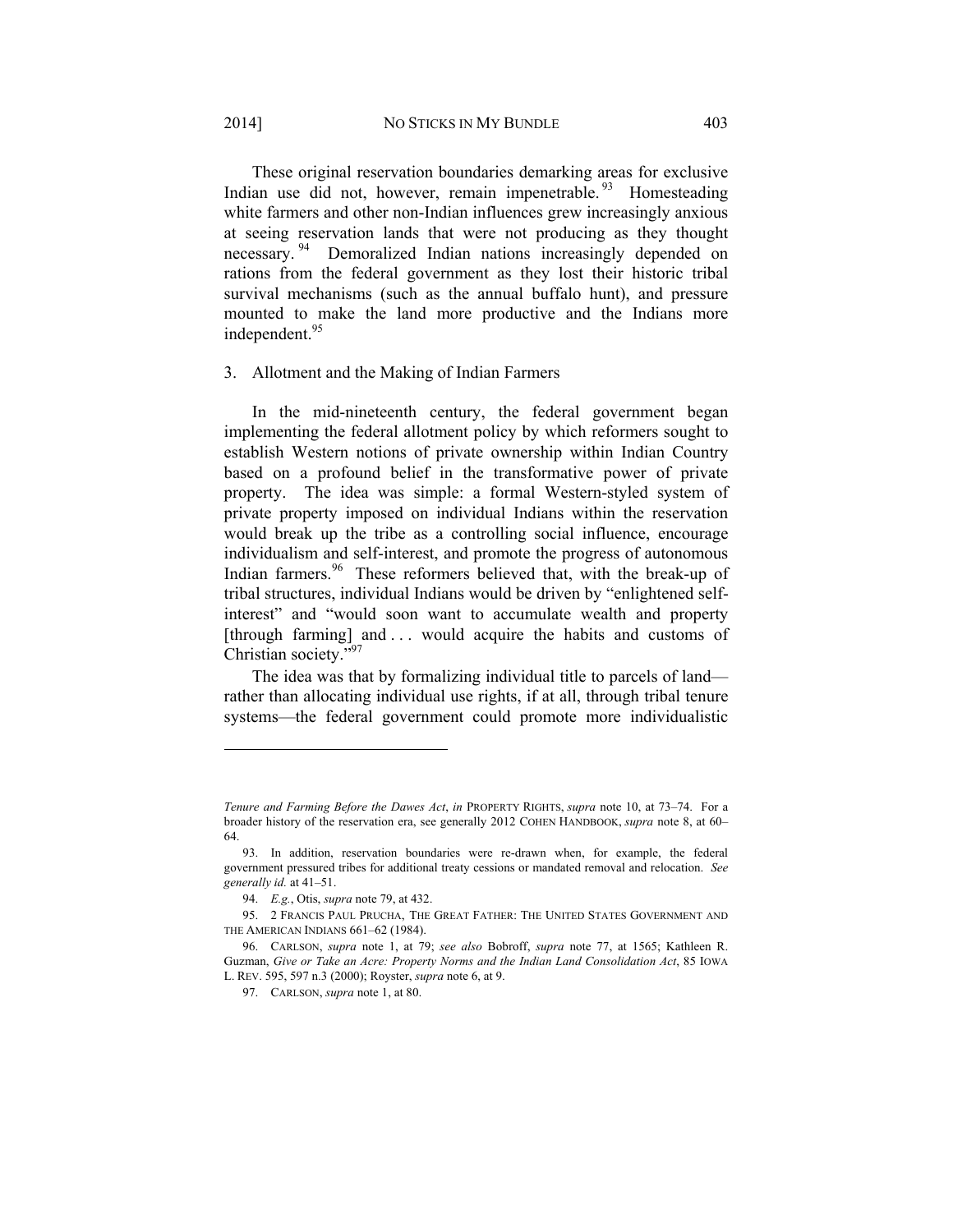These original reservation boundaries demarking areas for exclusive Indian use did not, however, remain impenetrable.[93] Homesteading white farmers and other non-Indian influences grew increasingly anxious at seeing reservation lands that were not producing as they thought necessary.[94] Demoralized Indian nations increasingly depended on rations from the federal government as they lost their historic tribal survival mechanisms (such as the annual buffalo hunt), and pressure mounted to make the land more productive and the Indians more independent.[95]

### 3. Allotment and the Making of Indian Farmers

In the mid-nineteenth century, the federal government began implementing the federal allotment policy by which reformers sought to establish Western notions of private ownership within Indian Country based on a profound belief in the transformative power of private property. The idea was simple: a formal Western-styled system of private property imposed on individual Indians within the reservation would break up the tribe as a controlling social influence, encourage individualism and self-interest, and promote the progress of autonomous Indian farmers.[96] These reformers believed that, with the break-up of tribal structures, individual Indians would be driven by "enlightened self-interest" and "would soon want to accumulate wealth and property [through farming] and . . . would acquire the habits and customs of Christian society."[97]

The idea was that by formalizing individual title to parcels of land—rather than allocating individual use rights, if at all, through tribal tenure systems—the federal government could promote more individualistic

---

*Tenure and Farming Before the Dawes Act*, *in* PROPERTY RIGHTS, *supra* note 10, at 73–74. For a broader history of the reservation era, see generally 2012 COHEN HANDBOOK, *supra* note 8, at 60–64.

93. In addition, reservation boundaries were re-drawn when, for example, the federal government pressured tribes for additional treaty cessions or mandated removal and relocation. *See generally id.* at 41–51.

94. *E.g.*, Otis, *supra* note 79, at 432.

95. 2 FRANCIS PAUL PRUCHA, THE GREAT FATHER: THE UNITED STATES GOVERNMENT AND THE AMERICAN INDIANS 661–62 (1984).

96. CARLSON, *supra* note 1, at 79; *see also* Bobroff, *supra* note 77, at 1565; Kathleen R. Guzman, *Give or Take an Acre: Property Norms and the Indian Land Consolidation Act*, 85 IOWA L. REV. 595, 597 n.3 (2000); Royster, *supra* note 6, at 9.

97. CARLSON, *supra* note 1, at 80.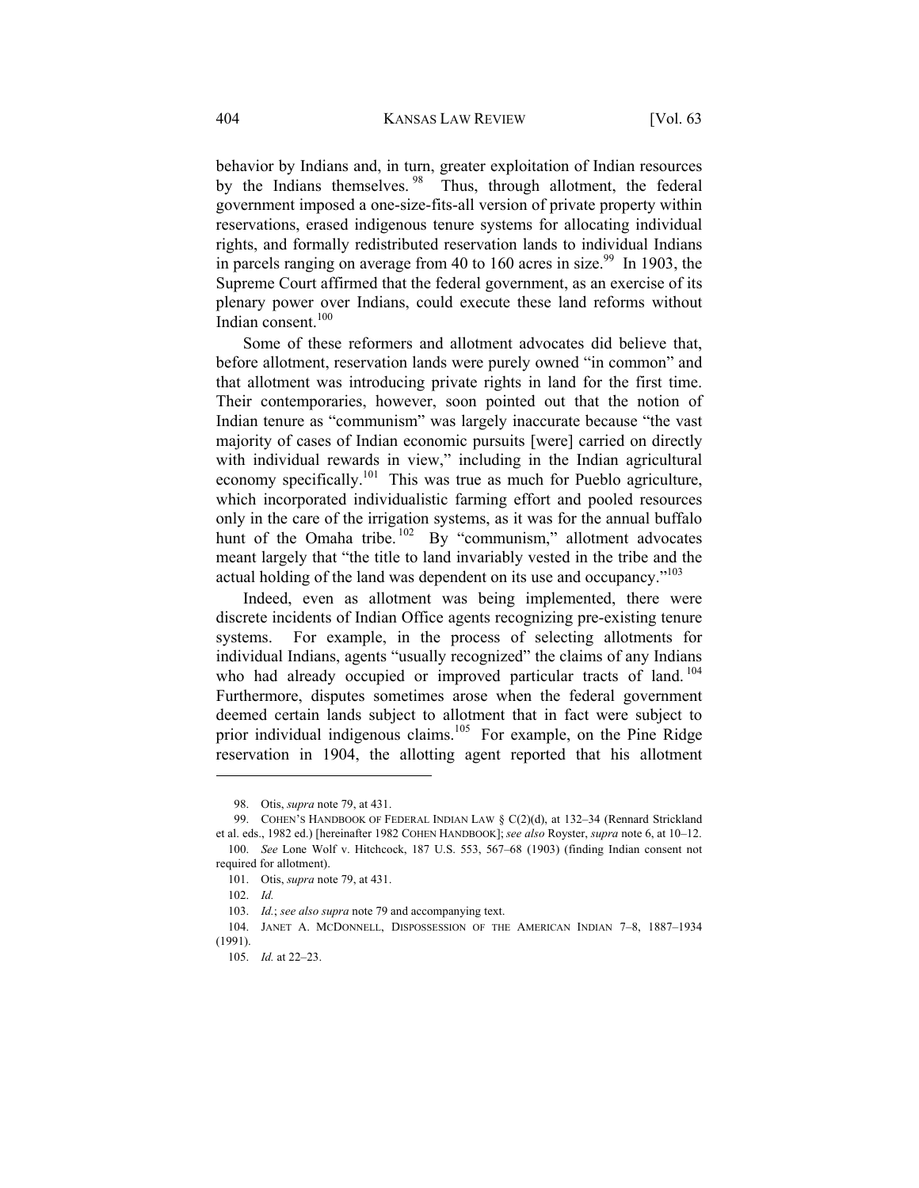behavior by Indians and, in turn, greater exploitation of Indian resources by the Indians themselves.[98] Thus, through allotment, the federal government imposed a one-size-fits-all version of private property within reservations, erased indigenous tenure systems for allocating individual rights, and formally redistributed reservation lands to individual Indians in parcels ranging on average from 40 to 160 acres in size.[99] In 1903, the Supreme Court affirmed that the federal government, as an exercise of its plenary power over Indians, could execute these land reforms without Indian consent.[100]

Some of these reformers and allotment advocates did believe that, before allotment, reservation lands were purely owned "in common" and that allotment was introducing private rights in land for the first time. Their contemporaries, however, soon pointed out that the notion of Indian tenure as "communism" was largely inaccurate because "the vast majority of cases of Indian economic pursuits [were] carried on directly with individual rewards in view," including in the Indian agricultural economy specifically.[101] This was true as much for Pueblo agriculture, which incorporated individualistic farming effort and pooled resources only in the care of the irrigation systems, as it was for the annual buffalo hunt of the Omaha tribe.[102] By "communism," allotment advocates meant largely that "the title to land invariably vested in the tribe and the actual holding of the land was dependent on its use and occupancy."[103]

Indeed, even as allotment was being implemented, there were discrete incidents of Indian Office agents recognizing pre-existing tenure systems. For example, in the process of selecting allotments for individual Indians, agents "usually recognized" the claims of any Indians who had already occupied or improved particular tracts of land.[104] Furthermore, disputes sometimes arose when the federal government deemed certain lands subject to allotment that in fact were subject to prior individual indigenous claims.[105] For example, on the Pine Ridge reservation in 1904, the allotting agent reported that his allotment

---

98. Otis, *supra* note 79, at 431.

99. COHEN'S HANDBOOK OF FEDERAL INDIAN LAW § C(2)(d), at 132–34 (Rennard Strickland et al. eds., 1982 ed.) [hereinafter 1982 COHEN HANDBOOK]; *see also* Royster, *supra* note 6, at 10–12.

100. *See* Lone Wolf v. Hitchcock, 187 U.S. 553, 567–68 (1903) (finding Indian consent not required for allotment).

101. Otis, *supra* note 79, at 431.

102. *Id.*

103. *Id.*; *see also supra* note 79 and accompanying text.

104. JANET A. MCDONNELL, DISPOSSESSION OF THE AMERICAN INDIAN 7–8, 1887–1934 (1991).

105. *Id.* at 22–23.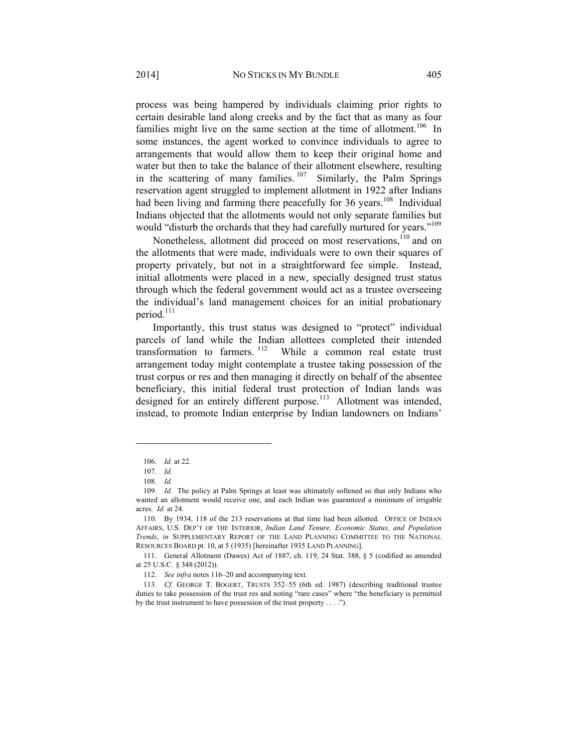process was being hampered by individuals claiming prior rights to certain desirable land along creeks and by the fact that as many as four families might live on the same section at the time of allotment.[106] In some instances, the agent worked to convince individuals to agree to arrangements that would allow them to keep their original home and water but then to take the balance of their allotment elsewhere, resulting in the scattering of many families.[107] Similarly, the Palm Springs reservation agent struggled to implement allotment in 1922 after Indians had been living and farming there peacefully for 36 years.[108] Individual Indians objected that the allotments would not only separate families but would "disturb the orchards that they had carefully nurtured for years."[109]

Nonetheless, allotment did proceed on most reservations,[110] and on the allotments that were made, individuals were to own their squares of property privately, but not in a straightforward fee simple. Instead, initial allotments were placed in a new, specially designed trust status through which the federal government would act as a trustee overseeing the individual's land management choices for an initial probationary period.[111]

Importantly, this trust status was designed to "protect" individual parcels of land while the Indian allottees completed their intended transformation to farmers.[112] While a common real estate trust arrangement today might contemplate a trustee taking possession of the trust corpus or res and then managing it directly on behalf of the absentee beneficiary, this initial federal trust protection of Indian lands was designed for an entirely different purpose.[113] Allotment was intended, instead, to promote Indian enterprise by Indian landowners on Indians'

---

106. *Id.* at 22.

107. *Id.*

108. *Id.*

109. *Id.* The policy at Palm Springs at least was ultimately softened so that only Indians who wanted an allotment would receive one, and each Indian was guaranteed a minimum of irrigable acres. *Id.* at 24.

110. By 1934, 118 of the 213 reservations at that time had been allotted. OFFICE OF INDIAN AFFAIRS, U.S. DEP'T OF THE INTERIOR, *Indian Land Tenure, Economic Status, and Population Trends*, *in* SUPPLEMENTARY REPORT OF THE LAND PLANNING COMMITTEE TO THE NATIONAL RESOURCES BOARD pt. 10, at 5 (1935) [hereinafter 1935 LAND PLANNING].

111. General Allotment (Dawes) Act of 1887, ch. 119, 24 Stat. 388, § 5 (codified as amended at 25 U.S.C. § 348 (2012)).

112. *See infra* notes 116–20 and accompanying text.

113. *Cf.* GEORGE T. BOGERT, TRUSTS 352–55 (6th ed. 1987) (describing traditional trustee duties to take possession of the trust res and noting "rare cases" where "the beneficiary is permitted by the trust instrument to have possession of the trust property . . . .").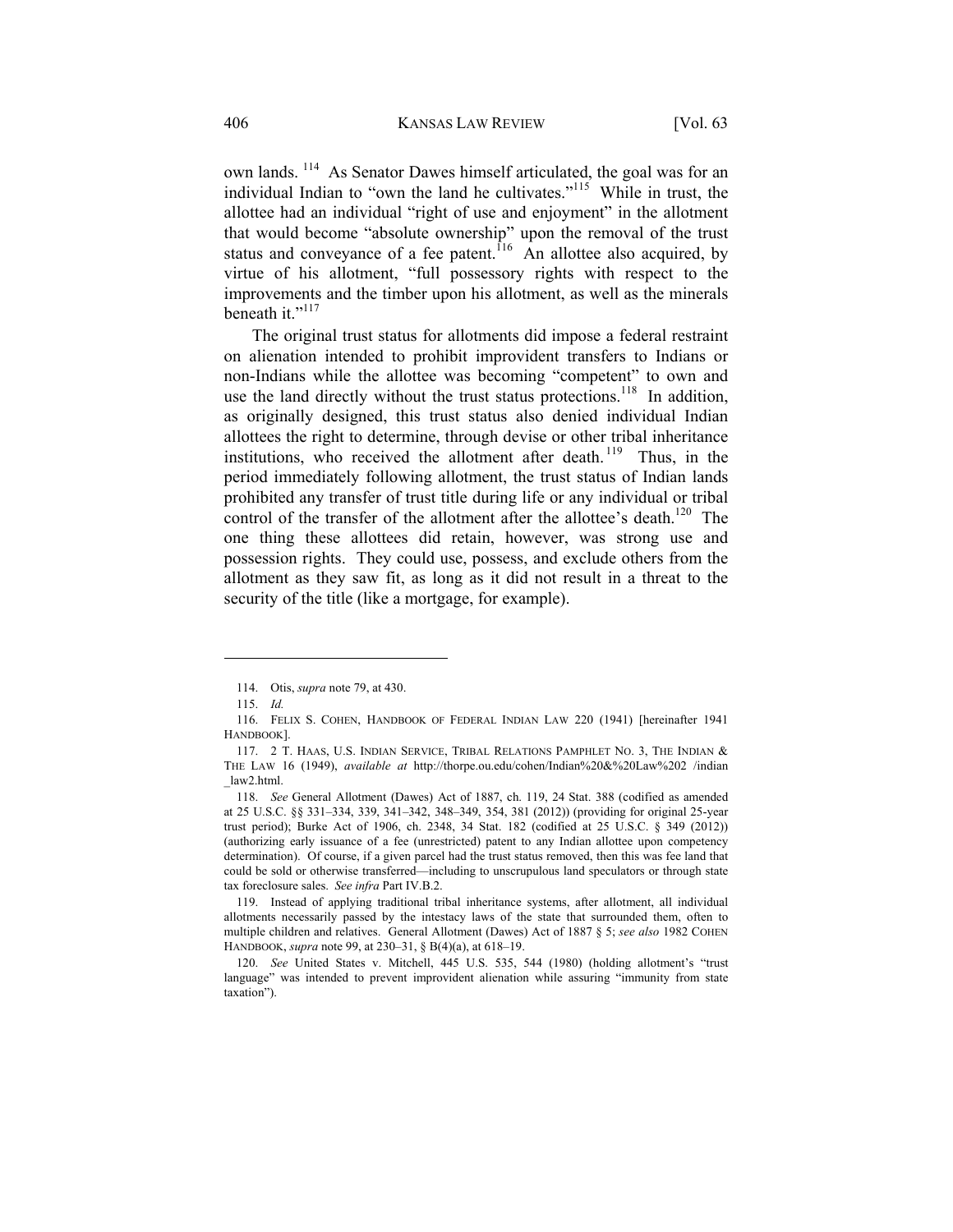own lands.[114] As Senator Dawes himself articulated, the goal was for an individual Indian to "own the land he cultivates."[115] While in trust, the allottee had an individual "right of use and enjoyment" in the allotment that would become "absolute ownership" upon the removal of the trust status and conveyance of a fee patent.[116] An allottee also acquired, by virtue of his allotment, "full possessory rights with respect to the improvements and the timber upon his allotment, as well as the minerals beneath it."[117]

The original trust status for allotments did impose a federal restraint on alienation intended to prohibit improvident transfers to Indians or non-Indians while the allottee was becoming "competent" to own and use the land directly without the trust status protections.[118] In addition, as originally designed, this trust status also denied individual Indian allottees the right to determine, through devise or other tribal inheritance institutions, who received the allotment after death.[119] Thus, in the period immediately following allotment, the trust status of Indian lands prohibited any transfer of trust title during life or any individual or tribal control of the transfer of the allotment after the allottee's death.[120] The one thing these allottees did retain, however, was strong use and possession rights. They could use, possess, and exclude others from the allotment as they saw fit, as long as it did not result in a threat to the security of the title (like a mortgage, for example).

---

114. Otis, *supra* note 79, at 430.

115. *Id.*

116. FELIX S. COHEN, HANDBOOK OF FEDERAL INDIAN LAW 220 (1941) [hereinafter 1941 HANDBOOK].

117. 2 T. HAAS, U.S. INDIAN SERVICE, TRIBAL RELATIONS PAMPHLET NO. 3, THE INDIAN & THE LAW 16 (1949), *available at* http://thorpe.ou.edu/cohen/Indian%20&%20Law%202 /indian _law2.html.

118. *See* General Allotment (Dawes) Act of 1887, ch. 119, 24 Stat. 388 (codified as amended at 25 U.S.C. §§ 331–334, 339, 341–342, 348–349, 354, 381 (2012)) (providing for original 25-year trust period); Burke Act of 1906, ch. 2348, 34 Stat. 182 (codified at 25 U.S.C. § 349 (2012)) (authorizing early issuance of a fee (unrestricted) patent to any Indian allottee upon competency determination). Of course, if a given parcel had the trust status removed, then this was fee land that could be sold or otherwise transferred—including to unscrupulous land speculators or through state tax foreclosure sales. *See infra* Part IV.B.2.

119. Instead of applying traditional tribal inheritance systems, after allotment, all individual allotments necessarily passed by the intestacy laws of the state that surrounded them, often to multiple children and relatives. General Allotment (Dawes) Act of 1887 § 5; *see also* 1982 COHEN HANDBOOK, *supra* note 99, at 230–31, § B(4)(a), at 618–19.

120. *See* United States v. Mitchell, 445 U.S. 535, 544 (1980) (holding allotment's "trust language" was intended to prevent improvident alienation while assuring "immunity from state taxation").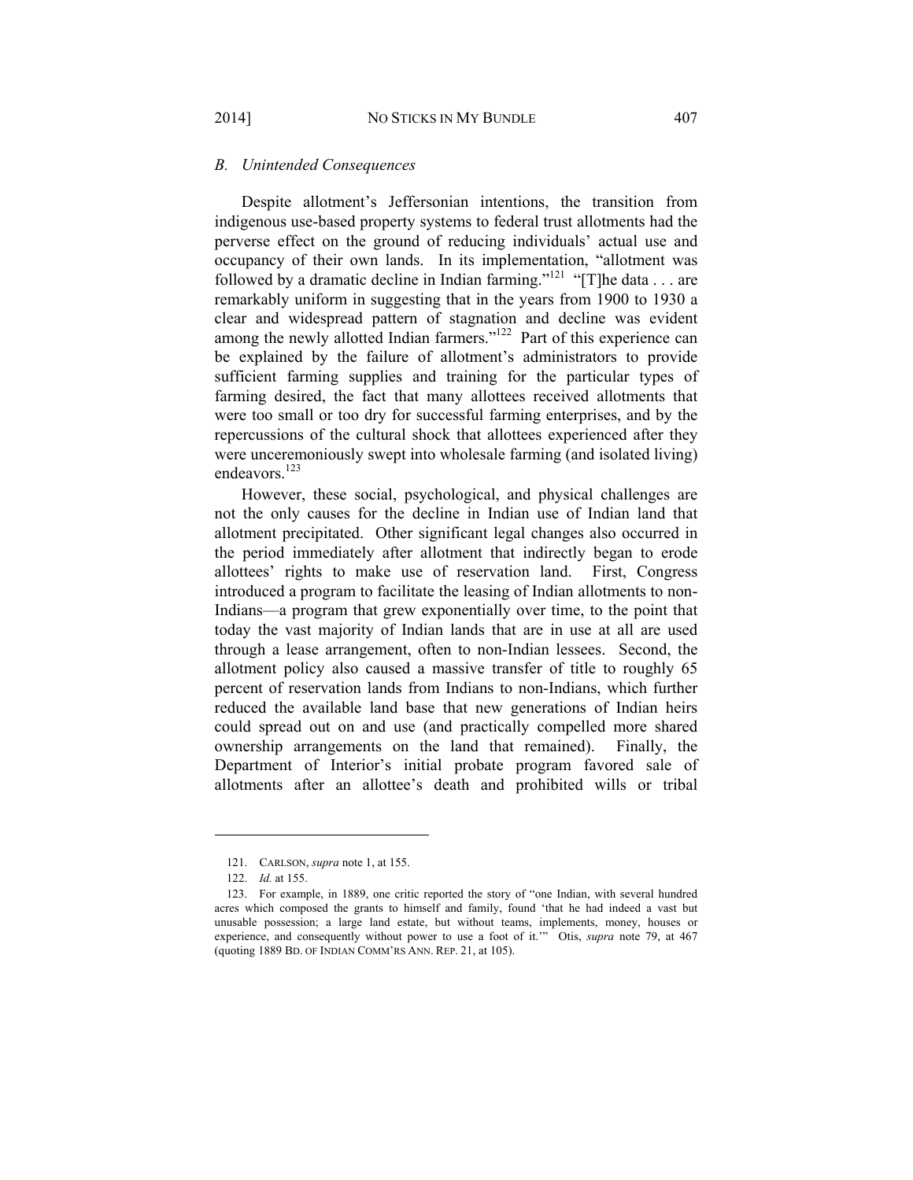### *B. Unintended Consequences*

Despite allotment's Jeffersonian intentions, the transition from indigenous use-based property systems to federal trust allotments had the perverse effect on the ground of reducing individuals' actual use and occupancy of their own lands. In its implementation, "allotment was followed by a dramatic decline in Indian farming."[121] "[T]he data . . . are remarkably uniform in suggesting that in the years from 1900 to 1930 a clear and widespread pattern of stagnation and decline was evident among the newly allotted Indian farmers."[122] Part of this experience can be explained by the failure of allotment's administrators to provide sufficient farming supplies and training for the particular types of farming desired, the fact that many allottees received allotments that were too small or too dry for successful farming enterprises, and by the repercussions of the cultural shock that allottees experienced after they were unceremoniously swept into wholesale farming (and isolated living) endeavors.[123]

However, these social, psychological, and physical challenges are not the only causes for the decline in Indian use of Indian land that allotment precipitated. Other significant legal changes also occurred in the period immediately after allotment that indirectly began to erode allottees' rights to make use of reservation land. First, Congress introduced a program to facilitate the leasing of Indian allotments to non-Indians—a program that grew exponentially over time, to the point that today the vast majority of Indian lands that are in use at all are used through a lease arrangement, often to non-Indian lessees. Second, the allotment policy also caused a massive transfer of title to roughly 65 percent of reservation lands from Indians to non-Indians, which further reduced the available land base that new generations of Indian heirs could spread out on and use (and practically compelled more shared ownership arrangements on the land that remained). Finally, the Department of Interior's initial probate program favored sale of allotments after an allottee's death and prohibited wills or tribal

---

121. CARLSON, *supra* note 1, at 155.

122. *Id.* at 155.

123. For example, in 1889, one critic reported the story of "one Indian, with several hundred acres which composed the grants to himself and family, found 'that he had indeed a vast but unusable possession; a large land estate, but without teams, implements, money, houses or experience, and consequently without power to use a foot of it.'" Otis, *supra* note 79, at 467 (quoting 1889 BD. OF INDIAN COMM'RS ANN. REP. 21, at 105).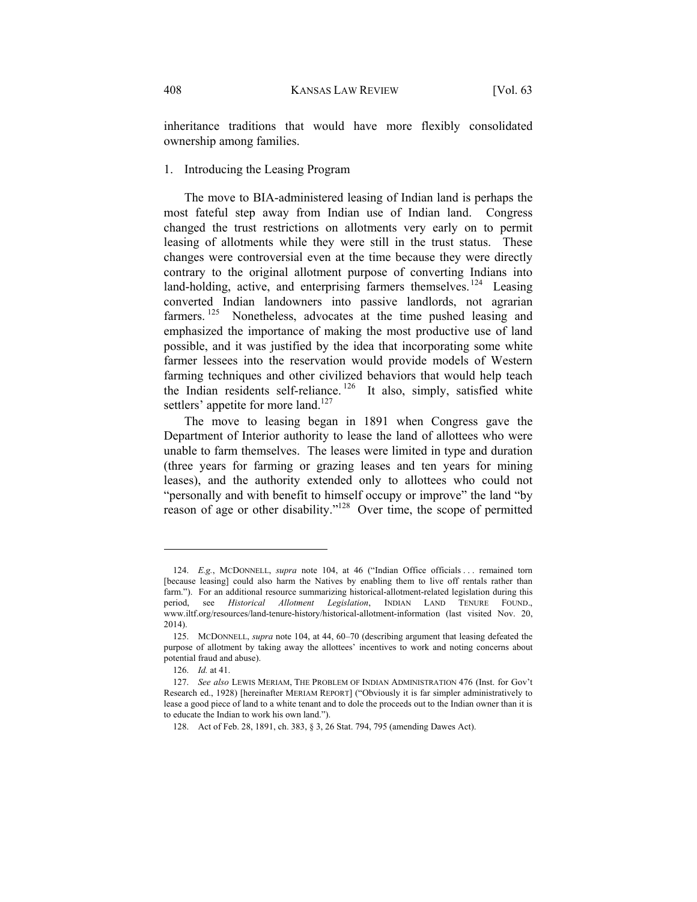inheritance traditions that would have more flexibly consolidated ownership among families.

### 1. Introducing the Leasing Program

The move to BIA-administered leasing of Indian land is perhaps the most fateful step away from Indian use of Indian land. Congress changed the trust restrictions on allotments very early on to permit leasing of allotments while they were still in the trust status. These changes were controversial even at the time because they were directly contrary to the original allotment purpose of converting Indians into land-holding, active, and enterprising farmers themselves.[124] Leasing converted Indian landowners into passive landlords, not agrarian farmers.[125] Nonetheless, advocates at the time pushed leasing and emphasized the importance of making the most productive use of land possible, and it was justified by the idea that incorporating some white farmer lessees into the reservation would provide models of Western farming techniques and other civilized behaviors that would help teach the Indian residents self-reliance.[126] It also, simply, satisfied white settlers' appetite for more land.[127]

The move to leasing began in 1891 when Congress gave the Department of Interior authority to lease the land of allottees who were unable to farm themselves. The leases were limited in type and duration (three years for farming or grazing leases and ten years for mining leases), and the authority extended only to allottees who could not "personally and with benefit to himself occupy or improve" the land "by reason of age or other disability."[128] Over time, the scope of permitted

---

124. *E.g.*, MCDONNELL, *supra* note 104, at 46 ("Indian Office officials . . . remained torn [because leasing] could also harm the Natives by enabling them to live off rentals rather than farm."). For an additional resource summarizing historical-allotment-related legislation during this period, see *Historical Allotment Legislation*, INDIAN LAND TENURE FOUND., www.iltf.org/resources/land-tenure-history/historical-allotment-information (last visited Nov. 20, 2014).

125. MCDONNELL, *supra* note 104, at 44, 60–70 (describing argument that leasing defeated the purpose of allotment by taking away the allottees' incentives to work and noting concerns about potential fraud and abuse).

126. *Id.* at 41.

127. *See also* LEWIS MERIAM, THE PROBLEM OF INDIAN ADMINISTRATION 476 (Inst. for Gov't Research ed., 1928) [hereinafter MERIAM REPORT] ("Obviously it is far simpler administratively to lease a good piece of land to a white tenant and to dole the proceeds out to the Indian owner than it is to educate the Indian to work his own land.").

128. Act of Feb. 28, 1891, ch. 383, § 3, 26 Stat. 794, 795 (amending Dawes Act).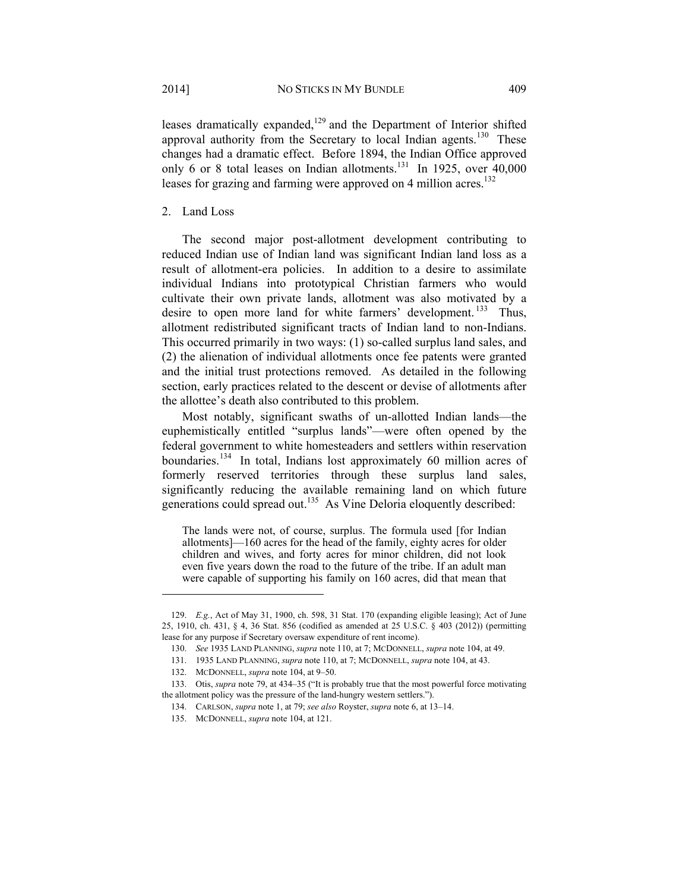leases dramatically expanded,[129] and the Department of Interior shifted approval authority from the Secretary to local Indian agents.[130] These changes had a dramatic effect. Before 1894, the Indian Office approved only 6 or 8 total leases on Indian allotments.[131] In 1925, over 40,000 leases for grazing and farming were approved on 4 million acres.[132]

### 2. Land Loss

The second major post-allotment development contributing to reduced Indian use of Indian land was significant Indian land loss as a result of allotment-era policies. In addition to a desire to assimilate individual Indians into prototypical Christian farmers who would cultivate their own private lands, allotment was also motivated by a desire to open more land for white farmers' development.[133] Thus, allotment redistributed significant tracts of Indian land to non-Indians. This occurred primarily in two ways: (1) so-called surplus land sales, and (2) the alienation of individual allotments once fee patents were granted and the initial trust protections removed. As detailed in the following section, early practices related to the descent or devise of allotments after the allottee's death also contributed to this problem.

Most notably, significant swaths of un-allotted Indian lands—the euphemistically entitled "surplus lands"—were often opened by the federal government to white homesteaders and settlers within reservation boundaries.[134] In total, Indians lost approximately 60 million acres of formerly reserved territories through these surplus land sales, significantly reducing the available remaining land on which future generations could spread out.[135] As Vine Deloria eloquently described:

> The lands were not, of course, surplus. The formula used [for Indian allotments]—160 acres for the head of the family, eighty acres for older children and wives, and forty acres for minor children, did not look even five years down the road to the future of the tribe. If an adult man were capable of supporting his family on 160 acres, did that mean that

---

129. *E.g.*, Act of May 31, 1900, ch. 598, 31 Stat. 170 (expanding eligible leasing); Act of June 25, 1910, ch. 431, § 4, 36 Stat. 856 (codified as amended at 25 U.S.C. § 403 (2012)) (permitting lease for any purpose if Secretary oversaw expenditure of rent income).

130. *See* 1935 LAND PLANNING, *supra* note 110, at 7; MCDONNELL, *supra* note 104, at 49.

131. 1935 LAND PLANNING, *supra* note 110, at 7; MCDONNELL, *supra* note 104, at 43.

132. MCDONNELL, *supra* note 104, at 9–50.

133. Otis, *supra* note 79, at 434–35 ("It is probably true that the most powerful force motivating the allotment policy was the pressure of the land-hungry western settlers.").

134. CARLSON, *supra* note 1, at 79; *see also* Royster, *supra* note 6, at 13–14.

135. MCDONNELL, *supra* note 104, at 121.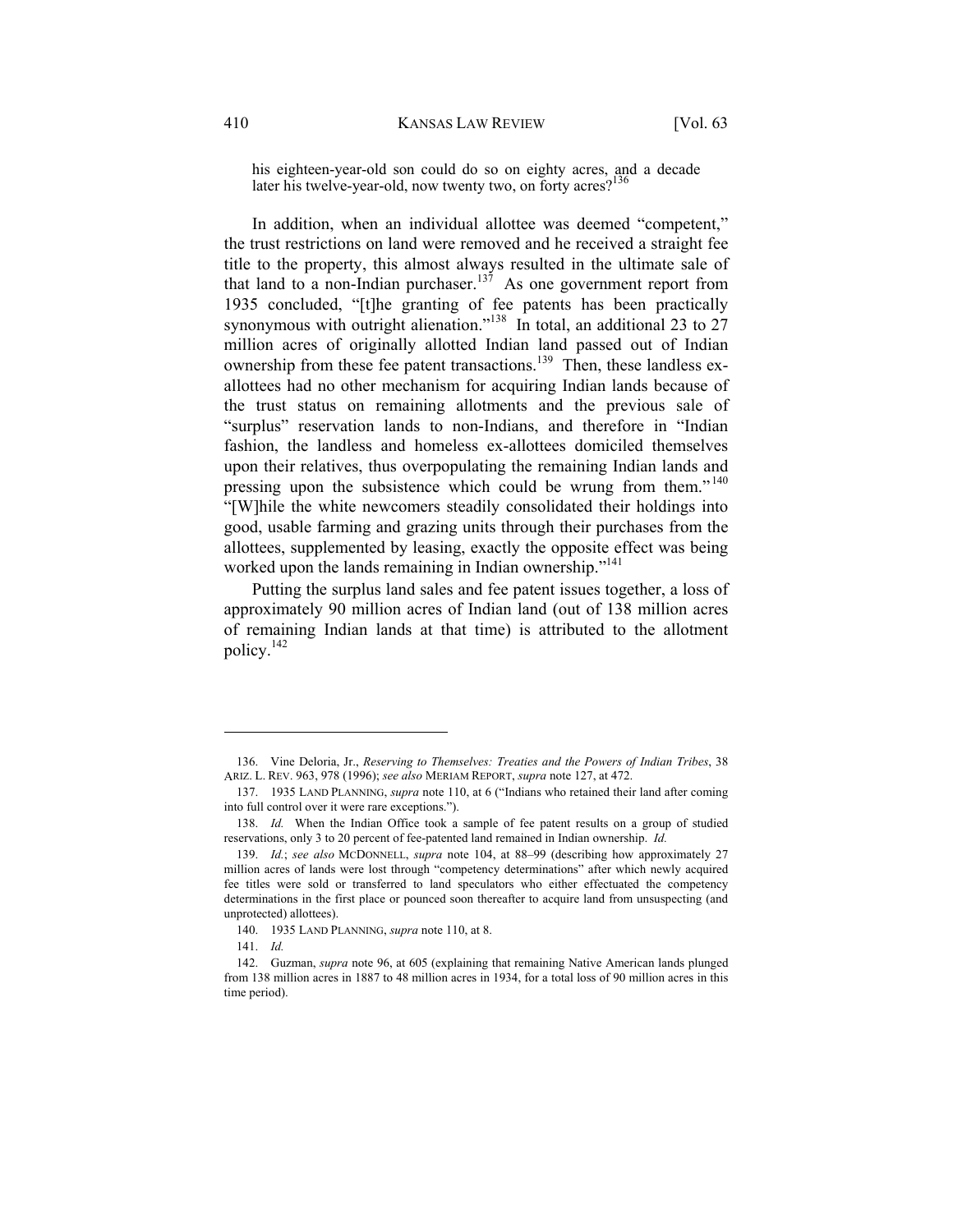> his eighteen-year-old son could do so on eighty acres, and a decade later his twelve-year-old, now twenty two, on forty acres?[136]

In addition, when an individual allottee was deemed "competent," the trust restrictions on land were removed and he received a straight fee title to the property, this almost always resulted in the ultimate sale of that land to a non-Indian purchaser.[137] As one government report from 1935 concluded, "[t]he granting of fee patents has been practically synonymous with outright alienation."[138] In total, an additional 23 to 27 million acres of originally allotted Indian land passed out of Indian ownership from these fee patent transactions.[139] Then, these landless ex-allottees had no other mechanism for acquiring Indian lands because of the trust status on remaining allotments and the previous sale of "surplus" reservation lands to non-Indians, and therefore in "Indian fashion, the landless and homeless ex-allottees domiciled themselves upon their relatives, thus overpopulating the remaining Indian lands and pressing upon the subsistence which could be wrung from them."[140] "[W]hile the white newcomers steadily consolidated their holdings into good, usable farming and grazing units through their purchases from the allottees, supplemented by leasing, exactly the opposite effect was being worked upon the lands remaining in Indian ownership."[141]

Putting the surplus land sales and fee patent issues together, a loss of approximately 90 million acres of Indian land (out of 138 million acres of remaining Indian lands at that time) is attributed to the allotment policy.[142]

---

136. Vine Deloria, Jr., *Reserving to Themselves: Treaties and the Powers of Indian Tribes*, 38 ARIZ. L. REV. 963, 978 (1996); *see also* MERIAM REPORT, *supra* note 127, at 472.

137. 1935 LAND PLANNING, *supra* note 110, at 6 ("Indians who retained their land after coming into full control over it were rare exceptions.").

138. *Id.* When the Indian Office took a sample of fee patent results on a group of studied reservations, only 3 to 20 percent of fee-patented land remained in Indian ownership. *Id.*

139. *Id.*; *see also* MCDONNELL, *supra* note 104, at 88–99 (describing how approximately 27 million acres of lands were lost through "competency determinations" after which newly acquired fee titles were sold or transferred to land speculators who either effectuated the competency determinations in the first place or pounced soon thereafter to acquire land from unsuspecting (and unprotected) allottees).

140. 1935 LAND PLANNING, *supra* note 110, at 8.

141. *Id.*

142. Guzman, *supra* note 96, at 605 (explaining that remaining Native American lands plunged from 138 million acres in 1887 to 48 million acres in 1934, for a total loss of 90 million acres in this time period).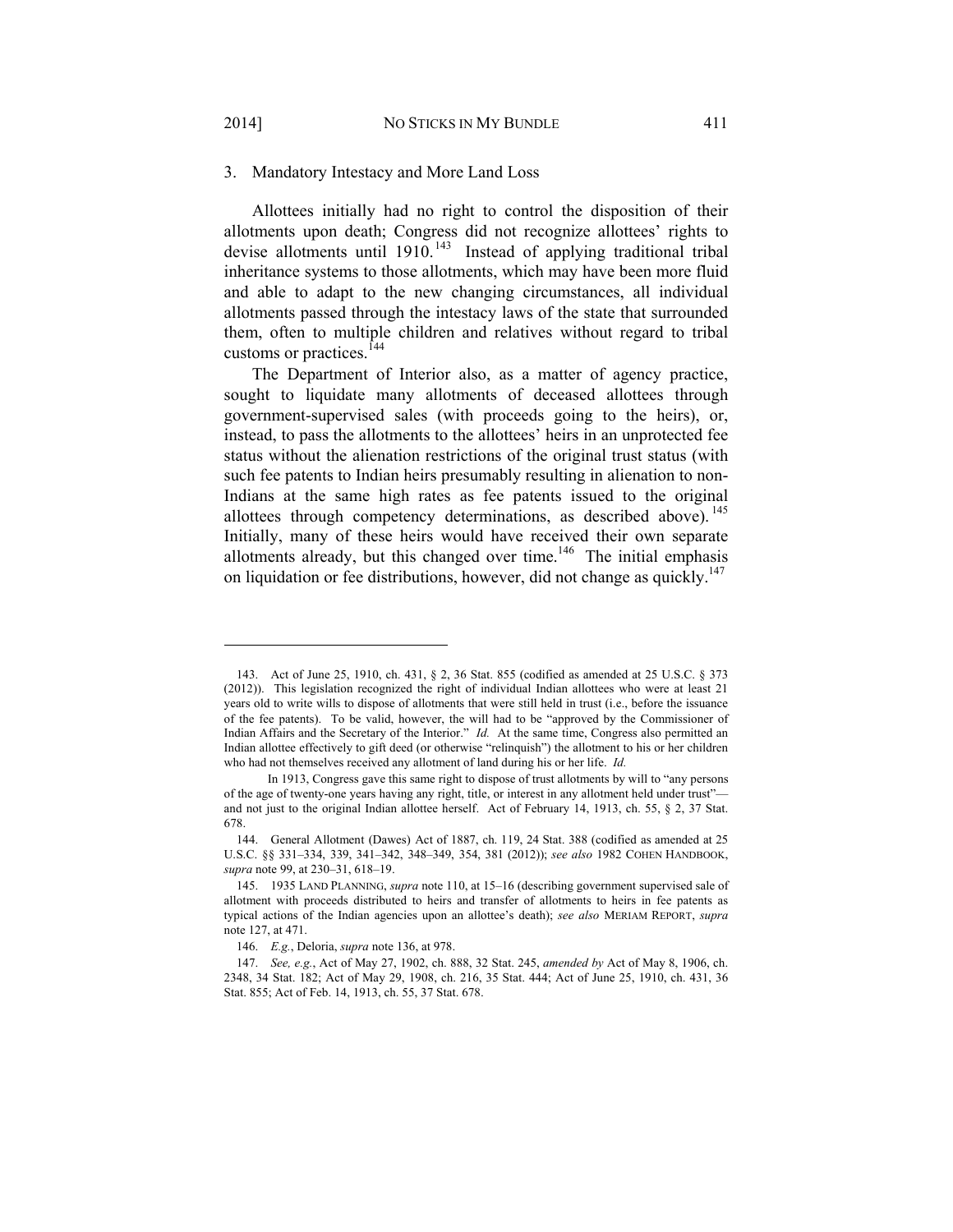### 3. Mandatory Intestacy and More Land Loss

Allottees initially had no right to control the disposition of their allotments upon death; Congress did not recognize allottees' rights to devise allotments until 1910.[143] Instead of applying traditional tribal inheritance systems to those allotments, which may have been more fluid and able to adapt to the new changing circumstances, all individual allotments passed through the intestacy laws of the state that surrounded them, often to multiple children and relatives without regard to tribal customs or practices.[144]

The Department of Interior also, as a matter of agency practice, sought to liquidate many allotments of deceased allottees through government-supervised sales (with proceeds going to the heirs), or, instead, to pass the allotments to the allottees' heirs in an unprotected fee status without the alienation restrictions of the original trust status (with such fee patents to Indian heirs presumably resulting in alienation to non-Indians at the same high rates as fee patents issued to the original allottees through competency determinations, as described above).[145] Initially, many of these heirs would have received their own separate allotments already, but this changed over time.[146] The initial emphasis on liquidation or fee distributions, however, did not change as quickly.[147]

---

143. Act of June 25, 1910, ch. 431, § 2, 36 Stat. 855 (codified as amended at 25 U.S.C. § 373 (2012)). This legislation recognized the right of individual Indian allottees who were at least 21 years old to write wills to dispose of allotments that were still held in trust (i.e., before the issuance of the fee patents). To be valid, however, the will had to be "approved by the Commissioner of Indian Affairs and the Secretary of the Interior." *Id.* At the same time, Congress also permitted an Indian allottee effectively to gift deed (or otherwise "relinquish") the allotment to his or her children who had not themselves received any allotment of land during his or her life. *Id.*

In 1913, Congress gave this same right to dispose of trust allotments by will to "any persons of the age of twenty-one years having any right, title, or interest in any allotment held under trust"—and not just to the original Indian allottee herself. Act of February 14, 1913, ch. 55, § 2, 37 Stat. 678.

144. General Allotment (Dawes) Act of 1887, ch. 119, 24 Stat. 388 (codified as amended at 25 U.S.C. §§ 331–334, 339, 341–342, 348–349, 354, 381 (2012)); *see also* 1982 COHEN HANDBOOK, *supra* note 99, at 230–31, 618–19.

145. 1935 LAND PLANNING, *supra* note 110, at 15–16 (describing government supervised sale of allotment with proceeds distributed to heirs and transfer of allotments to heirs in fee patents as typical actions of the Indian agencies upon an allottee's death); *see also* MERIAM REPORT, *supra* note 127, at 471.

146. *E.g.*, Deloria, *supra* note 136, at 978.

147. *See, e.g.*, Act of May 27, 1902, ch. 888, 32 Stat. 245, *amended by* Act of May 8, 1906, ch. 2348, 34 Stat. 182; Act of May 29, 1908, ch. 216, 35 Stat. 444; Act of June 25, 1910, ch. 431, 36 Stat. 855; Act of Feb. 14, 1913, ch. 55, 37 Stat. 678.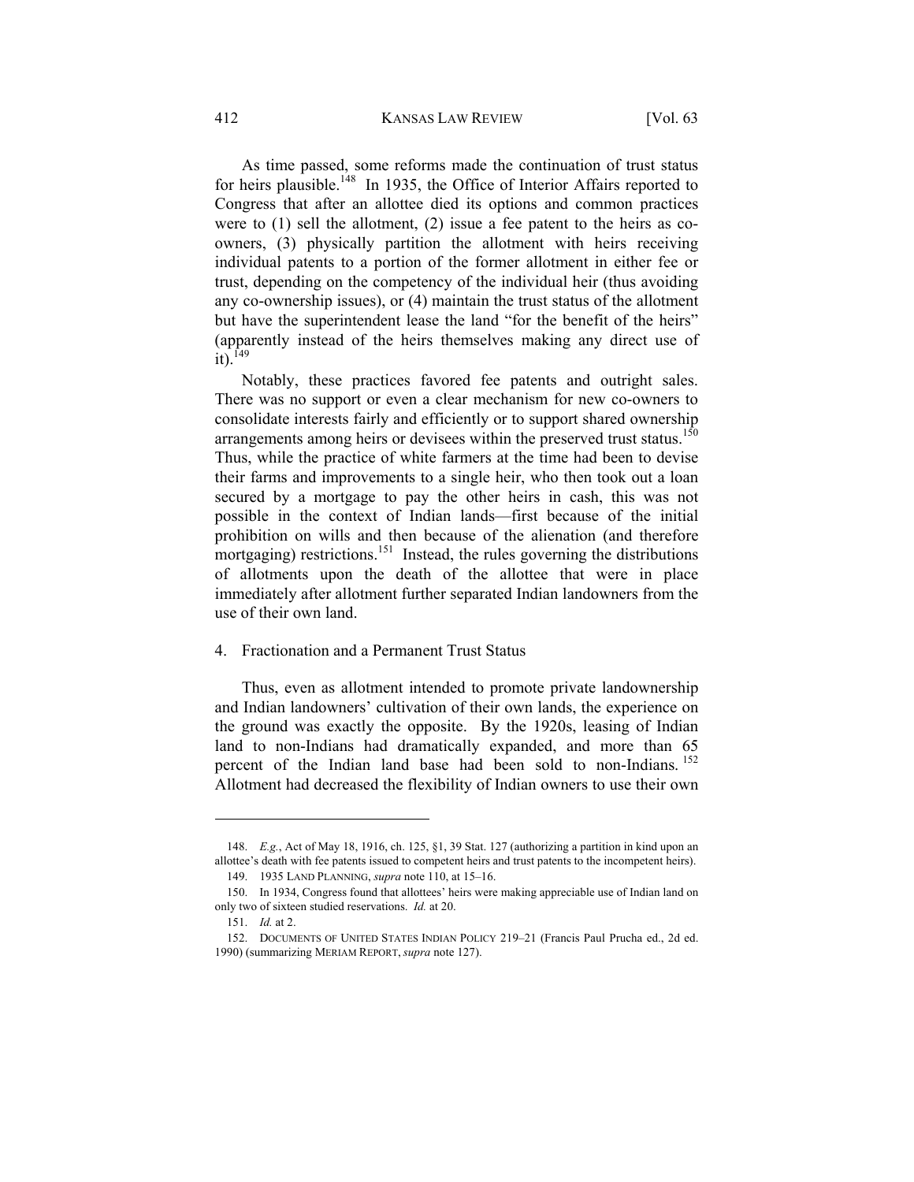As time passed, some reforms made the continuation of trust status for heirs plausible.[148] In 1935, the Office of Interior Affairs reported to Congress that after an allottee died its options and common practices were to (1) sell the allotment, (2) issue a fee patent to the heirs as co-owners, (3) physically partition the allotment with heirs receiving individual patents to a portion of the former allotment in either fee or trust, depending on the competency of the individual heir (thus avoiding any co-ownership issues), or (4) maintain the trust status of the allotment but have the superintendent lease the land "for the benefit of the heirs" (apparently instead of the heirs themselves making any direct use of it).[149]

Notably, these practices favored fee patents and outright sales. There was no support or even a clear mechanism for new co-owners to consolidate interests fairly and efficiently or to support shared ownership arrangements among heirs or devisees within the preserved trust status.[150] Thus, while the practice of white farmers at the time had been to devise their farms and improvements to a single heir, who then took out a loan secured by a mortgage to pay the other heirs in cash, this was not possible in the context of Indian lands—first because of the initial prohibition on wills and then because of the alienation (and therefore mortgaging) restrictions.[151] Instead, the rules governing the distributions of allotments upon the death of the allottee that were in place immediately after allotment further separated Indian landowners from the use of their own land.

4. Fractionation and a Permanent Trust Status

Thus, even as allotment intended to promote private landownership and Indian landowners' cultivation of their own lands, the experience on the ground was exactly the opposite. By the 1920s, leasing of Indian land to non-Indians had dramatically expanded, and more than 65 percent of the Indian land base had been sold to non-Indians.[152] Allotment had decreased the flexibility of Indian owners to use their own

---

148. *E.g.*, Act of May 18, 1916, ch. 125, §1, 39 Stat. 127 (authorizing a partition in kind upon an allottee's death with fee patents issued to competent heirs and trust patents to the incompetent heirs).

149. 1935 LAND PLANNING, *supra* note 110, at 15–16.

150. In 1934, Congress found that allottees' heirs were making appreciable use of Indian land on only two of sixteen studied reservations. *Id.* at 20.

151. *Id.* at 2.

152. DOCUMENTS OF UNITED STATES INDIAN POLICY 219–21 (Francis Paul Prucha ed., 2d ed. 1990) (summarizing MERIAM REPORT, *supra* note 127).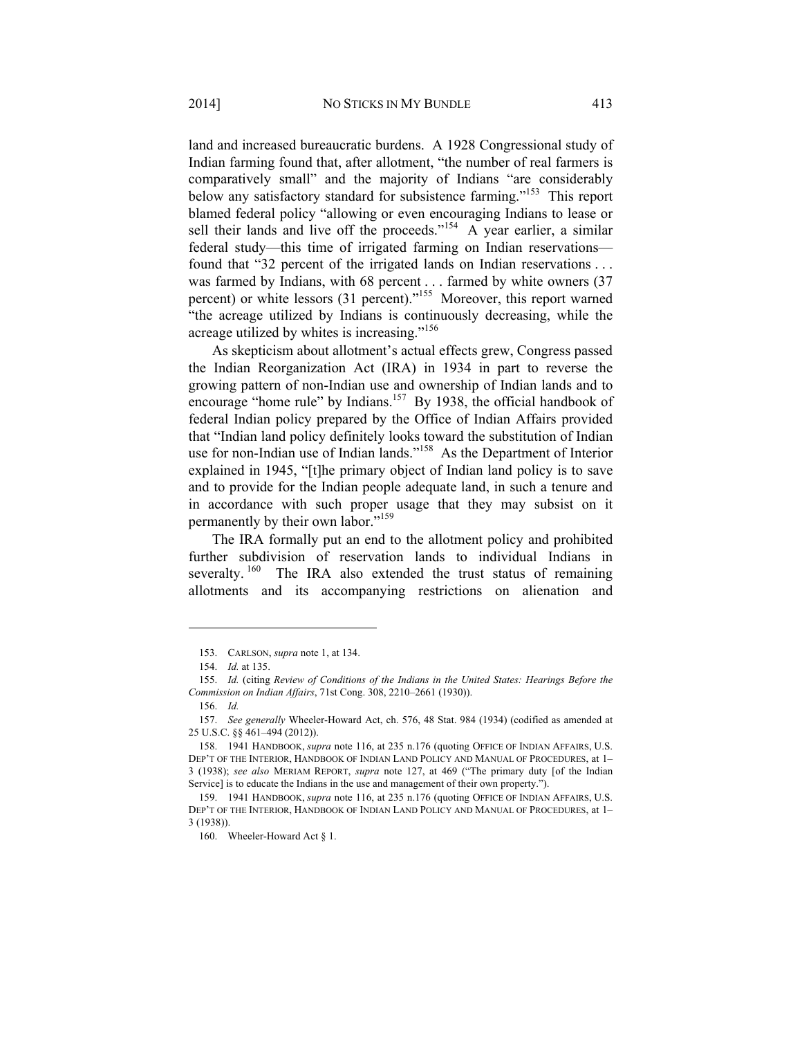land and increased bureaucratic burdens. A 1928 Congressional study of Indian farming found that, after allotment, "the number of real farmers is comparatively small" and the majority of Indians "are considerably below any satisfactory standard for subsistence farming."[153] This report blamed federal policy "allowing or even encouraging Indians to lease or sell their lands and live off the proceeds."[154] A year earlier, a similar federal study—this time of irrigated farming on Indian reservations—found that "32 percent of the irrigated lands on Indian reservations . . . was farmed by Indians, with 68 percent . . . farmed by white owners (37 percent) or white lessors (31 percent)."[155] Moreover, this report warned "the acreage utilized by Indians is continuously decreasing, while the acreage utilized by whites is increasing."[156]

As skepticism about allotment's actual effects grew, Congress passed the Indian Reorganization Act (IRA) in 1934 in part to reverse the growing pattern of non-Indian use and ownership of Indian lands and to encourage "home rule" by Indians.[157] By 1938, the official handbook of federal Indian policy prepared by the Office of Indian Affairs provided that "Indian land policy definitely looks toward the substitution of Indian use for non-Indian use of Indian lands."[158] As the Department of Interior explained in 1945, "[t]he primary object of Indian land policy is to save and to provide for the Indian people adequate land, in such a tenure and in accordance with such proper usage that they may subsist on it permanently by their own labor."[159]

The IRA formally put an end to the allotment policy and prohibited further subdivision of reservation lands to individual Indians in severalty.[160] The IRA also extended the trust status of remaining allotments and its accompanying restrictions on alienation and

---

153. CARLSON, *supra* note 1, at 134.

154. *Id.* at 135.

155. *Id.* (citing *Review of Conditions of the Indians in the United States: Hearings Before the Commission on Indian Affairs*, 71st Cong. 308, 2210–2661 (1930)).

156. *Id.*

157. *See generally* Wheeler-Howard Act, ch. 576, 48 Stat. 984 (1934) (codified as amended at 25 U.S.C. §§ 461–494 (2012)).

158. 1941 HANDBOOK, *supra* note 116, at 235 n.176 (quoting OFFICE OF INDIAN AFFAIRS, U.S. DEP'T OF THE INTERIOR, HANDBOOK OF INDIAN LAND POLICY AND MANUAL OF PROCEDURES, at 1–3 (1938); *see also* MERIAM REPORT, *supra* note 127, at 469 ("The primary duty [of the Indian Service] is to educate the Indians in the use and management of their own property.").

159. 1941 HANDBOOK, *supra* note 116, at 235 n.176 (quoting OFFICE OF INDIAN AFFAIRS, U.S. DEP'T OF THE INTERIOR, HANDBOOK OF INDIAN LAND POLICY AND MANUAL OF PROCEDURES, at 1–3 (1938)).

160. Wheeler-Howard Act § 1.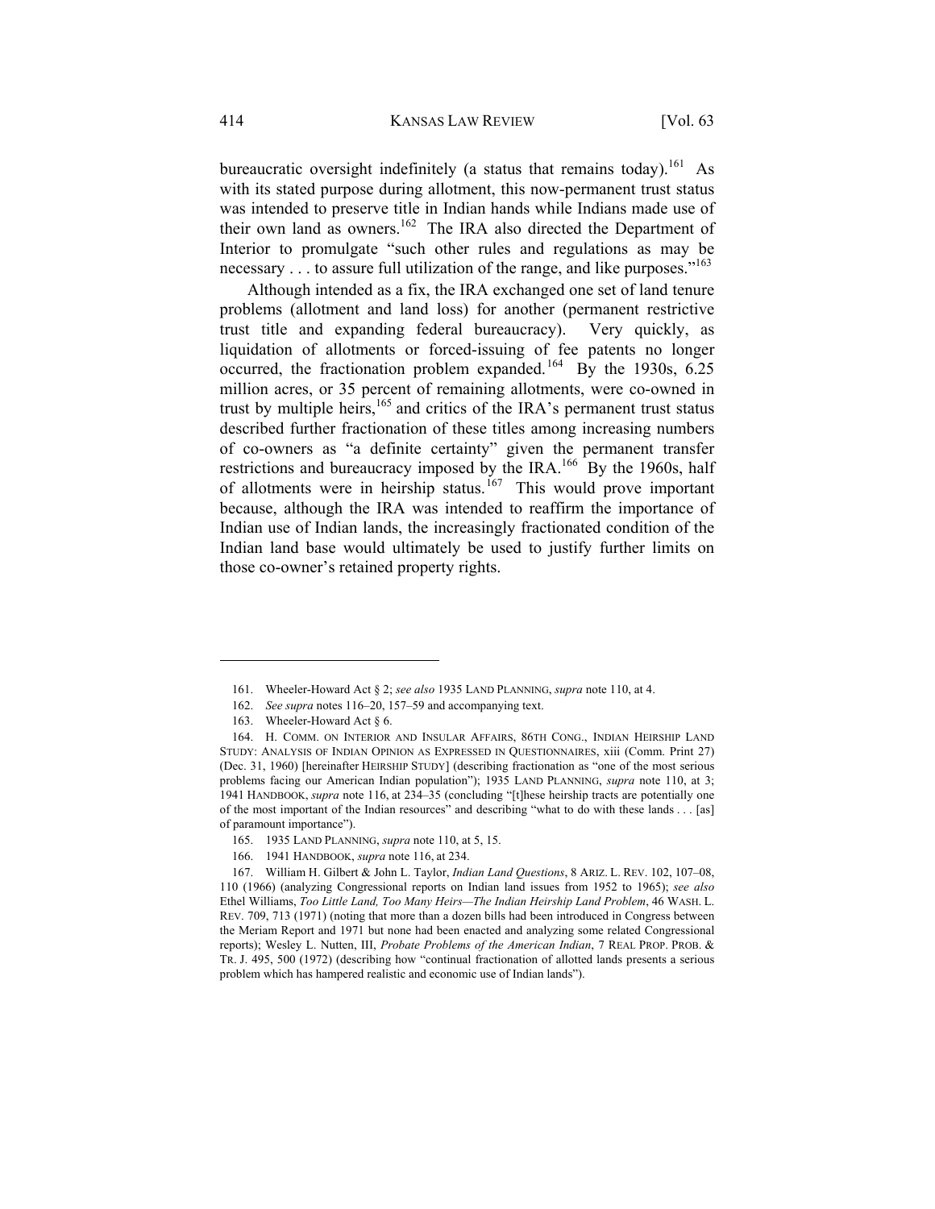bureaucratic oversight indefinitely (a status that remains today).[161] As with its stated purpose during allotment, this now-permanent trust status was intended to preserve title in Indian hands while Indians made use of their own land as owners.[162] The IRA also directed the Department of Interior to promulgate "such other rules and regulations as may be necessary . . . to assure full utilization of the range, and like purposes."[163]

Although intended as a fix, the IRA exchanged one set of land tenure problems (allotment and land loss) for another (permanent restrictive trust title and expanding federal bureaucracy). Very quickly, as liquidation of allotments or forced-issuing of fee patents no longer occurred, the fractionation problem expanded.[164] By the 1930s, 6.25 million acres, or 35 percent of remaining allotments, were co-owned in trust by multiple heirs,[165] and critics of the IRA's permanent trust status described further fractionation of these titles among increasing numbers of co-owners as "a definite certainty" given the permanent transfer restrictions and bureaucracy imposed by the IRA.[166] By the 1960s, half of allotments were in heirship status.[167] This would prove important because, although the IRA was intended to reaffirm the importance of Indian use of Indian lands, the increasingly fractionated condition of the Indian land base would ultimately be used to justify further limits on those co-owner's retained property rights.

---

161. Wheeler-Howard Act § 2; *see also* 1935 LAND PLANNING, *supra* note 110, at 4.

162. *See supra* notes 116–20, 157–59 and accompanying text.

163. Wheeler-Howard Act § 6.

164. H. COMM. ON INTERIOR AND INSULAR AFFAIRS, 86TH CONG., INDIAN HEIRSHIP LAND STUDY: ANALYSIS OF INDIAN OPINION AS EXPRESSED IN QUESTIONNAIRES, xiii (Comm. Print 27) (Dec. 31, 1960) [hereinafter HEIRSHIP STUDY] (describing fractionation as "one of the most serious problems facing our American Indian population"); 1935 LAND PLANNING, *supra* note 110, at 3; 1941 HANDBOOK, *supra* note 116, at 234–35 (concluding "[t]hese heirship tracts are potentially one of the most important of the Indian resources" and describing "what to do with these lands . . . [as] of paramount importance").

165. 1935 LAND PLANNING, *supra* note 110, at 5, 15.

166. 1941 HANDBOOK, *supra* note 116, at 234.

167. William H. Gilbert & John L. Taylor, *Indian Land Questions*, 8 ARIZ. L. REV. 102, 107–08, 110 (1966) (analyzing Congressional reports on Indian land issues from 1952 to 1965); *see also* Ethel Williams, *Too Little Land, Too Many Heirs—The Indian Heirship Land Problem*, 46 WASH. L. REV. 709, 713 (1971) (noting that more than a dozen bills had been introduced in Congress between the Meriam Report and 1971 but none had been enacted and analyzing some related Congressional reports); Wesley L. Nutten, III, *Probate Problems of the American Indian*, 7 REAL PROP. PROB. & TR. J. 495, 500 (1972) (describing how "continual fractionation of allotted lands presents a serious problem which has hampered realistic and economic use of Indian lands").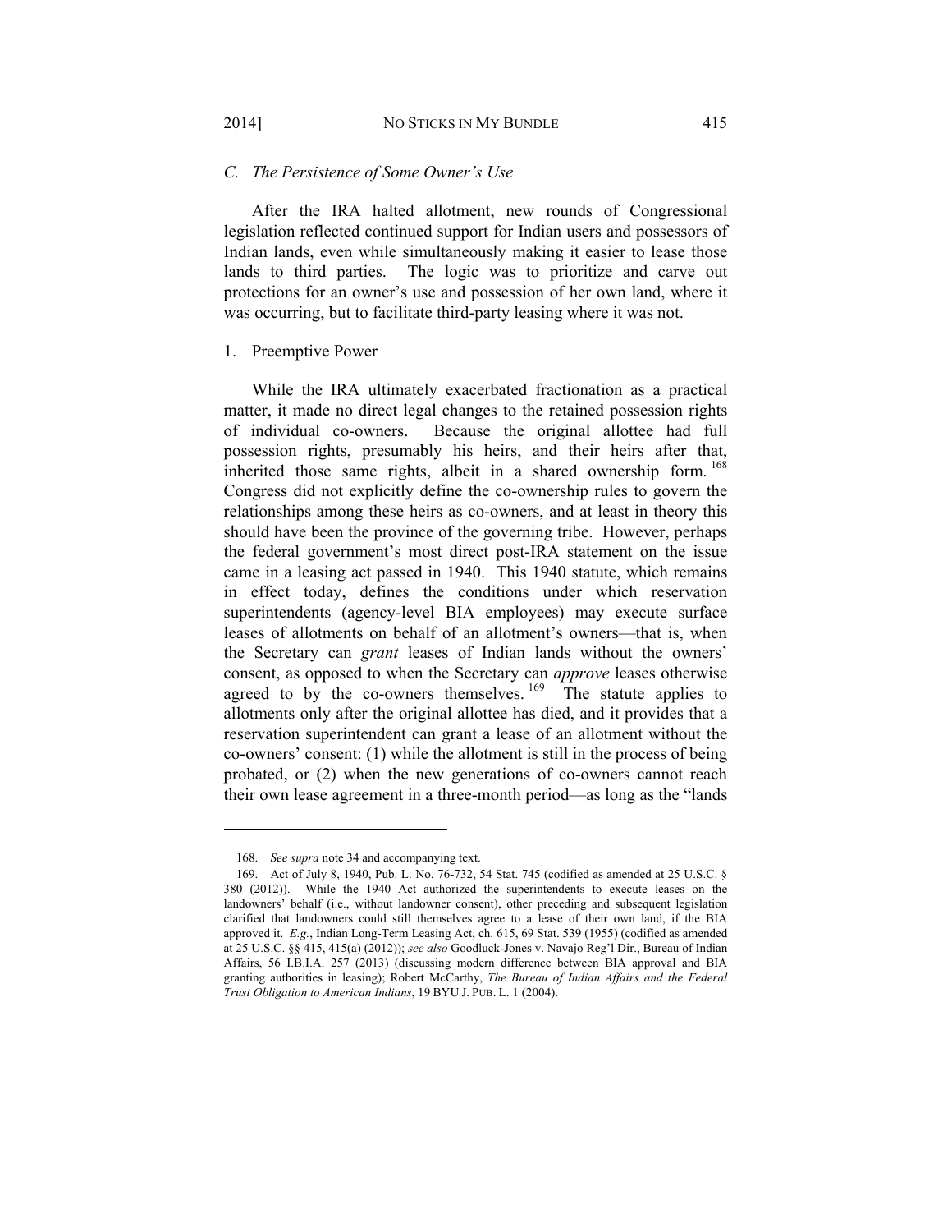### *C. The Persistence of Some Owner's Use*

After the IRA halted allotment, new rounds of Congressional legislation reflected continued support for Indian users and possessors of Indian lands, even while simultaneously making it easier to lease those lands to third parties. The logic was to prioritize and carve out protections for an owner's use and possession of her own land, where it was occurring, but to facilitate third-party leasing where it was not.

#### 1. Preemptive Power

While the IRA ultimately exacerbated fractionation as a practical matter, it made no direct legal changes to the retained possession rights of individual co-owners. Because the original allottee had full possession rights, presumably his heirs, and their heirs after that, inherited those same rights, albeit in a shared ownership form.[168] Congress did not explicitly define the co-ownership rules to govern the relationships among these heirs as co-owners, and at least in theory this should have been the province of the governing tribe. However, perhaps the federal government's most direct post-IRA statement on the issue came in a leasing act passed in 1940. This 1940 statute, which remains in effect today, defines the conditions under which reservation superintendents (agency-level BIA employees) may execute surface leases of allotments on behalf of an allotment's owners—that is, when the Secretary can *grant* leases of Indian lands without the owners' consent, as opposed to when the Secretary can *approve* leases otherwise agreed to by the co-owners themselves.[169] The statute applies to allotments only after the original allottee has died, and it provides that a reservation superintendent can grant a lease of an allotment without the co-owners' consent: (1) while the allotment is still in the process of being probated, or (2) when the new generations of co-owners cannot reach their own lease agreement in a three-month period—as long as the "lands

---

168. *See supra* note 34 and accompanying text.

169. Act of July 8, 1940, Pub. L. No. 76-732, 54 Stat. 745 (codified as amended at 25 U.S.C. § 380 (2012)). While the 1940 Act authorized the superintendents to execute leases on the landowners' behalf (i.e., without landowner consent), other preceding and subsequent legislation clarified that landowners could still themselves agree to a lease of their own land, if the BIA approved it. *E.g.*, Indian Long-Term Leasing Act, ch. 615, 69 Stat. 539 (1955) (codified as amended at 25 U.S.C. §§ 415, 415(a) (2012)); *see also* Goodluck-Jones v. Navajo Reg'l Dir., Bureau of Indian Affairs, 56 I.B.I.A. 257 (2013) (discussing modern difference between BIA approval and BIA granting authorities in leasing); Robert McCarthy, *The Bureau of Indian Affairs and the Federal Trust Obligation to American Indians*, 19 BYU J. PUB. L. 1 (2004).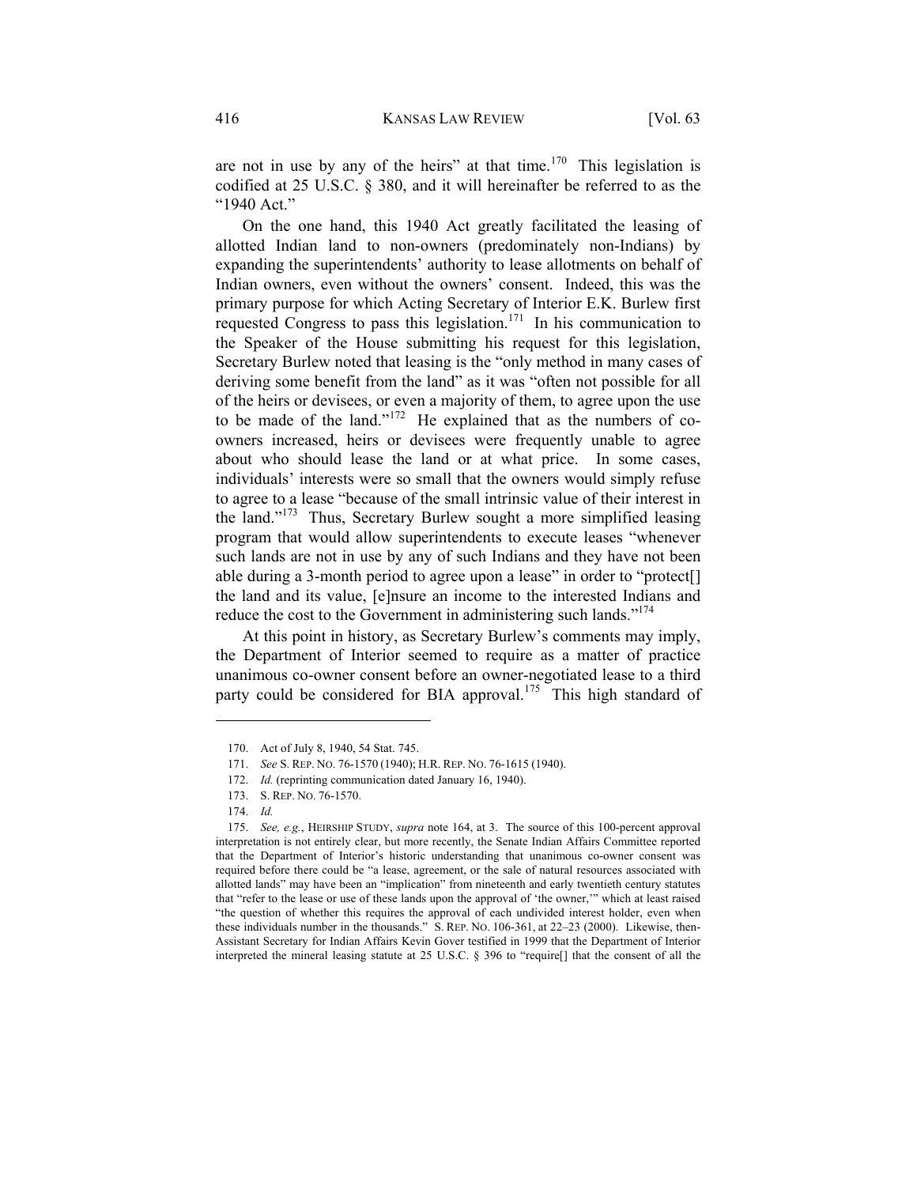are not in use by any of the heirs" at that time.[170] This legislation is codified at 25 U.S.C. § 380, and it will hereinafter be referred to as the "1940 Act."

On the one hand, this 1940 Act greatly facilitated the leasing of allotted Indian land to non-owners (predominately non-Indians) by expanding the superintendents' authority to lease allotments on behalf of Indian owners, even without the owners' consent. Indeed, this was the primary purpose for which Acting Secretary of Interior E.K. Burlew first requested Congress to pass this legislation.[171] In his communication to the Speaker of the House submitting his request for this legislation, Secretary Burlew noted that leasing is the "only method in many cases of deriving some benefit from the land" as it was "often not possible for all of the heirs or devisees, or even a majority of them, to agree upon the use to be made of the land."[172] He explained that as the numbers of co-owners increased, heirs or devisees were frequently unable to agree about who should lease the land or at what price. In some cases, individuals' interests were so small that the owners would simply refuse to agree to a lease "because of the small intrinsic value of their interest in the land."[173] Thus, Secretary Burlew sought a more simplified leasing program that would allow superintendents to execute leases "whenever such lands are not in use by any of such Indians and they have not been able during a 3-month period to agree upon a lease" in order to "protect[] the land and its value, [e]nsure an income to the interested Indians and reduce the cost to the Government in administering such lands."[174]

At this point in history, as Secretary Burlew's comments may imply, the Department of Interior seemed to require as a matter of practice unanimous co-owner consent before an owner-negotiated lease to a third party could be considered for BIA approval.[175] This high standard of

---

170. Act of July 8, 1940, 54 Stat. 745.

171. *See* S. REP. NO. 76-1570 (1940); H.R. REP. NO. 76-1615 (1940).

172. *Id.* (reprinting communication dated January 16, 1940).

173. S. REP. NO. 76-1570.

174. *Id.*

175. *See, e.g.*, HEIRSHIP STUDY, *supra* note 164, at 3. The source of this 100-percent approval interpretation is not entirely clear, but more recently, the Senate Indian Affairs Committee reported that the Department of Interior's historic understanding that unanimous co-owner consent was required before there could be "a lease, agreement, or the sale of natural resources associated with allotted lands" may have been an "implication" from nineteenth and early twentieth century statutes that "refer to the lease or use of these lands upon the approval of 'the owner,'" which at least raised "the question of whether this requires the approval of each undivided interest holder, even when these individuals number in the thousands." S. REP. NO. 106-361, at 22–23 (2000). Likewise, then-Assistant Secretary for Indian Affairs Kevin Gover testified in 1999 that the Department of Interior interpreted the mineral leasing statute at 25 U.S.C. § 396 to "require[] that the consent of all the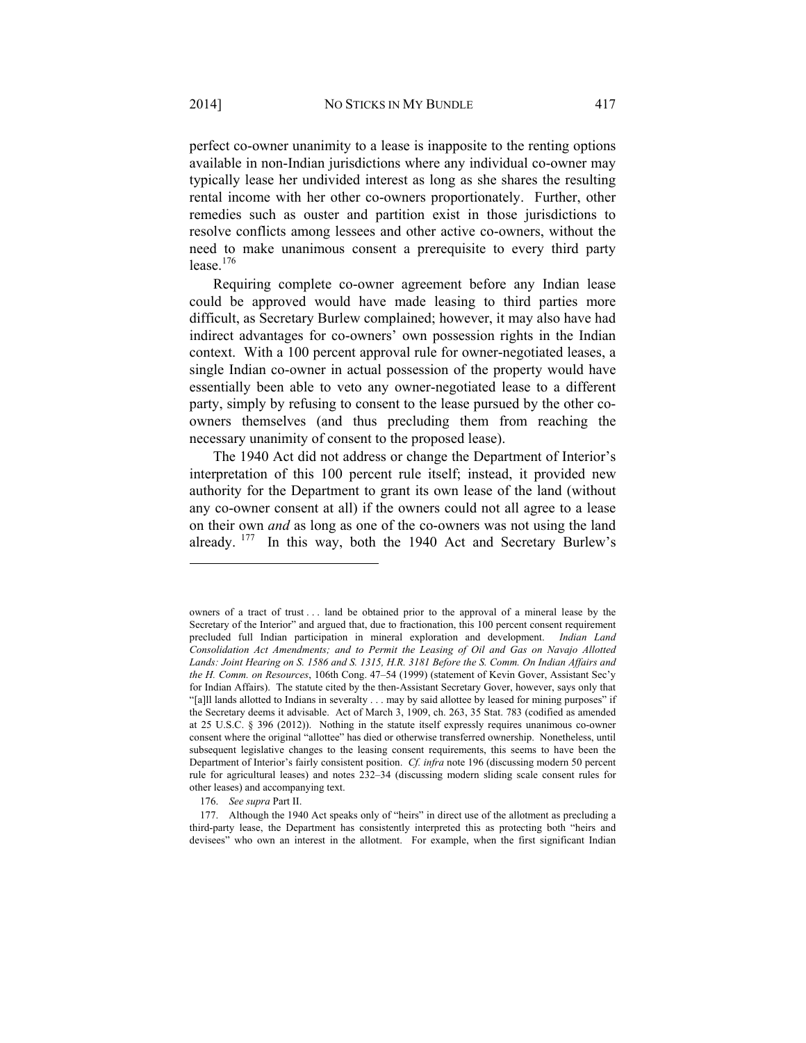perfect co-owner unanimity to a lease is inapposite to the renting options available in non-Indian jurisdictions where any individual co-owner may typically lease her undivided interest as long as she shares the resulting rental income with her other co-owners proportionately. Further, other remedies such as ouster and partition exist in those jurisdictions to resolve conflicts among lessees and other active co-owners, without the need to make unanimous consent a prerequisite to every third party lease.[176]

Requiring complete co-owner agreement before any Indian lease could be approved would have made leasing to third parties more difficult, as Secretary Burlew complained; however, it may also have had indirect advantages for co-owners' own possession rights in the Indian context. With a 100 percent approval rule for owner-negotiated leases, a single Indian co-owner in actual possession of the property would have essentially been able to veto any owner-negotiated lease to a different party, simply by refusing to consent to the lease pursued by the other co-owners themselves (and thus precluding them from reaching the necessary unanimity of consent to the proposed lease).

The 1940 Act did not address or change the Department of Interior's interpretation of this 100 percent rule itself; instead, it provided new authority for the Department to grant its own lease of the land (without any co-owner consent at all) if the owners could not all agree to a lease on their own *and* as long as one of the co-owners was not using the land already.[177] In this way, both the 1940 Act and Secretary Burlew's

---

owners of a tract of trust . . . land be obtained prior to the approval of a mineral lease by the Secretary of the Interior" and argued that, due to fractionation, this 100 percent consent requirement precluded full Indian participation in mineral exploration and development. *Indian Land Consolidation Act Amendments; and to Permit the Leasing of Oil and Gas on Navajo Allotted Lands: Joint Hearing on S. 1586 and S. 1315, H.R. 3181 Before the S. Comm. On Indian Affairs and the H. Comm. on Resources*, 106th Cong. 47–54 (1999) (statement of Kevin Gover, Assistant Sec'y for Indian Affairs). The statute cited by the then-Assistant Secretary Gover, however, says only that "[a]ll lands allotted to Indians in severalty . . . may by said allottee by leased for mining purposes" if the Secretary deems it advisable. Act of March 3, 1909, ch. 263, 35 Stat. 783 (codified as amended at 25 U.S.C. § 396 (2012)). Nothing in the statute itself expressly requires unanimous co-owner consent where the original "allottee" has died or otherwise transferred ownership. Nonetheless, until subsequent legislative changes to the leasing consent requirements, this seems to have been the Department of Interior's fairly consistent position. *Cf. infra* note 196 (discussing modern 50 percent rule for agricultural leases) and notes 232–34 (discussing modern sliding scale consent rules for other leases) and accompanying text.

176. *See supra* Part II.

177. Although the 1940 Act speaks only of "heirs" in direct use of the allotment as precluding a third-party lease, the Department has consistently interpreted this as protecting both "heirs and devisees" who own an interest in the allotment. For example, when the first significant Indian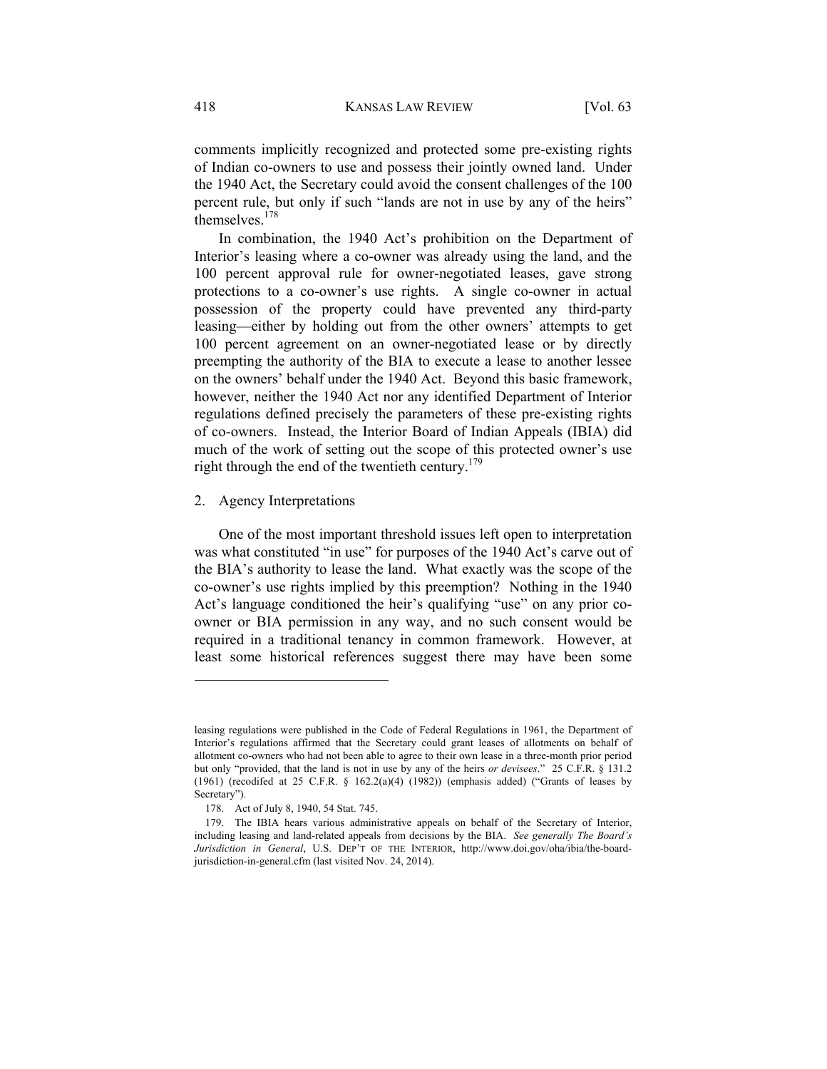comments implicitly recognized and protected some pre-existing rights of Indian co-owners to use and possess their jointly owned land. Under the 1940 Act, the Secretary could avoid the consent challenges of the 100 percent rule, but only if such "lands are not in use by any of the heirs" themselves.[178]

In combination, the 1940 Act's prohibition on the Department of Interior's leasing where a co-owner was already using the land, and the 100 percent approval rule for owner-negotiated leases, gave strong protections to a co-owner's use rights. A single co-owner in actual possession of the property could have prevented any third-party leasing—either by holding out from the other owners' attempts to get 100 percent agreement on an owner-negotiated lease or by directly preempting the authority of the BIA to execute a lease to another lessee on the owners' behalf under the 1940 Act. Beyond this basic framework, however, neither the 1940 Act nor any identified Department of Interior regulations defined precisely the parameters of these pre-existing rights of co-owners. Instead, the Interior Board of Indian Appeals (IBIA) did much of the work of setting out the scope of this protected owner's use right through the end of the twentieth century.[179]

### 2. Agency Interpretations

One of the most important threshold issues left open to interpretation was what constituted "in use" for purposes of the 1940 Act's carve out of the BIA's authority to lease the land. What exactly was the scope of the co-owner's use rights implied by this preemption? Nothing in the 1940 Act's language conditioned the heir's qualifying "use" on any prior co-owner or BIA permission in any way, and no such consent would be required in a traditional tenancy in common framework. However, at least some historical references suggest there may have been some

---

leasing regulations were published in the Code of Federal Regulations in 1961, the Department of Interior's regulations affirmed that the Secretary could grant leases of allotments on behalf of allotment co-owners who had not been able to agree to their own lease in a three-month prior period but only "provided, that the land is not in use by any of the heirs *or devisees*." 25 C.F.R. § 131.2 (1961) (recodifed at 25 C.F.R. § 162.2(a)(4) (1982)) (emphasis added) ("Grants of leases by Secretary").

178. Act of July 8, 1940, 54 Stat. 745.

179. The IBIA hears various administrative appeals on behalf of the Secretary of Interior, including leasing and land-related appeals from decisions by the BIA. *See generally The Board's Jurisdiction in General*, U.S. DEP'T OF THE INTERIOR, http://www.doi.gov/oha/ibia/the-board-jurisdiction-in-general.cfm (last visited Nov. 24, 2014).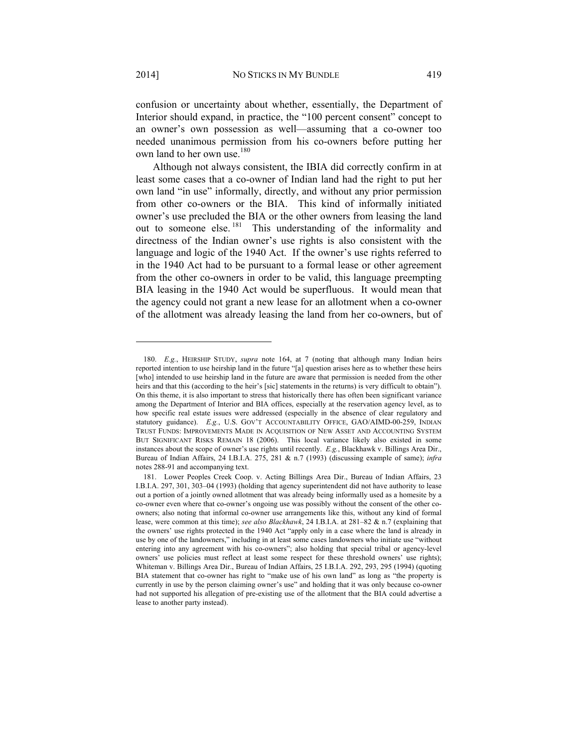confusion or uncertainty about whether, essentially, the Department of Interior should expand, in practice, the "100 percent consent" concept to an owner's own possession as well—assuming that a co-owner too needed unanimous permission from his co-owners before putting her own land to her own use.[180]

Although not always consistent, the IBIA did correctly confirm in at least some cases that a co-owner of Indian land had the right to put her own land "in use" informally, directly, and without any prior permission from other co-owners or the BIA. This kind of informally initiated owner's use precluded the BIA or the other owners from leasing the land out to someone else.[181] This understanding of the informality and directness of the Indian owner's use rights is also consistent with the language and logic of the 1940 Act. If the owner's use rights referred to in the 1940 Act had to be pursuant to a formal lease or other agreement from the other co-owners in order to be valid, this language preempting BIA leasing in the 1940 Act would be superfluous. It would mean that the agency could not grant a new lease for an allotment when a co-owner of the allotment was already leasing the land from her co-owners, but of

---

180. *E.g.*, HEIRSHIP STUDY, *supra* note 164, at 7 (noting that although many Indian heirs reported intention to use heirship land in the future "[a] question arises here as to whether these heirs [who] intended to use heirship land in the future are aware that permission is needed from the other heirs and that this (according to the heir's [sic] statements in the returns) is very difficult to obtain"). On this theme, it is also important to stress that historically there has often been significant variance among the Department of Interior and BIA offices, especially at the reservation agency level, as to how specific real estate issues were addressed (especially in the absence of clear regulatory and statutory guidance). *E.g.*, U.S. GOV'T ACCOUNTABILITY OFFICE, GAO/AIMD-00-259, INDIAN TRUST FUNDS: IMPROVEMENTS MADE IN ACQUISITION OF NEW ASSET AND ACCOUNTING SYSTEM BUT SIGNIFICANT RISKS REMAIN 18 (2006). This local variance likely also existed in some instances about the scope of owner's use rights until recently. *E.g.*, Blackhawk v. Billings Area Dir., Bureau of Indian Affairs, 24 I.B.I.A. 275, 281 & n.7 (1993) (discussing example of same); *infra* notes 288-91 and accompanying text.

181. Lower Peoples Creek Coop. v. Acting Billings Area Dir., Bureau of Indian Affairs, 23 I.B.I.A. 297, 301, 303–04 (1993) (holding that agency superintendent did not have authority to lease out a portion of a jointly owned allotment that was already being informally used as a homesite by a co-owner even where that co-owner's ongoing use was possibly without the consent of the other co-owners; also noting that informal co-owner use arrangements like this, without any kind of formal lease, were common at this time); *see also Blackhawk*, 24 I.B.I.A. at 281–82 & n.7 (explaining that the owners' use rights protected in the 1940 Act "apply only in a case where the land is already in use by one of the landowners," including in at least some cases landowners who initiate use "without entering into any agreement with his co-owners"; also holding that special tribal or agency-level owners' use policies must reflect at least some respect for these threshold owners' use rights); Whiteman v. Billings Area Dir., Bureau of Indian Affairs, 25 I.B.I.A. 292, 293, 295 (1994) (quoting BIA statement that co-owner has right to "make use of his own land" as long as "the property is currently in use by the person claiming owner's use" and holding that it was only because co-owner had not supported his allegation of pre-existing use of the allotment that the BIA could advertise a lease to another party instead).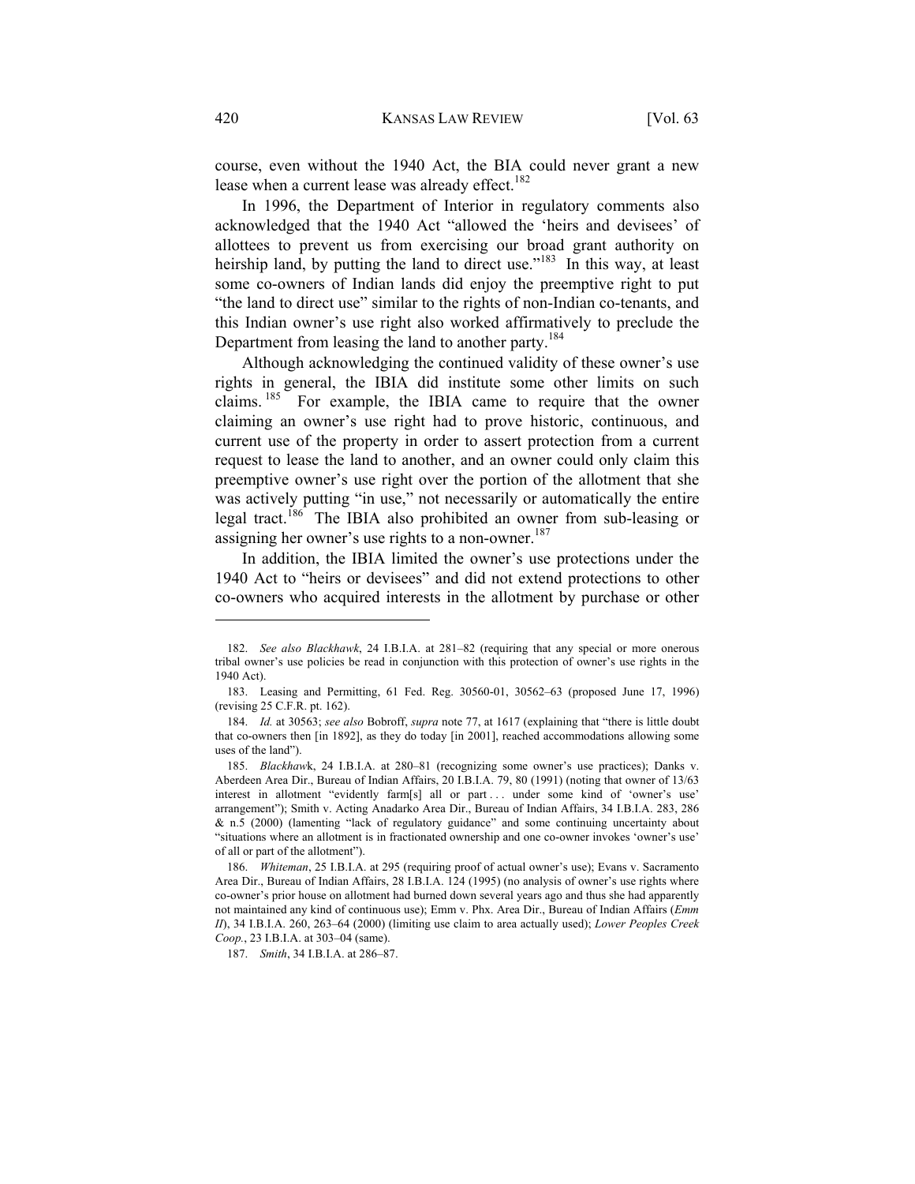course, even without the 1940 Act, the BIA could never grant a new lease when a current lease was already effect.[182]

In 1996, the Department of Interior in regulatory comments also acknowledged that the 1940 Act "allowed the 'heirs and devisees' of allottees to prevent us from exercising our broad grant authority on heirship land, by putting the land to direct use."[183] In this way, at least some co-owners of Indian lands did enjoy the preemptive right to put "the land to direct use" similar to the rights of non-Indian co-tenants, and this Indian owner's use right also worked affirmatively to preclude the Department from leasing the land to another party.[184]

Although acknowledging the continued validity of these owner's use rights in general, the IBIA did institute some other limits on such claims.[185] For example, the IBIA came to require that the owner claiming an owner's use right had to prove historic, continuous, and current use of the property in order to assert protection from a current request to lease the land to another, and an owner could only claim this preemptive owner's use right over the portion of the allotment that she was actively putting "in use," not necessarily or automatically the entire legal tract.[186] The IBIA also prohibited an owner from sub-leasing or assigning her owner's use rights to a non-owner.[187]

In addition, the IBIA limited the owner's use protections under the 1940 Act to "heirs or devisees" and did not extend protections to other co-owners who acquired interests in the allotment by purchase or other

---

182. *See also Blackhawk*, 24 I.B.I.A. at 281–82 (requiring that any special or more onerous tribal owner's use policies be read in conjunction with this protection of owner's use rights in the 1940 Act).

183. Leasing and Permitting, 61 Fed. Reg. 30560-01, 30562–63 (proposed June 17, 1996) (revising 25 C.F.R. pt. 162).

184. *Id.* at 30563; *see also* Bobroff, *supra* note 77, at 1617 (explaining that "there is little doubt that co-owners then [in 1892], as they do today [in 2001], reached accommodations allowing some uses of the land").

185. *Blackhawk*, 24 I.B.I.A. at 280–81 (recognizing some owner's use practices); Danks v. Aberdeen Area Dir., Bureau of Indian Affairs, 20 I.B.I.A. 79, 80 (1991) (noting that owner of 13/63 interest in allotment "evidently farm[s] all or part . . . under some kind of 'owner's use' arrangement"); Smith v. Acting Anadarko Area Dir., Bureau of Indian Affairs, 34 I.B.I.A. 283, 286 & n.5 (2000) (lamenting "lack of regulatory guidance" and some continuing uncertainty about "situations where an allotment is in fractionated ownership and one co-owner invokes 'owner's use' of all or part of the allotment").

186. *Whiteman*, 25 I.B.I.A. at 295 (requiring proof of actual owner's use); Evans v. Sacramento Area Dir., Bureau of Indian Affairs, 28 I.B.I.A. 124 (1995) (no analysis of owner's use rights where co-owner's prior house on allotment had burned down several years ago and thus she had apparently not maintained any kind of continuous use); Emm v. Phx. Area Dir., Bureau of Indian Affairs (*Emm II*), 34 I.B.I.A. 260, 263–64 (2000) (limiting use claim to area actually used); *Lower Peoples Creek Coop.*, 23 I.B.I.A. at 303–04 (same).

187. *Smith*, 34 I.B.I.A. at 286–87.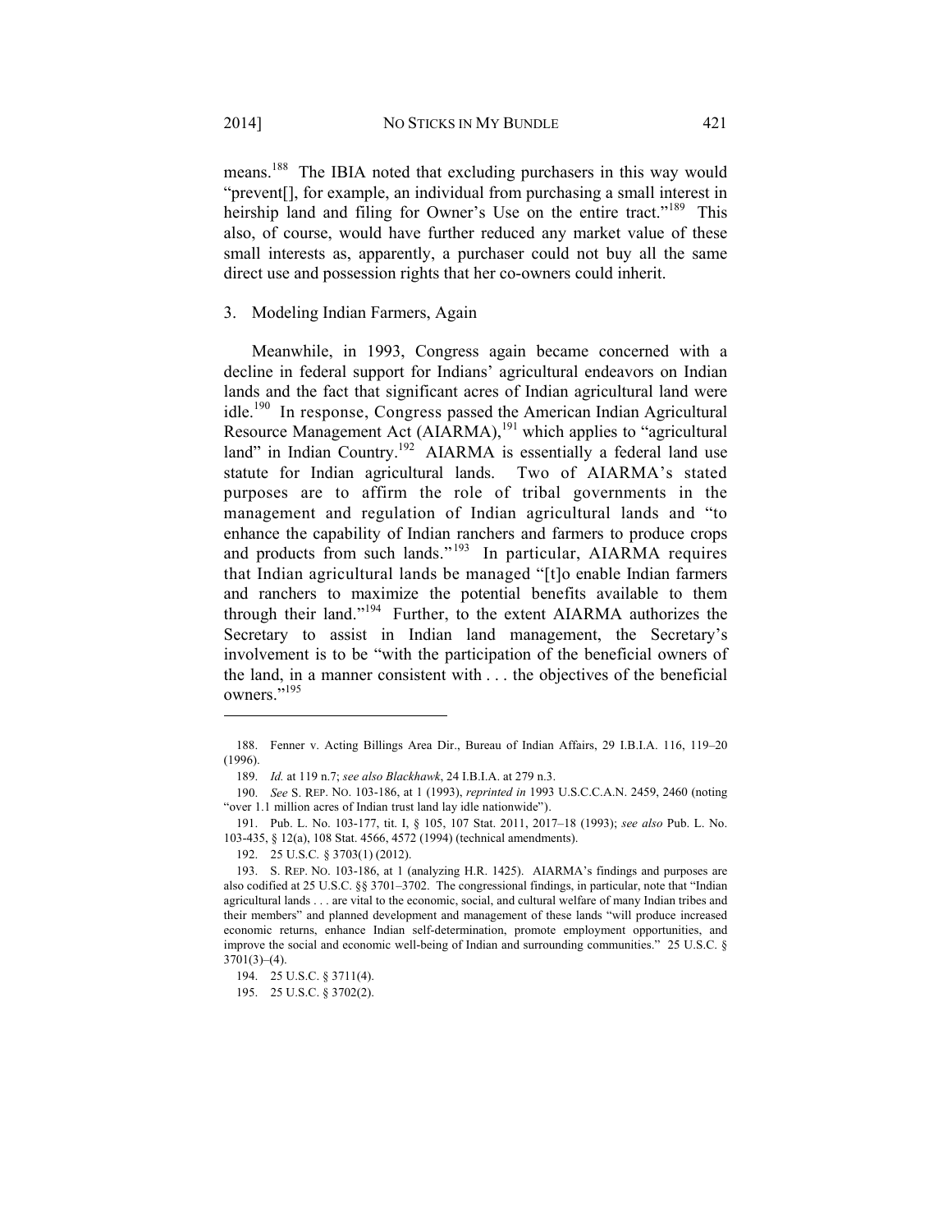means.[188] The IBIA noted that excluding purchasers in this way would "prevent[], for example, an individual from purchasing a small interest in heirship land and filing for Owner's Use on the entire tract."[189] This also, of course, would have further reduced any market value of these small interests as, apparently, a purchaser could not buy all the same direct use and possession rights that her co-owners could inherit.

### 3. Modeling Indian Farmers, Again

Meanwhile, in 1993, Congress again became concerned with a decline in federal support for Indians' agricultural endeavors on Indian lands and the fact that significant acres of Indian agricultural land were idle.[190] In response, Congress passed the American Indian Agricultural Resource Management Act (AIARMA),[191] which applies to "agricultural land" in Indian Country.[192] AIARMA is essentially a federal land use statute for Indian agricultural lands. Two of AIARMA's stated purposes are to affirm the role of tribal governments in the management and regulation of Indian agricultural lands and "to enhance the capability of Indian ranchers and farmers to produce crops and products from such lands."[193] In particular, AIARMA requires that Indian agricultural lands be managed "[t]o enable Indian farmers and ranchers to maximize the potential benefits available to them through their land."[194] Further, to the extent AIARMA authorizes the Secretary to assist in Indian land management, the Secretary's involvement is to be "with the participation of the beneficial owners of the land, in a manner consistent with . . . the objectives of the beneficial owners."[195]

---

188. Fenner v. Acting Billings Area Dir., Bureau of Indian Affairs, 29 I.B.I.A. 116, 119–20 (1996).

189. *Id.* at 119 n.7; *see also Blackhawk*, 24 I.B.I.A. at 279 n.3.

190. *See* S. REP. NO. 103-186, at 1 (1993), *reprinted in* 1993 U.S.C.C.A.N. 2459, 2460 (noting "over 1.1 million acres of Indian trust land lay idle nationwide").

191. Pub. L. No. 103-177, tit. I, § 105, 107 Stat. 2011, 2017–18 (1993); *see also* Pub. L. No. 103-435, § 12(a), 108 Stat. 4566, 4572 (1994) (technical amendments).

192. 25 U.S.C. § 3703(1) (2012).

193. S. REP. NO. 103-186, at 1 (analyzing H.R. 1425). AIARMA's findings and purposes are also codified at 25 U.S.C. §§ 3701–3702. The congressional findings, in particular, note that "Indian agricultural lands . . . are vital to the economic, social, and cultural welfare of many Indian tribes and their members" and planned development and management of these lands "will produce increased economic returns, enhance Indian self-determination, promote employment opportunities, and improve the social and economic well-being of Indian and surrounding communities." 25 U.S.C. § 3701(3)–(4).

194. 25 U.S.C. § 3711(4).

195. 25 U.S.C. § 3702(2).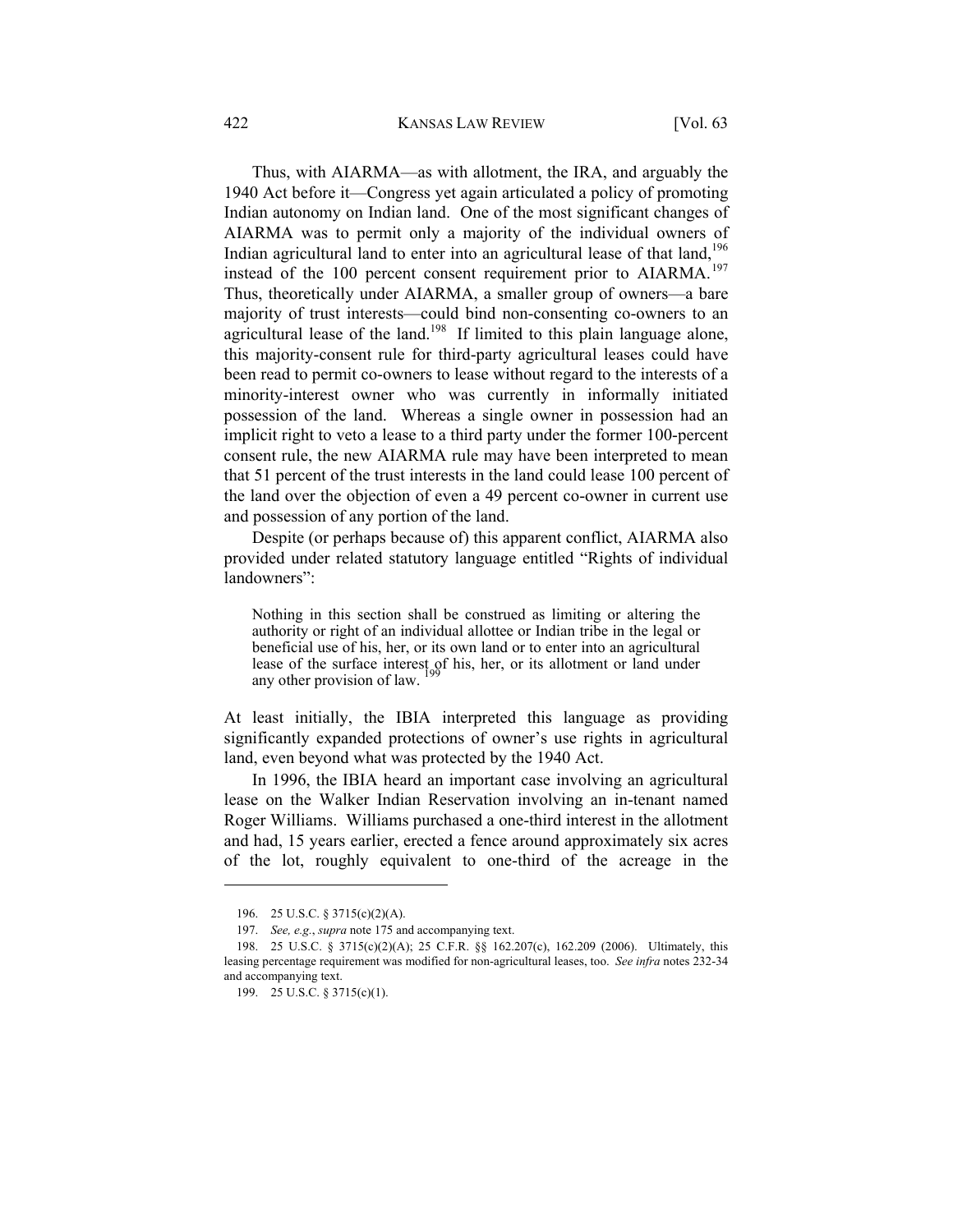Thus, with AIARMA—as with allotment, the IRA, and arguably the 1940 Act before it—Congress yet again articulated a policy of promoting Indian autonomy on Indian land. One of the most significant changes of AIARMA was to permit only a majority of the individual owners of Indian agricultural land to enter into an agricultural lease of that land,[196] instead of the 100 percent consent requirement prior to AIARMA.[197] Thus, theoretically under AIARMA, a smaller group of owners—a bare majority of trust interests—could bind non-consenting co-owners to an agricultural lease of the land.[198] If limited to this plain language alone, this majority-consent rule for third-party agricultural leases could have been read to permit co-owners to lease without regard to the interests of a minority-interest owner who was currently in informally initiated possession of the land. Whereas a single owner in possession had an implicit right to veto a lease to a third party under the former 100-percent consent rule, the new AIARMA rule may have been interpreted to mean that 51 percent of the trust interests in the land could lease 100 percent of the land over the objection of even a 49 percent co-owner in current use and possession of any portion of the land.

Despite (or perhaps because of) this apparent conflict, AIARMA also provided under related statutory language entitled "Rights of individual landowners":

> Nothing in this section shall be construed as limiting or altering the authority or right of an individual allottee or Indian tribe in the legal or beneficial use of his, her, or its own land or to enter into an agricultural lease of the surface interest of his, her, or its allotment or land under any other provision of law.[199]

At least initially, the IBIA interpreted this language as providing significantly expanded protections of owner's use rights in agricultural land, even beyond what was protected by the 1940 Act.

In 1996, the IBIA heard an important case involving an agricultural lease on the Walker Indian Reservation involving an in-tenant named Roger Williams. Williams purchased a one-third interest in the allotment and had, 15 years earlier, erected a fence around approximately six acres of the lot, roughly equivalent to one-third of the acreage in the

---

196. 25 U.S.C. § 3715(c)(2)(A).

197. *See, e.g.*, *supra* note 175 and accompanying text.

198. 25 U.S.C. § 3715(c)(2)(A); 25 C.F.R. §§ 162.207(c), 162.209 (2006). Ultimately, this leasing percentage requirement was modified for non-agricultural leases, too. *See infra* notes 232-34 and accompanying text.

199. 25 U.S.C. § 3715(c)(1).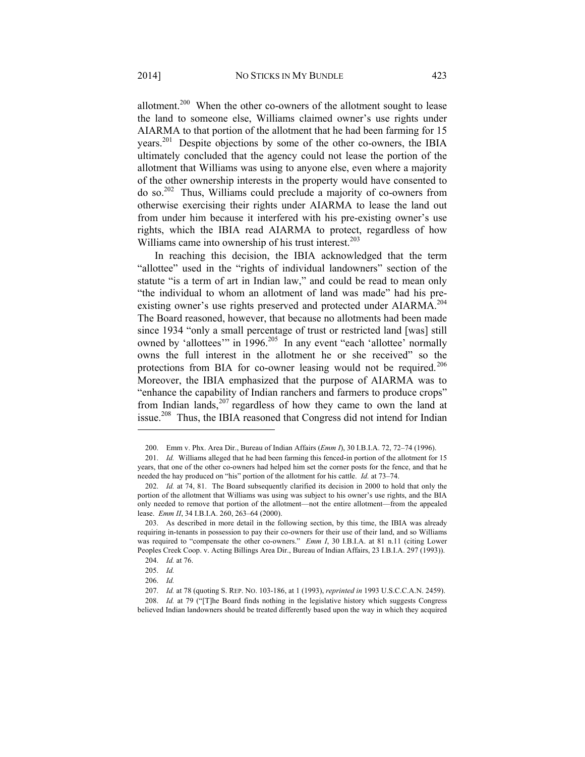allotment.[200] When the other co-owners of the allotment sought to lease the land to someone else, Williams claimed owner's use rights under AIARMA to that portion of the allotment that he had been farming for 15 years.[201] Despite objections by some of the other co-owners, the IBIA ultimately concluded that the agency could not lease the portion of the allotment that Williams was using to anyone else, even where a majority of the other ownership interests in the property would have consented to do so.[202] Thus, Williams could preclude a majority of co-owners from otherwise exercising their rights under AIARMA to lease the land out from under him because it interfered with his pre-existing owner's use rights, which the IBIA read AIARMA to protect, regardless of how Williams came into ownership of his trust interest.[203]

In reaching this decision, the IBIA acknowledged that the term "allottee" used in the "rights of individual landowners" section of the statute "is a term of art in Indian law," and could be read to mean only "the individual to whom an allotment of land was made" had his pre-existing owner's use rights preserved and protected under AIARMA.[204] The Board reasoned, however, that because no allotments had been made since 1934 "only a small percentage of trust or restricted land [was] still owned by 'allottees'" in 1996.[205] In any event "each 'allottee' normally owns the full interest in the allotment he or she received" so the protections from BIA for co-owner leasing would not be required.[206] Moreover, the IBIA emphasized that the purpose of AIARMA was to "enhance the capability of Indian ranchers and farmers to produce crops" from Indian lands,[207] regardless of how they came to own the land at issue.[208] Thus, the IBIA reasoned that Congress did not intend for Indian

---

200. Emm v. Phx. Area Dir., Bureau of Indian Affairs (*Emm I*), 30 I.B.I.A. 72, 72–74 (1996).

201. *Id.* Williams alleged that he had been farming this fenced-in portion of the allotment for 15 years, that one of the other co-owners had helped him set the corner posts for the fence, and that he needed the hay produced on "his" portion of the allotment for his cattle. *Id.* at 73–74.

202. *Id.* at 74, 81. The Board subsequently clarified its decision in 2000 to hold that only the portion of the allotment that Williams was using was subject to his owner's use rights, and the BIA only needed to remove that portion of the allotment—not the entire allotment—from the appealed lease. *Emm II*, 34 I.B.I.A. 260, 263–64 (2000).

203. As described in more detail in the following section, by this time, the IBIA was already requiring in-tenants in possession to pay their co-owners for their use of their land, and so Williams was required to "compensate the other co-owners." *Emm I*, 30 I.B.I.A. at 81 n.11 (citing Lower Peoples Creek Coop. v. Acting Billings Area Dir., Bureau of Indian Affairs, 23 I.B.I.A. 297 (1993)).

204. *Id.* at 76.

205. *Id.*

206. *Id.*

207. *Id.* at 78 (quoting S. REP. NO. 103-186, at 1 (1993), *reprinted in* 1993 U.S.C.C.A.N. 2459).

208. *Id.* at 79 ("[T]he Board finds nothing in the legislative history which suggests Congress believed Indian landowners should be treated differently based upon the way in which they acquired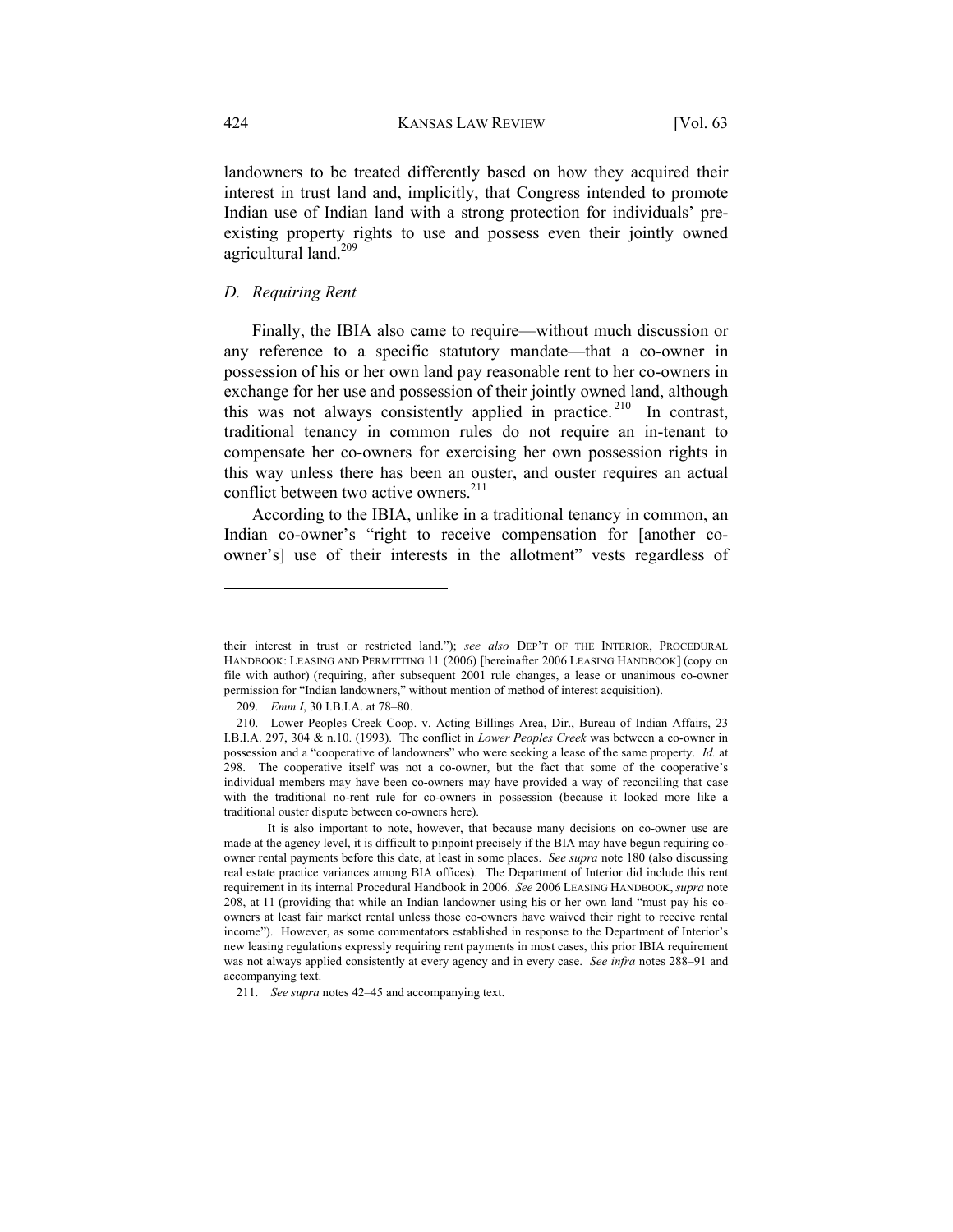landowners to be treated differently based on how they acquired their interest in trust land and, implicitly, that Congress intended to promote Indian use of Indian land with a strong protection for individuals' pre-existing property rights to use and possess even their jointly owned agricultural land.[209]

### *D. Requiring Rent*

Finally, the IBIA also came to require—without much discussion or any reference to a specific statutory mandate—that a co-owner in possession of his or her own land pay reasonable rent to her co-owners in exchange for her use and possession of their jointly owned land, although this was not always consistently applied in practice.[210] In contrast, traditional tenancy in common rules do not require an in-tenant to compensate her co-owners for exercising her own possession rights in this way unless there has been an ouster, and ouster requires an actual conflict between two active owners.[211]

According to the IBIA, unlike in a traditional tenancy in common, an Indian co-owner's "right to receive compensation for [another co-owner's] use of their interests in the allotment" vests regardless of

---

their interest in trust or restricted land."); *see also* DEP'T OF THE INTERIOR, PROCEDURAL HANDBOOK: LEASING AND PERMITTING 11 (2006) [hereinafter 2006 LEASING HANDBOOK] (copy on file with author) (requiring, after subsequent 2001 rule changes, a lease or unanimous co-owner permission for "Indian landowners," without mention of method of interest acquisition).

209. *Emm I*, 30 I.B.I.A. at 78–80.

210. Lower Peoples Creek Coop. v. Acting Billings Area, Dir., Bureau of Indian Affairs, 23 I.B.I.A. 297, 304 & n.10. (1993). The conflict in *Lower Peoples Creek* was between a co-owner in possession and a "cooperative of landowners" who were seeking a lease of the same property. *Id.* at 298. The cooperative itself was not a co-owner, but the fact that some of the cooperative's individual members may have been co-owners may have provided a way of reconciling that case with the traditional no-rent rule for co-owners in possession (because it looked more like a traditional ouster dispute between co-owners here).

It is also important to note, however, that because many decisions on co-owner use are made at the agency level, it is difficult to pinpoint precisely if the BIA may have begun requiring co-owner rental payments before this date, at least in some places. *See supra* note 180 (also discussing real estate practice variances among BIA offices). The Department of Interior did include this rent requirement in its internal Procedural Handbook in 2006. *See* 2006 LEASING HANDBOOK, *supra* note 208, at 11 (providing that while an Indian landowner using his or her own land "must pay his co-owners at least fair market rental unless those co-owners have waived their right to receive rental income"). However, as some commentators established in response to the Department of Interior's new leasing regulations expressly requiring rent payments in most cases, this prior IBIA requirement was not always applied consistently at every agency and in every case. *See infra* notes 288–91 and accompanying text.

211. *See supra* notes 42–45 and accompanying text.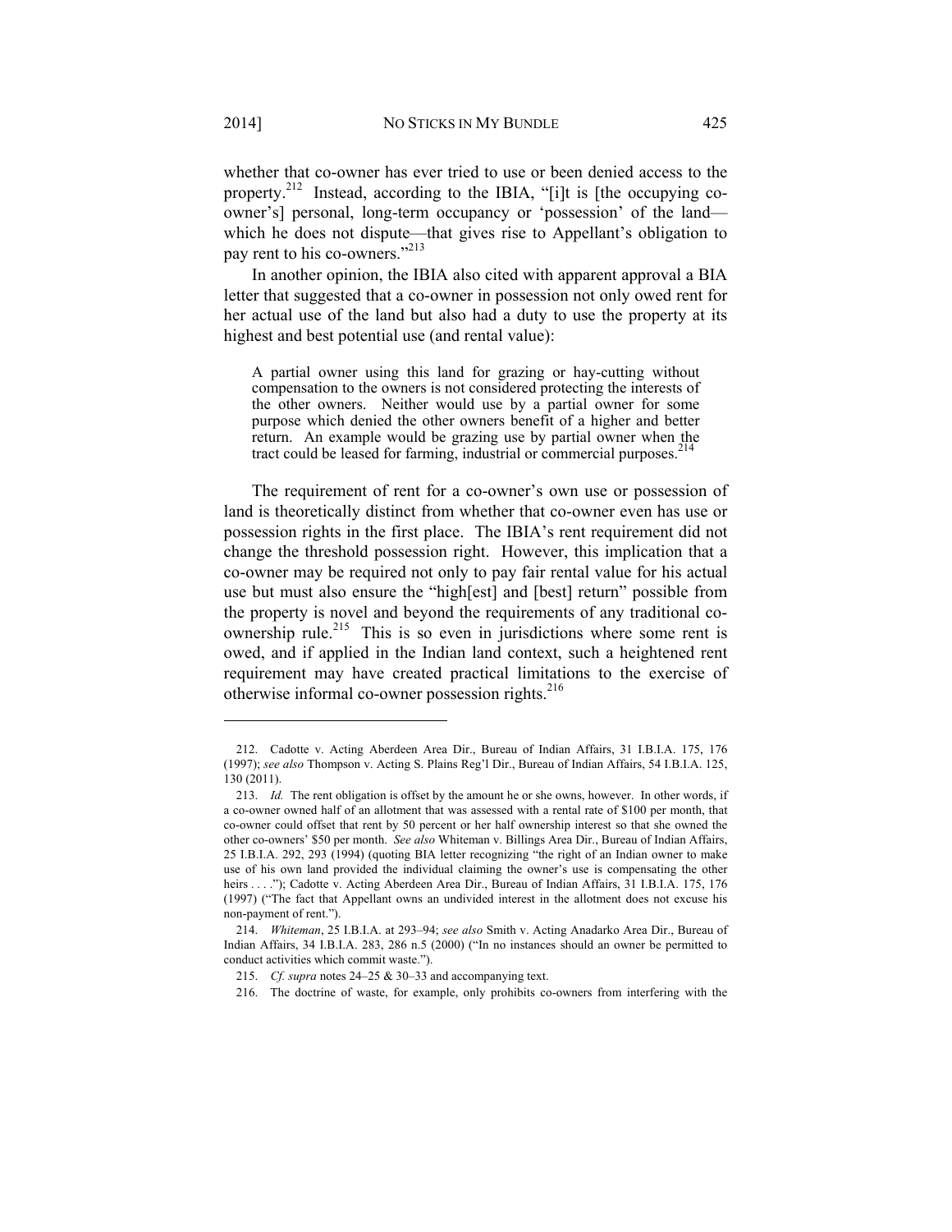whether that co-owner has ever tried to use or been denied access to the property.[212] Instead, according to the IBIA, "[i]t is [the occupying co-owner's] personal, long-term occupancy or 'possession' of the land—which he does not dispute—that gives rise to Appellant's obligation to pay rent to his co-owners."[213]

In another opinion, the IBIA also cited with apparent approval a BIA letter that suggested that a co-owner in possession not only owed rent for her actual use of the land but also had a duty to use the property at its highest and best potential use (and rental value):

> A partial owner using this land for grazing or hay-cutting without compensation to the owners is not considered protecting the interests of the other owners. Neither would use by a partial owner for some purpose which denied the other owners benefit of a higher and better return. An example would be grazing use by partial owner when the tract could be leased for farming, industrial or commercial purposes.[214]

The requirement of rent for a co-owner's own use or possession of land is theoretically distinct from whether that co-owner even has use or possession rights in the first place. The IBIA's rent requirement did not change the threshold possession right. However, this implication that a co-owner may be required not only to pay fair rental value for his actual use but must also ensure the "high[est] and [best] return" possible from the property is novel and beyond the requirements of any traditional co-ownership rule.[215] This is so even in jurisdictions where some rent is owed, and if applied in the Indian land context, such a heightened rent requirement may have created practical limitations to the exercise of otherwise informal co-owner possession rights.[216]

---

212. Cadotte v. Acting Aberdeen Area Dir., Bureau of Indian Affairs, 31 I.B.I.A. 175, 176 (1997); *see also* Thompson v. Acting S. Plains Reg'l Dir., Bureau of Indian Affairs, 54 I.B.I.A. 125, 130 (2011).

213. *Id.* The rent obligation is offset by the amount he or she owns, however. In other words, if a co-owner owned half of an allotment that was assessed with a rental rate of $100 per month, that co-owner could offset that rent by 50 percent or her half ownership interest so that she owned the other co-owners' $50 per month. *See also* Whiteman v. Billings Area Dir., Bureau of Indian Affairs, 25 I.B.I.A. 292, 293 (1994) (quoting BIA letter recognizing "the right of an Indian owner to make use of his own land provided the individual claiming the owner's use is compensating the other heirs . . . ."); Cadotte v. Acting Aberdeen Area Dir., Bureau of Indian Affairs, 31 I.B.I.A. 175, 176 (1997) ("The fact that Appellant owns an undivided interest in the allotment does not excuse his non-payment of rent.").

214. *Whiteman*, 25 I.B.I.A. at 293–94; *see also* Smith v. Acting Anadarko Area Dir., Bureau of Indian Affairs, 34 I.B.I.A. 283, 286 n.5 (2000) ("In no instances should an owner be permitted to conduct activities which commit waste.").

215. *Cf. supra* notes 24–25 & 30–33 and accompanying text.

216. The doctrine of waste, for example, only prohibits co-owners from interfering with the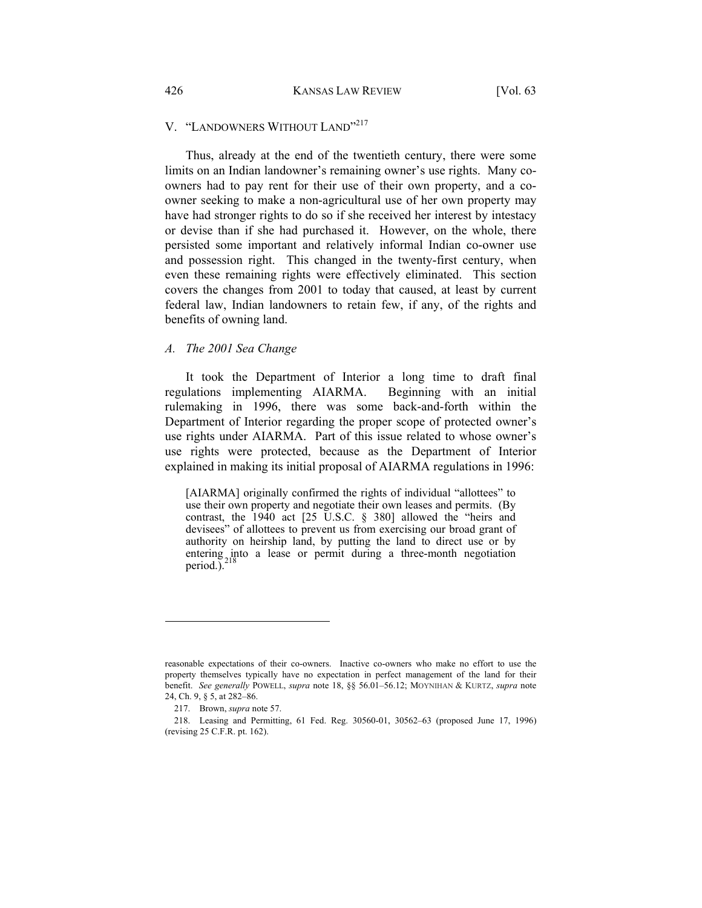## V. "LANDOWNERS WITHOUT LAND"[217]

Thus, already at the end of the twentieth century, there were some limits on an Indian landowner's remaining owner's use rights. Many co-owners had to pay rent for their use of their own property, and a co-owner seeking to make a non-agricultural use of her own property may have had stronger rights to do so if she received her interest by intestacy or devise than if she had purchased it. However, on the whole, there persisted some important and relatively informal Indian co-owner use and possession right. This changed in the twenty-first century, when even these remaining rights were effectively eliminated. This section covers the changes from 2001 to today that caused, at least by current federal law, Indian landowners to retain few, if any, of the rights and benefits of owning land.

### *A. The 2001 Sea Change*

It took the Department of Interior a long time to draft final regulations implementing AIARMA. Beginning with an initial rulemaking in 1996, there was some back-and-forth within the Department of Interior regarding the proper scope of protected owner's use rights under AIARMA. Part of this issue related to whose owner's use rights were protected, because as the Department of Interior explained in making its initial proposal of AIARMA regulations in 1996:

> [AIARMA] originally confirmed the rights of individual "allottees" to use their own property and negotiate their own leases and permits. (By contrast, the 1940 act [25 U.S.C. § 380] allowed the "heirs and devisees" of allottees to prevent us from exercising our broad grant of authority on heirship land, by putting the land to direct use or by entering into a lease or permit during a three-month negotiation period.).[218]

---

reasonable expectations of their co-owners. Inactive co-owners who make no effort to use the property themselves typically have no expectation in perfect management of the land for their benefit. *See generally* POWELL, *supra* note 18, §§ 56.01–56.12; MOYNIHAN & KURTZ, *supra* note 24, Ch. 9, § 5, at 282–86.

217. Brown, *supra* note 57.

218. Leasing and Permitting, 61 Fed. Reg. 30560-01, 30562–63 (proposed June 17, 1996) (revising 25 C.F.R. pt. 162).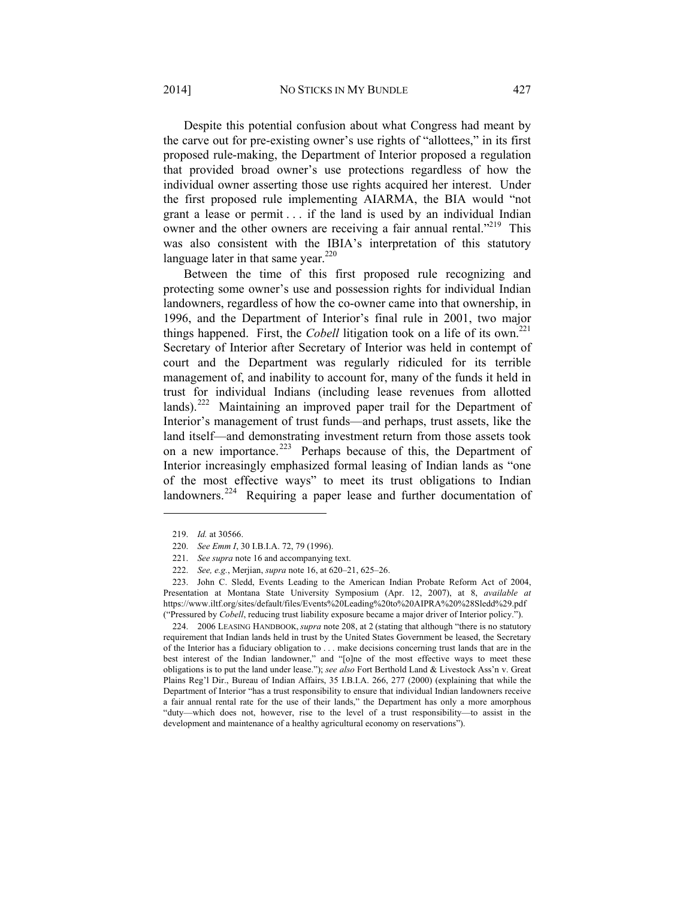Despite this potential confusion about what Congress had meant by the carve out for pre-existing owner's use rights of "allottees," in its first proposed rule-making, the Department of Interior proposed a regulation that provided broad owner's use protections regardless of how the individual owner asserting those use rights acquired her interest. Under the first proposed rule implementing AIARMA, the BIA would "not grant a lease or permit . . . if the land is used by an individual Indian owner and the other owners are receiving a fair annual rental."[219] This was also consistent with the IBIA's interpretation of this statutory language later in that same year.[220]

Between the time of this first proposed rule recognizing and protecting some owner's use and possession rights for individual Indian landowners, regardless of how the co-owner came into that ownership, in 1996, and the Department of Interior's final rule in 2001, two major things happened. First, the *Cobell* litigation took on a life of its own.[221] Secretary of Interior after Secretary of Interior was held in contempt of court and the Department was regularly ridiculed for its terrible management of, and inability to account for, many of the funds it held in trust for individual Indians (including lease revenues from allotted lands).[222] Maintaining an improved paper trail for the Department of Interior's management of trust funds—and perhaps, trust assets, like the land itself—and demonstrating investment return from those assets took on a new importance.[223] Perhaps because of this, the Department of Interior increasingly emphasized formal leasing of Indian lands as "one of the most effective ways" to meet its trust obligations to Indian landowners.[224] Requiring a paper lease and further documentation of

---

219. *Id.* at 30566.

220. *See Emm I*, 30 I.B.I.A. 72, 79 (1996).

221. *See supra* note 16 and accompanying text.

222. *See, e.g.*, Merjian, *supra* note 16, at 620–21, 625–26.

223. John C. Sledd, Events Leading to the American Indian Probate Reform Act of 2004, Presentation at Montana State University Symposium (Apr. 12, 2007), at 8, *available at* https://www.iltf.org/sites/default/files/Events%20Leading%20to%20AIPRA%20%28Sledd%29.pdf ("Pressured by *Cobell*, reducing trust liability exposure became a major driver of Interior policy.").

224. 2006 LEASING HANDBOOK, *supra* note 208, at 2 (stating that although "there is no statutory requirement that Indian lands held in trust by the United States Government be leased, the Secretary of the Interior has a fiduciary obligation to . . . make decisions concerning trust lands that are in the best interest of the Indian landowner," and "[o]ne of the most effective ways to meet these obligations is to put the land under lease."); *see also* Fort Berthold Land & Livestock Ass'n v. Great Plains Reg'l Dir., Bureau of Indian Affairs, 35 I.B.I.A. 266, 277 (2000) (explaining that while the Department of Interior "has a trust responsibility to ensure that individual Indian landowners receive a fair annual rental rate for the use of their lands," the Department has only a more amorphous "duty—which does not, however, rise to the level of a trust responsibility—to assist in the development and maintenance of a healthy agricultural economy on reservations").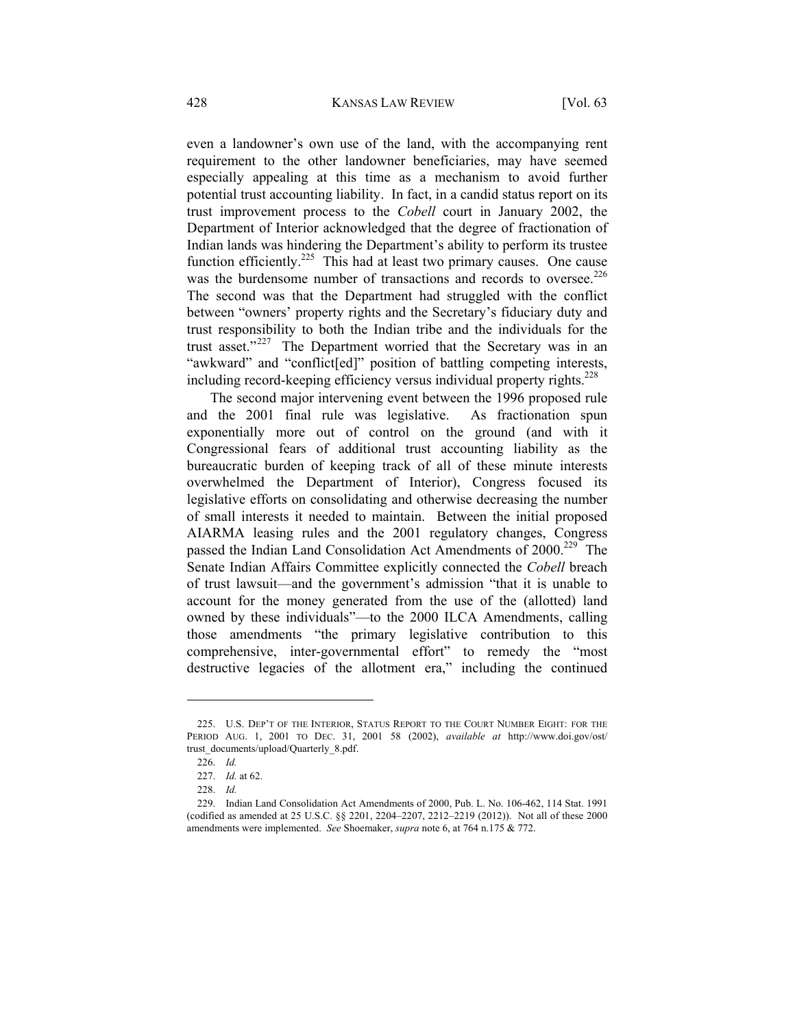even a landowner's own use of the land, with the accompanying rent requirement to the other landowner beneficiaries, may have seemed especially appealing at this time as a mechanism to avoid further potential trust accounting liability. In fact, in a candid status report on its trust improvement process to the *Cobell* court in January 2002, the Department of Interior acknowledged that the degree of fractionation of Indian lands was hindering the Department's ability to perform its trustee function efficiently.[225] This had at least two primary causes. One cause was the burdensome number of transactions and records to oversee.[226] The second was that the Department had struggled with the conflict between "owners' property rights and the Secretary's fiduciary duty and trust responsibility to both the Indian tribe and the individuals for the trust asset."[227] The Department worried that the Secretary was in an "awkward" and "conflict[ed]" position of battling competing interests, including record-keeping efficiency versus individual property rights.[228]

The second major intervening event between the 1996 proposed rule and the 2001 final rule was legislative. As fractionation spun exponentially more out of control on the ground (and with it Congressional fears of additional trust accounting liability as the bureaucratic burden of keeping track of all of these minute interests overwhelmed the Department of Interior), Congress focused its legislative efforts on consolidating and otherwise decreasing the number of small interests it needed to maintain. Between the initial proposed AIARMA leasing rules and the 2001 regulatory changes, Congress passed the Indian Land Consolidation Act Amendments of 2000.[229] The Senate Indian Affairs Committee explicitly connected the *Cobell* breach of trust lawsuit—and the government's admission "that it is unable to account for the money generated from the use of the (allotted) land owned by these individuals"—to the 2000 ILCA Amendments, calling those amendments "the primary legislative contribution to this comprehensive, inter-governmental effort" to remedy the "most destructive legacies of the allotment era," including the continued

---

225. U.S. DEP'T OF THE INTERIOR, STATUS REPORT TO THE COURT NUMBER EIGHT: FOR THE PERIOD AUG. 1, 2001 TO DEC. 31, 2001 58 (2002), *available at* http://www.doi.gov/ost/trust_documents/upload/Quarterly_8.pdf.

226. *Id.*

227. *Id.* at 62.

228. *Id.*

229. Indian Land Consolidation Act Amendments of 2000, Pub. L. No. 106-462, 114 Stat. 1991 (codified as amended at 25 U.S.C. §§ 2201, 2204–2207, 2212–2219 (2012)). Not all of these 2000 amendments were implemented. *See* Shoemaker, *supra* note 6, at 764 n.175 & 772.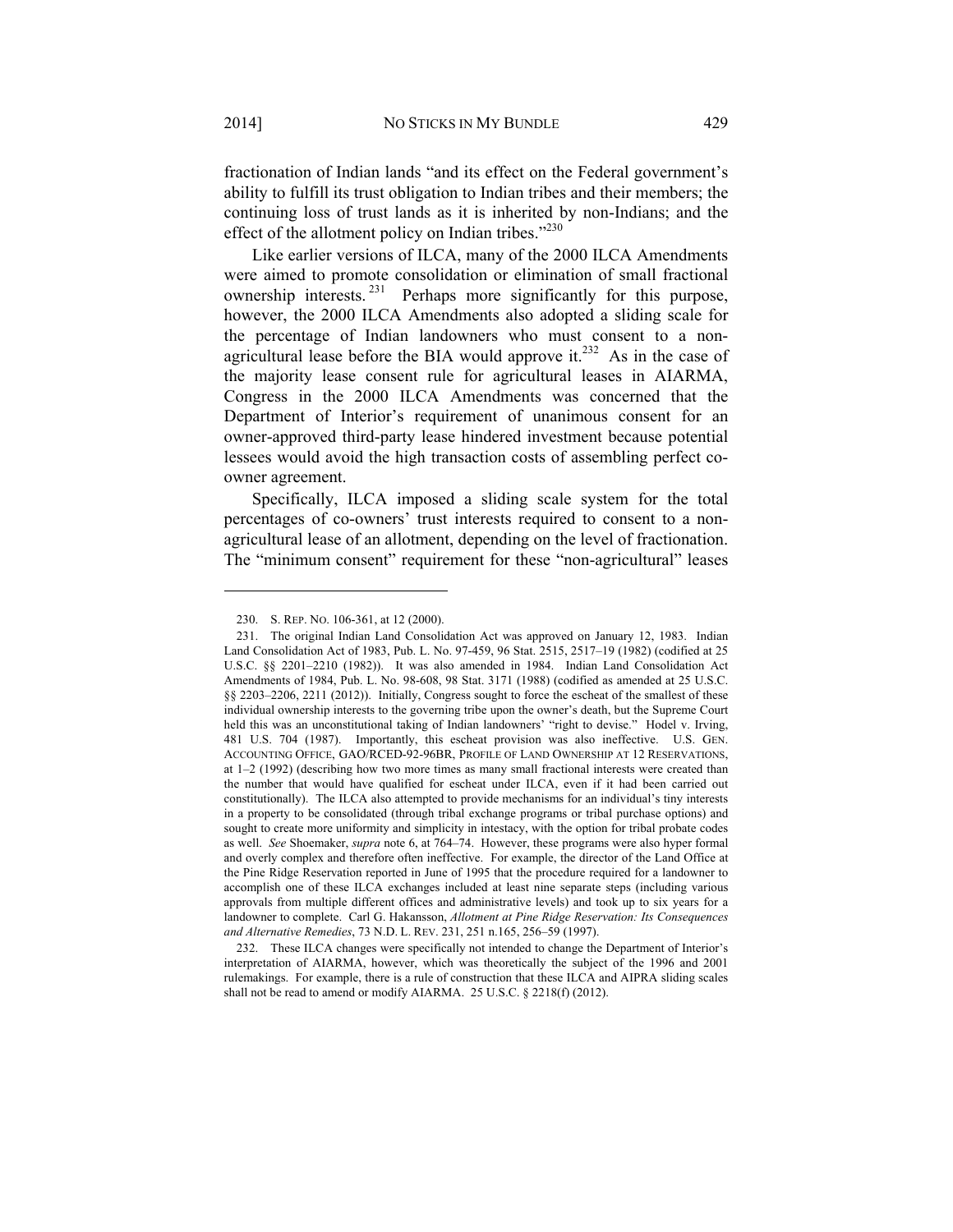fractionation of Indian lands "and its effect on the Federal government's ability to fulfill its trust obligation to Indian tribes and their members; the continuing loss of trust lands as it is inherited by non-Indians; and the effect of the allotment policy on Indian tribes."[230]

Like earlier versions of ILCA, many of the 2000 ILCA Amendments were aimed to promote consolidation or elimination of small fractional ownership interests.[231] Perhaps more significantly for this purpose, however, the 2000 ILCA Amendments also adopted a sliding scale for the percentage of Indian landowners who must consent to a non-agricultural lease before the BIA would approve it.[232] As in the case of the majority lease consent rule for agricultural leases in AIARMA, Congress in the 2000 ILCA Amendments was concerned that the Department of Interior's requirement of unanimous consent for an owner-approved third-party lease hindered investment because potential lessees would avoid the high transaction costs of assembling perfect co-owner agreement.

Specifically, ILCA imposed a sliding scale system for the total percentages of co-owners' trust interests required to consent to a non-agricultural lease of an allotment, depending on the level of fractionation. The "minimum consent" requirement for these "non-agricultural" leases

---

230. S. REP. NO. 106-361, at 12 (2000).

231. The original Indian Land Consolidation Act was approved on January 12, 1983. Indian Land Consolidation Act of 1983, Pub. L. No. 97-459, 96 Stat. 2515, 2517–19 (1982) (codified at 25 U.S.C. §§ 2201–2210 (1982)). It was also amended in 1984. Indian Land Consolidation Act Amendments of 1984, Pub. L. No. 98-608, 98 Stat. 3171 (1988) (codified as amended at 25 U.S.C. §§ 2203–2206, 2211 (2012)). Initially, Congress sought to force the escheat of the smallest of these individual ownership interests to the governing tribe upon the owner's death, but the Supreme Court held this was an unconstitutional taking of Indian landowners' "right to devise." Hodel v. Irving, 481 U.S. 704 (1987). Importantly, this escheat provision was also ineffective. U.S. GEN. ACCOUNTING OFFICE, GAO/RCED-92-96BR, PROFILE OF LAND OWNERSHIP AT 12 RESERVATIONS, at 1–2 (1992) (describing how two more times as many small fractional interests were created than the number that would have qualified for escheat under ILCA, even if it had been carried out constitutionally). The ILCA also attempted to provide mechanisms for an individual's tiny interests in a property to be consolidated (through tribal exchange programs or tribal purchase options) and sought to create more uniformity and simplicity in intestacy, with the option for tribal probate codes as well. *See* Shoemaker, *supra* note 6, at 764–74. However, these programs were also hyper formal and overly complex and therefore often ineffective. For example, the director of the Land Office at the Pine Ridge Reservation reported in June of 1995 that the procedure required for a landowner to accomplish one of these ILCA exchanges included at least nine separate steps (including various approvals from multiple different offices and administrative levels) and took up to six years for a landowner to complete. Carl G. Hakansson, *Allotment at Pine Ridge Reservation: Its Consequences and Alternative Remedies*, 73 N.D. L. REV. 231, 251 n.165, 256–59 (1997).

232. These ILCA changes were specifically not intended to change the Department of Interior's interpretation of AIARMA, however, which was theoretically the subject of the 1996 and 2001 rulemakings. For example, there is a rule of construction that these ILCA and AIPRA sliding scales shall not be read to amend or modify AIARMA. 25 U.S.C. § 2218(f) (2012).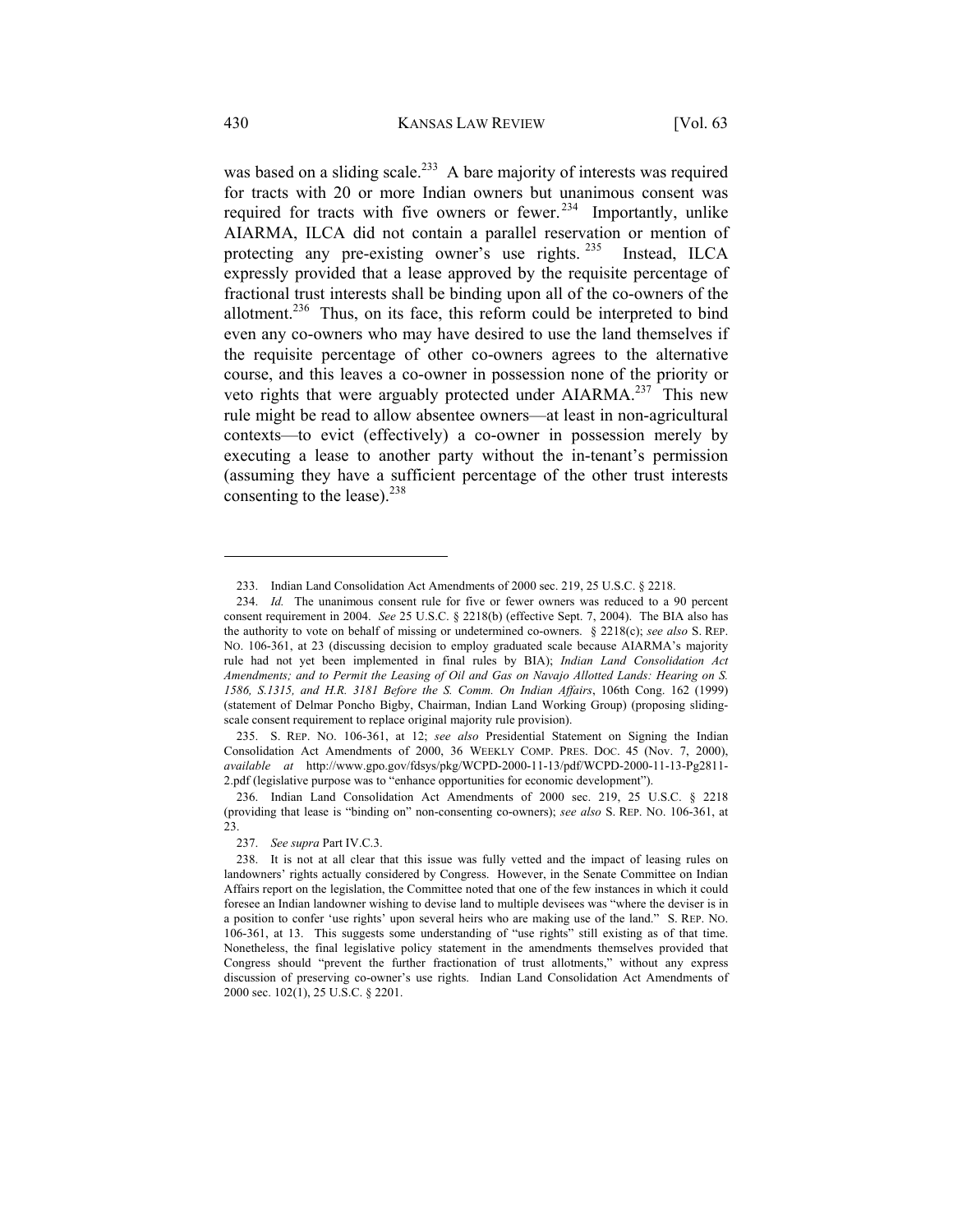was based on a sliding scale.[233] A bare majority of interests was required for tracts with 20 or more Indian owners but unanimous consent was required for tracts with five owners or fewer.[234] Importantly, unlike AIARMA, ILCA did not contain a parallel reservation or mention of protecting any pre-existing owner's use rights.[235] Instead, ILCA expressly provided that a lease approved by the requisite percentage of fractional trust interests shall be binding upon all of the co-owners of the allotment.[236] Thus, on its face, this reform could be interpreted to bind even any co-owners who may have desired to use the land themselves if the requisite percentage of other co-owners agrees to the alternative course, and this leaves a co-owner in possession none of the priority or veto rights that were arguably protected under AIARMA.[237] This new rule might be read to allow absentee owners—at least in non-agricultural contexts—to evict (effectively) a co-owner in possession merely by executing a lease to another party without the in-tenant's permission (assuming they have a sufficient percentage of the other trust interests consenting to the lease).[238]

---

233. Indian Land Consolidation Act Amendments of 2000 sec. 219, 25 U.S.C. § 2218.

234. *Id.* The unanimous consent rule for five or fewer owners was reduced to a 90 percent consent requirement in 2004. *See* 25 U.S.C. § 2218(b) (effective Sept. 7, 2004). The BIA also has the authority to vote on behalf of missing or undetermined co-owners. § 2218(c); *see also* S. REP. NO. 106-361, at 23 (discussing decision to employ graduated scale because AIARMA's majority rule had not yet been implemented in final rules by BIA); *Indian Land Consolidation Act Amendments; and to Permit the Leasing of Oil and Gas on Navajo Allotted Lands: Hearing on S. 1586, S.1315, and H.R. 3181 Before the S. Comm. On Indian Affairs*, 106th Cong. 162 (1999) (statement of Delmar Poncho Bigby, Chairman, Indian Land Working Group) (proposing sliding-scale consent requirement to replace original majority rule provision).

235. S. REP. NO. 106-361, at 12; *see also* Presidential Statement on Signing the Indian Consolidation Act Amendments of 2000, 36 WEEKLY COMP. PRES. DOC. 45 (Nov. 7, 2000), *available at* http://www.gpo.gov/fdsys/pkg/WCPD-2000-11-13/pdf/WCPD-2000-11-13-Pg2811-2.pdf (legislative purpose was to "enhance opportunities for economic development").

236. Indian Land Consolidation Act Amendments of 2000 sec. 219, 25 U.S.C. § 2218 (providing that lease is "binding on" non-consenting co-owners); *see also* S. REP. NO. 106-361, at 23.

237. *See supra* Part IV.C.3.

238. It is not at all clear that this issue was fully vetted and the impact of leasing rules on landowners' rights actually considered by Congress. However, in the Senate Committee on Indian Affairs report on the legislation, the Committee noted that one of the few instances in which it could foresee an Indian landowner wishing to devise land to multiple devisees was "where the deviser is in a position to confer 'use rights' upon several heirs who are making use of the land." S. REP. NO. 106-361, at 13. This suggests some understanding of "use rights" still existing as of that time. Nonetheless, the final legislative policy statement in the amendments themselves provided that Congress should "prevent the further fractionation of trust allotments," without any express discussion of preserving co-owner's use rights. Indian Land Consolidation Act Amendments of 2000 sec. 102(1), 25 U.S.C. § 2201.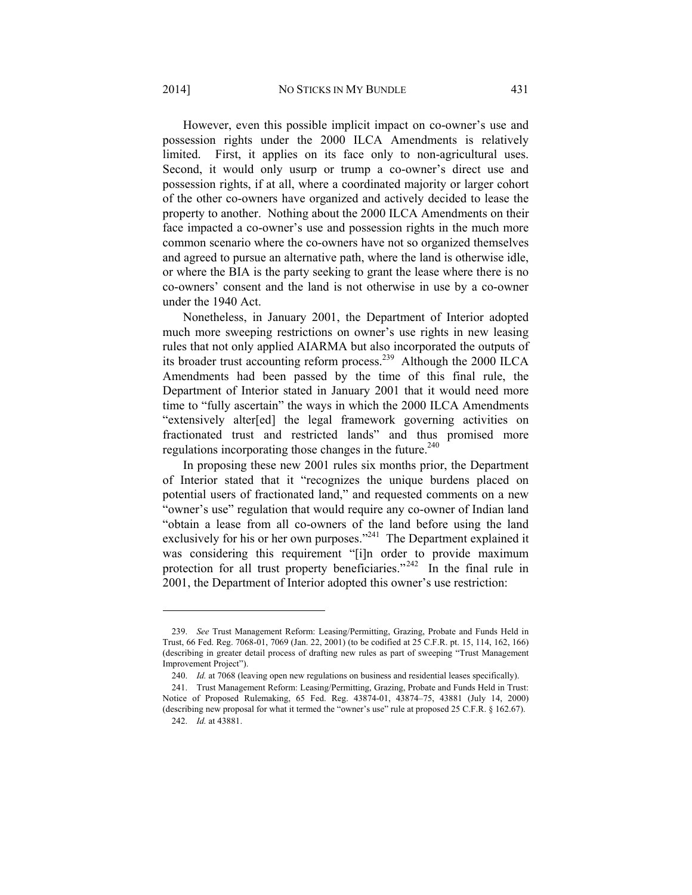However, even this possible implicit impact on co-owner's use and possession rights under the 2000 ILCA Amendments is relatively limited. First, it applies on its face only to non-agricultural uses. Second, it would only usurp or trump a co-owner's direct use and possession rights, if at all, where a coordinated majority or larger cohort of the other co-owners have organized and actively decided to lease the property to another. Nothing about the 2000 ILCA Amendments on their face impacted a co-owner's use and possession rights in the much more common scenario where the co-owners have not so organized themselves and agreed to pursue an alternative path, where the land is otherwise idle, or where the BIA is the party seeking to grant the lease where there is no co-owners' consent and the land is not otherwise in use by a co-owner under the 1940 Act.

Nonetheless, in January 2001, the Department of Interior adopted much more sweeping restrictions on owner's use rights in new leasing rules that not only applied AIARMA but also incorporated the outputs of its broader trust accounting reform process.[239] Although the 2000 ILCA Amendments had been passed by the time of this final rule, the Department of Interior stated in January 2001 that it would need more time to "fully ascertain" the ways in which the 2000 ILCA Amendments "extensively alter[ed] the legal framework governing activities on fractionated trust and restricted lands" and thus promised more regulations incorporating those changes in the future.[240]

In proposing these new 2001 rules six months prior, the Department of Interior stated that it "recognizes the unique burdens placed on potential users of fractionated land," and requested comments on a new "owner's use" regulation that would require any co-owner of Indian land "obtain a lease from all co-owners of the land before using the land exclusively for his or her own purposes."[241] The Department explained it was considering this requirement "[i]n order to provide maximum protection for all trust property beneficiaries."[242] In the final rule in 2001, the Department of Interior adopted this owner's use restriction:

---

239. *See* Trust Management Reform: Leasing/Permitting, Grazing, Probate and Funds Held in Trust, 66 Fed. Reg. 7068-01, 7069 (Jan. 22, 2001) (to be codified at 25 C.F.R. pt. 15, 114, 162, 166) (describing in greater detail process of drafting new rules as part of sweeping "Trust Management Improvement Project").

240. *Id.* at 7068 (leaving open new regulations on business and residential leases specifically).

241. Trust Management Reform: Leasing/Permitting, Grazing, Probate and Funds Held in Trust: Notice of Proposed Rulemaking, 65 Fed. Reg. 43874-01, 43874–75, 43881 (July 14, 2000) (describing new proposal for what it termed the "owner's use" rule at proposed 25 C.F.R. § 162.67).

242. *Id.* at 43881.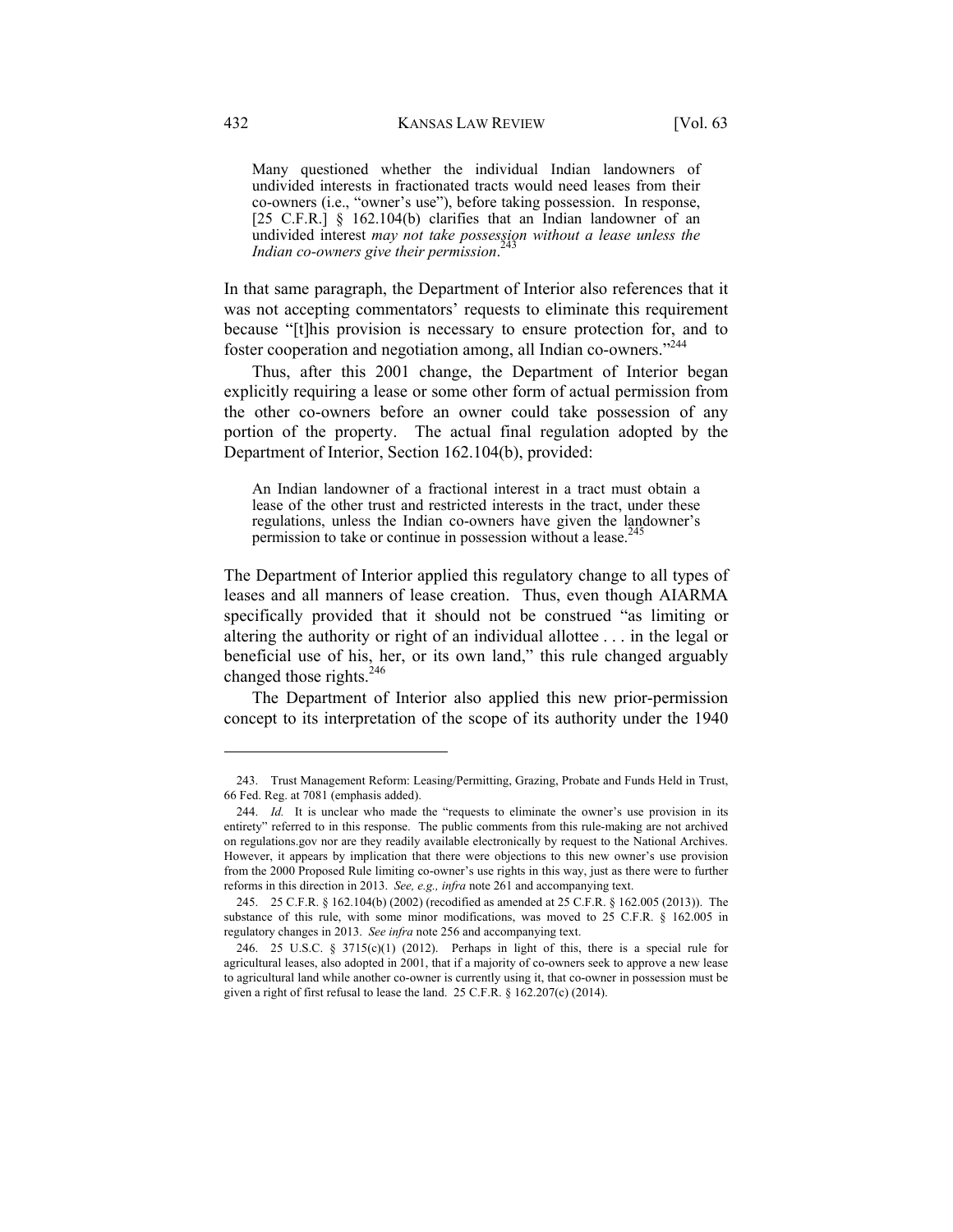> Many questioned whether the individual Indian landowners of undivided interests in fractionated tracts would need leases from their co-owners (i.e., "owner's use"), before taking possession. In response, [25 C.F.R.] § 162.104(b) clarifies that an Indian landowner of an undivided interest *may not take possession without a lease unless the Indian co-owners give their permission*.[243]

In that same paragraph, the Department of Interior also references that it was not accepting commentators' requests to eliminate this requirement because "[t]his provision is necessary to ensure protection for, and to foster cooperation and negotiation among, all Indian co-owners."[244]

Thus, after this 2001 change, the Department of Interior began explicitly requiring a lease or some other form of actual permission from the other co-owners before an owner could take possession of any portion of the property. The actual final regulation adopted by the Department of Interior, Section 162.104(b), provided:

> An Indian landowner of a fractional interest in a tract must obtain a lease of the other trust and restricted interests in the tract, under these regulations, unless the Indian co-owners have given the landowner's permission to take or continue in possession without a lease.[245]

The Department of Interior applied this regulatory change to all types of leases and all manners of lease creation. Thus, even though AIARMA specifically provided that it should not be construed "as limiting or altering the authority or right of an individual allottee . . . in the legal or beneficial use of his, her, or its own land," this rule changed arguably changed those rights.[246]

The Department of Interior also applied this new prior-permission concept to its interpretation of the scope of its authority under the 1940

---

243. Trust Management Reform: Leasing/Permitting, Grazing, Probate and Funds Held in Trust, 66 Fed. Reg. at 7081 (emphasis added).

244. *Id.* It is unclear who made the "requests to eliminate the owner's use provision in its entirety" referred to in this response. The public comments from this rule-making are not archived on regulations.gov nor are they readily available electronically by request to the National Archives. However, it appears by implication that there were objections to this new owner's use provision from the 2000 Proposed Rule limiting co-owner's use rights in this way, just as there were to further reforms in this direction in 2013. *See, e.g., infra* note 261 and accompanying text.

245. 25 C.F.R. § 162.104(b) (2002) (recodified as amended at 25 C.F.R. § 162.005 (2013)). The substance of this rule, with some minor modifications, was moved to 25 C.F.R. § 162.005 in regulatory changes in 2013. *See infra* note 256 and accompanying text.

246. 25 U.S.C. § 3715(c)(1) (2012). Perhaps in light of this, there is a special rule for agricultural leases, also adopted in 2001, that if a majority of co-owners seek to approve a new lease to agricultural land while another co-owner is currently using it, that co-owner in possession must be given a right of first refusal to lease the land. 25 C.F.R. § 162.207(c) (2014).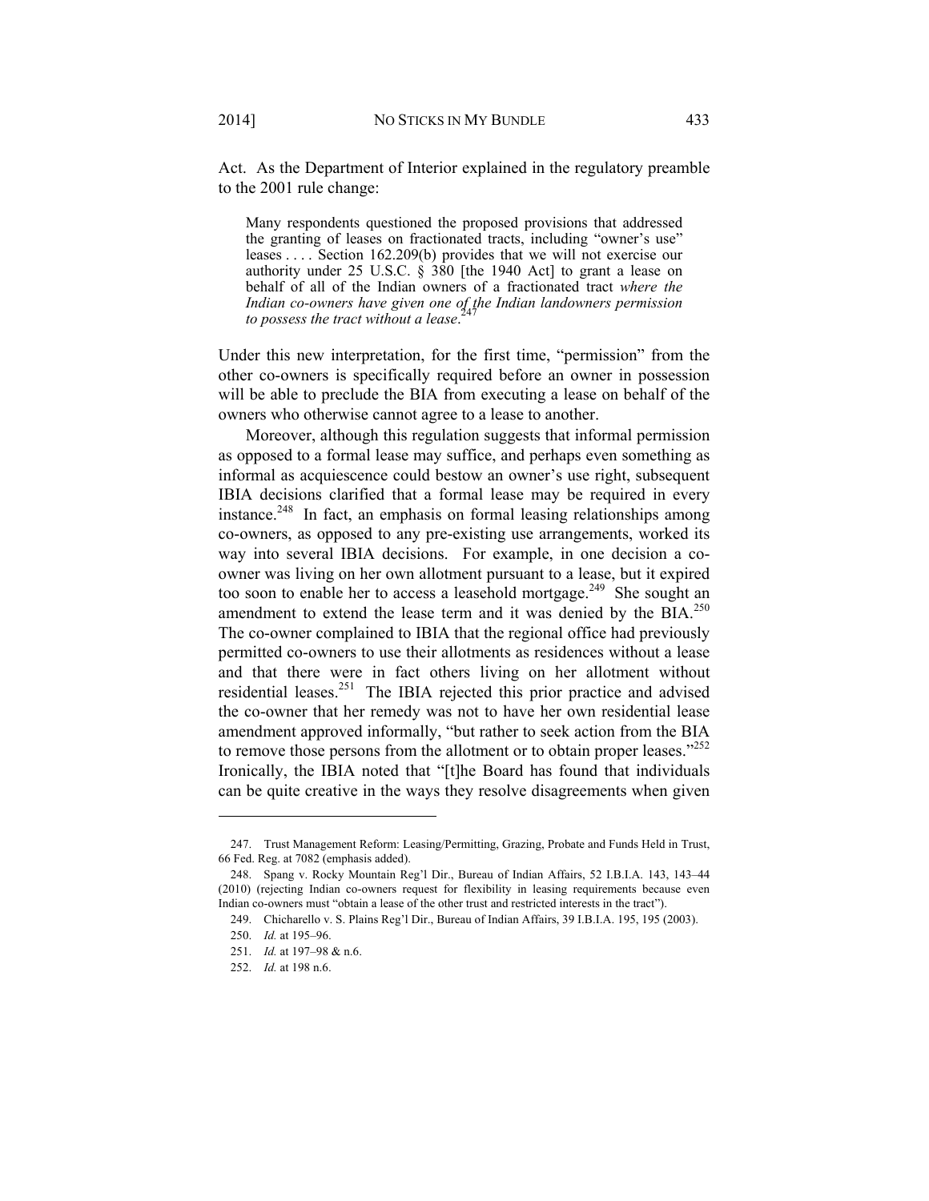Act. As the Department of Interior explained in the regulatory preamble to the 2001 rule change:

> Many respondents questioned the proposed provisions that addressed the granting of leases on fractionated tracts, including "owner's use" leases . . . . Section 162.209(b) provides that we will not exercise our authority under 25 U.S.C. § 380 [the 1940 Act] to grant a lease on behalf of all of the Indian owners of a fractionated tract *where the Indian co-owners have given one of the Indian landowners permission to possess the tract without a lease*.[247]

Under this new interpretation, for the first time, "permission" from the other co-owners is specifically required before an owner in possession will be able to preclude the BIA from executing a lease on behalf of the owners who otherwise cannot agree to a lease to another.

Moreover, although this regulation suggests that informal permission as opposed to a formal lease may suffice, and perhaps even something as informal as acquiescence could bestow an owner's use right, subsequent IBIA decisions clarified that a formal lease may be required in every instance.[248] In fact, an emphasis on formal leasing relationships among co-owners, as opposed to any pre-existing use arrangements, worked its way into several IBIA decisions. For example, in one decision a co-owner was living on her own allotment pursuant to a lease, but it expired too soon to enable her to access a leasehold mortgage.[249] She sought an amendment to extend the lease term and it was denied by the BIA.[250] The co-owner complained to IBIA that the regional office had previously permitted co-owners to use their allotments as residences without a lease and that there were in fact others living on her allotment without residential leases.[251] The IBIA rejected this prior practice and advised the co-owner that her remedy was not to have her own residential lease amendment approved informally, "but rather to seek action from the BIA to remove those persons from the allotment or to obtain proper leases."[252] Ironically, the IBIA noted that "[t]he Board has found that individuals can be quite creative in the ways they resolve disagreements when given

---

247. Trust Management Reform: Leasing/Permitting, Grazing, Probate and Funds Held in Trust, 66 Fed. Reg. at 7082 (emphasis added).

248. Spang v. Rocky Mountain Reg'l Dir., Bureau of Indian Affairs, 52 I.B.I.A. 143, 143–44 (2010) (rejecting Indian co-owners request for flexibility in leasing requirements because even Indian co-owners must "obtain a lease of the other trust and restricted interests in the tract").

249. Chicharello v. S. Plains Reg'l Dir., Bureau of Indian Affairs, 39 I.B.I.A. 195, 195 (2003).

250. *Id.* at 195–96.

251. *Id.* at 197–98 & n.6.

252. *Id.* at 198 n.6.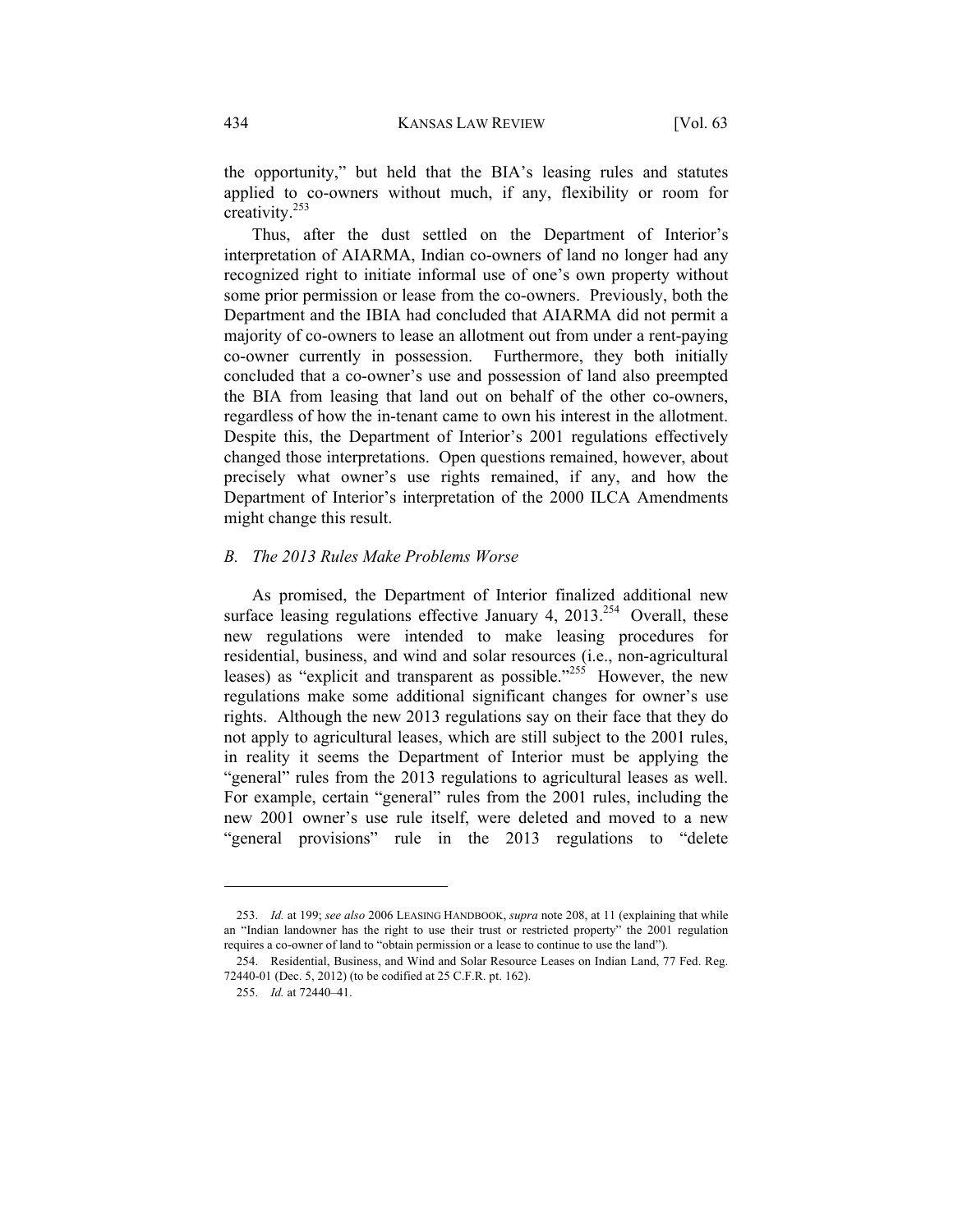the opportunity," but held that the BIA's leasing rules and statutes applied to co-owners without much, if any, flexibility or room for creativity.[253]

Thus, after the dust settled on the Department of Interior's interpretation of AIARMA, Indian co-owners of land no longer had any recognized right to initiate informal use of one's own property without some prior permission or lease from the co-owners. Previously, both the Department and the IBIA had concluded that AIARMA did not permit a majority of co-owners to lease an allotment out from under a rent-paying co-owner currently in possession. Furthermore, they both initially concluded that a co-owner's use and possession of land also preempted the BIA from leasing that land out on behalf of the other co-owners, regardless of how the in-tenant came to own his interest in the allotment. Despite this, the Department of Interior's 2001 regulations effectively changed those interpretations. Open questions remained, however, about precisely what owner's use rights remained, if any, and how the Department of Interior's interpretation of the 2000 ILCA Amendments might change this result.

### *B. The 2013 Rules Make Problems Worse*

As promised, the Department of Interior finalized additional new surface leasing regulations effective January 4, 2013.[254] Overall, these new regulations were intended to make leasing procedures for residential, business, and wind and solar resources (i.e., non-agricultural leases) as "explicit and transparent as possible."[255] However, the new regulations make some additional significant changes for owner's use rights. Although the new 2013 regulations say on their face that they do not apply to agricultural leases, which are still subject to the 2001 rules, in reality it seems the Department of Interior must be applying the "general" rules from the 2013 regulations to agricultural leases as well. For example, certain "general" rules from the 2001 rules, including the new 2001 owner's use rule itself, were deleted and moved to a new "general provisions" rule in the 2013 regulations to "delete

---

253. *Id.* at 199; *see also* 2006 LEASING HANDBOOK, *supra* note 208, at 11 (explaining that while an "Indian landowner has the right to use their trust or restricted property" the 2001 regulation requires a co-owner of land to "obtain permission or a lease to continue to use the land").

254. Residential, Business, and Wind and Solar Resource Leases on Indian Land, 77 Fed. Reg. 72440-01 (Dec. 5, 2012) (to be codified at 25 C.F.R. pt. 162).

255. *Id.* at 72440–41.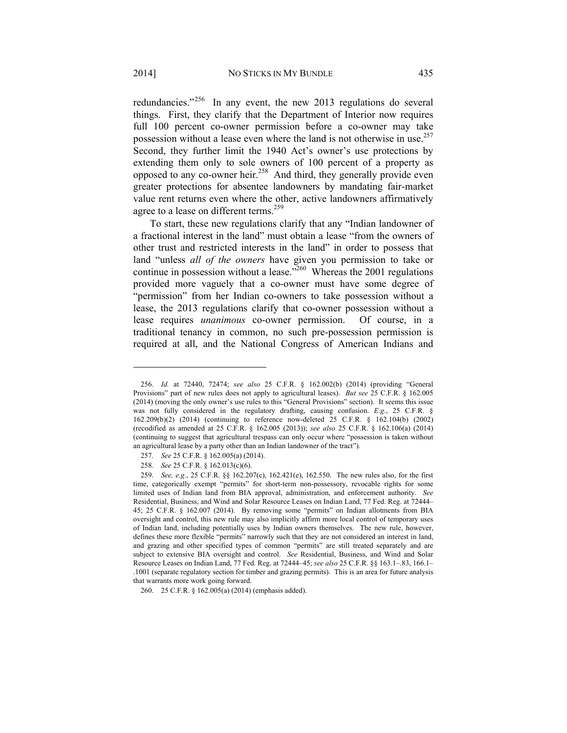redundancies."[256] In any event, the new 2013 regulations do several things. First, they clarify that the Department of Interior now requires full 100 percent co-owner permission before a co-owner may take possession without a lease even where the land is not otherwise in use.[257] Second, they further limit the 1940 Act's owner's use protections by extending them only to sole owners of 100 percent of a property as opposed to any co-owner heir.[258] And third, they generally provide even greater protections for absentee landowners by mandating fair-market value rent returns even where the other, active landowners affirmatively agree to a lease on different terms.[259]

To start, these new regulations clarify that any "Indian landowner of a fractional interest in the land" must obtain a lease "from the owners of other trust and restricted interests in the land" in order to possess that land "unless *all of the owners* have given you permission to take or continue in possession without a lease."[260] Whereas the 2001 regulations provided more vaguely that a co-owner must have some degree of "permission" from her Indian co-owners to take possession without a lease, the 2013 regulations clarify that co-owner possession without a lease requires *unanimous* co-owner permission. Of course, in a traditional tenancy in common, no such pre-possession permission is required at all, and the National Congress of American Indians and

---

256. *Id.* at 72440, 72474; *see also* 25 C.F.R. § 162.002(b) (2014) (providing "General Provisions" part of new rules does not apply to agricultural leases). *But see* 25 C.F.R. § 162.005 (2014) (moving the only owner's use rules to this "General Provisions" section). It seems this issue was not fully considered in the regulatory drafting, causing confusion. *E.g.*, 25 C.F.R. § 162.209(b)(2) (2014) (continuing to reference now-deleted 25 C.F.R. § 162.104(b) (2002) (recodified as amended at 25 C.F.R. § 162.005 (2013)); *see also* 25 C.F.R. § 162.106(a) (2014) (continuing to suggest that agricultural trespass can only occur where "possession is taken without an agricultural lease by a party other than an Indian landowner of the tract").

257. *See* 25 C.F.R. § 162.005(a) (2014).

258. *See* 25 C.F.R. § 162.013(c)(6).

259. *See, e.g.*, 25 C.F.R. §§ 162.207(c), 162.421(e), 162.550. The new rules also, for the first time, categorically exempt "permits" for short-term non-possessory, revocable rights for some limited uses of Indian land from BIA approval, administration, and enforcement authority. *See* Residential, Business, and Wind and Solar Resource Leases on Indian Land, 77 Fed. Reg. at 72444–45; 25 C.F.R. § 162.007 (2014). By removing some "permits" on Indian allotments from BIA oversight and control, this new rule may also implicitly affirm more local control of temporary uses of Indian land, including potentially uses by Indian owners themselves. The new rule, however, defines these more flexible "permits" narrowly such that they are not considered an interest in land, and grazing and other specified types of common "permits" are still treated separately and are subject to extensive BIA oversight and control. *See* Residential, Business, and Wind and Solar Resource Leases on Indian Land, 77 Fed. Reg. at 72444–45; *see also* 25 C.F.R. §§ 163.1–.83, 166.1–.1001 (separate regulatory section for timber and grazing permits). This is an area for future analysis that warrants more work going forward.

260. 25 C.F.R. § 162.005(a) (2014) (emphasis added).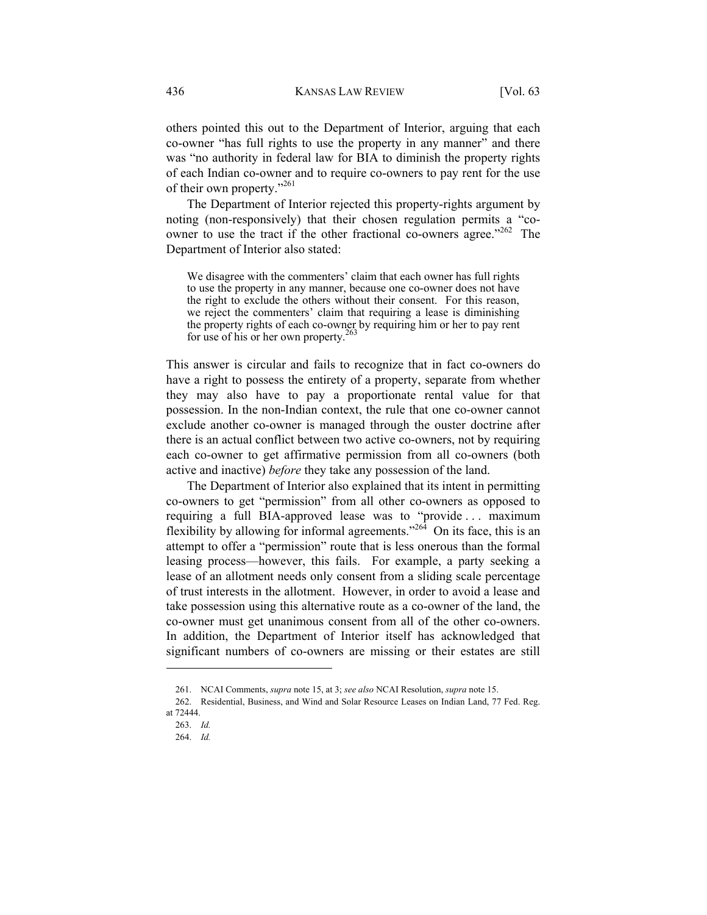others pointed this out to the Department of Interior, arguing that each co-owner "has full rights to use the property in any manner" and there was "no authority in federal law for BIA to diminish the property rights of each Indian co-owner and to require co-owners to pay rent for the use of their own property."[261]

The Department of Interior rejected this property-rights argument by noting (non-responsively) that their chosen regulation permits a "co-owner to use the tract if the other fractional co-owners agree."[262] The Department of Interior also stated:

> We disagree with the commenters' claim that each owner has full rights to use the property in any manner, because one co-owner does not have the right to exclude the others without their consent. For this reason, we reject the commenters' claim that requiring a lease is diminishing the property rights of each co-owner by requiring him or her to pay rent for use of his or her own property.[263]

This answer is circular and fails to recognize that in fact co-owners do have a right to possess the entirety of a property, separate from whether they may also have to pay a proportionate rental value for that possession. In the non-Indian context, the rule that one co-owner cannot exclude another co-owner is managed through the ouster doctrine after there is an actual conflict between two active co-owners, not by requiring each co-owner to get affirmative permission from all co-owners (both active and inactive) *before* they take any possession of the land.

The Department of Interior also explained that its intent in permitting co-owners to get "permission" from all other co-owners as opposed to requiring a full BIA-approved lease was to "provide . . . maximum flexibility by allowing for informal agreements."[264] On its face, this is an attempt to offer a "permission" route that is less onerous than the formal leasing process—however, this fails. For example, a party seeking a lease of an allotment needs only consent from a sliding scale percentage of trust interests in the allotment. However, in order to avoid a lease and take possession using this alternative route as a co-owner of the land, the co-owner must get unanimous consent from all of the other co-owners. In addition, the Department of Interior itself has acknowledged that significant numbers of co-owners are missing or their estates are still

---

261. NCAI Comments, *supra* note 15, at 3; *see also* NCAI Resolution, *supra* note 15.

262. Residential, Business, and Wind and Solar Resource Leases on Indian Land, 77 Fed. Reg. at 72444.

263. *Id.*

264. *Id.*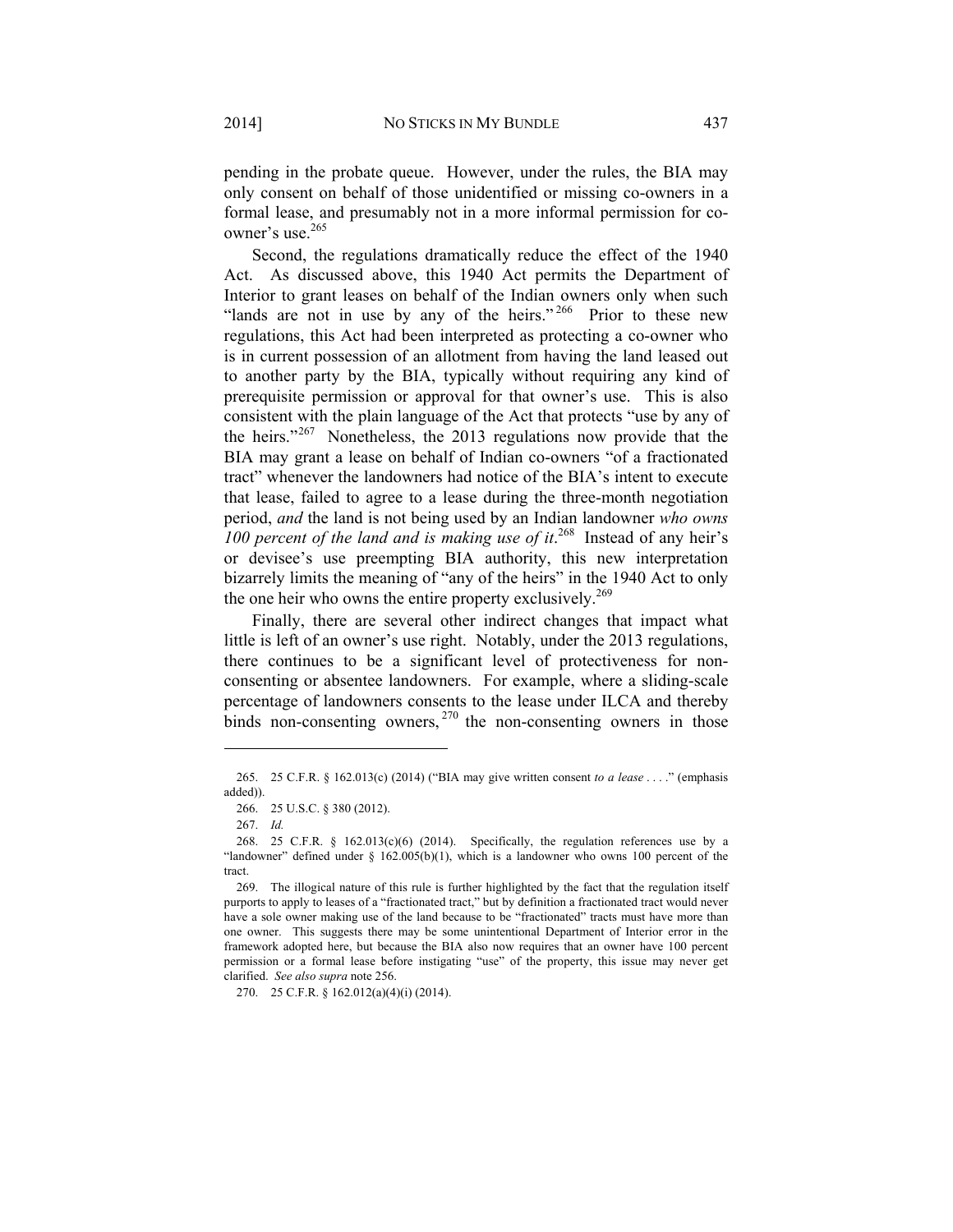pending in the probate queue. However, under the rules, the BIA may only consent on behalf of those unidentified or missing co-owners in a formal lease, and presumably not in a more informal permission for co-owner's use.[265]

Second, the regulations dramatically reduce the effect of the 1940 Act. As discussed above, this 1940 Act permits the Department of Interior to grant leases on behalf of the Indian owners only when such "lands are not in use by any of the heirs."[266] Prior to these new regulations, this Act had been interpreted as protecting a co-owner who is in current possession of an allotment from having the land leased out to another party by the BIA, typically without requiring any kind of prerequisite permission or approval for that owner's use. This is also consistent with the plain language of the Act that protects "use by any of the heirs."[267] Nonetheless, the 2013 regulations now provide that the BIA may grant a lease on behalf of Indian co-owners "of a fractionated tract" whenever the landowners had notice of the BIA's intent to execute that lease, failed to agree to a lease during the three-month negotiation period, *and* the land is not being used by an Indian landowner *who owns 100 percent of the land and is making use of it*.[268] Instead of any heir's or devisee's use preempting BIA authority, this new interpretation bizarrely limits the meaning of "any of the heirs" in the 1940 Act to only the one heir who owns the entire property exclusively.[269]

Finally, there are several other indirect changes that impact what little is left of an owner's use right. Notably, under the 2013 regulations, there continues to be a significant level of protectiveness for non-consenting or absentee landowners. For example, where a sliding-scale percentage of landowners consents to the lease under ILCA and thereby binds non-consenting owners,[270] the non-consenting owners in those

---

265. 25 C.F.R. § 162.013(c) (2014) ("BIA may give written consent *to a lease* . . . ." (emphasis added)).

266. 25 U.S.C. § 380 (2012).

267. *Id.*

268. 25 C.F.R. § 162.013(c)(6) (2014). Specifically, the regulation references use by a "landowner" defined under § 162.005(b)(1), which is a landowner who owns 100 percent of the tract.

269. The illogical nature of this rule is further highlighted by the fact that the regulation itself purports to apply to leases of a "fractionated tract," but by definition a fractionated tract would never have a sole owner making use of the land because to be "fractionated" tracts must have more than one owner. This suggests there may be some unintentional Department of Interior error in the framework adopted here, but because the BIA also now requires that an owner have 100 percent permission or a formal lease before instigating "use" of the property, this issue may never get clarified. *See also supra* note 256.

270. 25 C.F.R. § 162.012(a)(4)(i) (2014).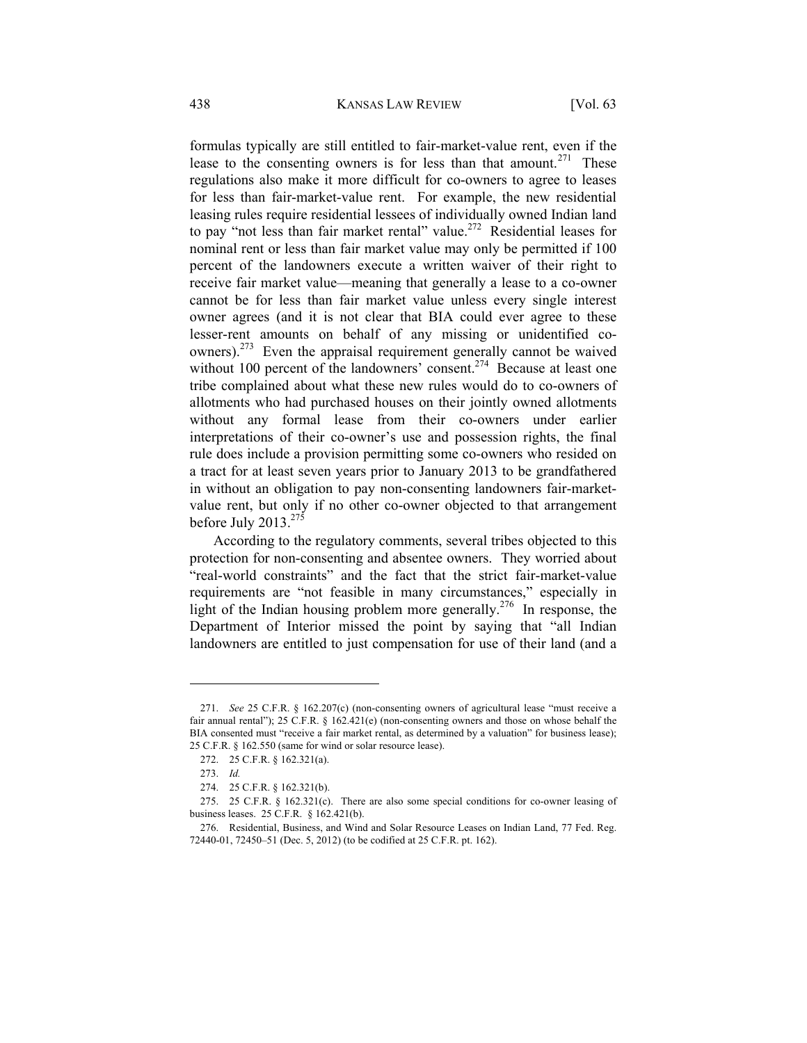formulas typically are still entitled to fair-market-value rent, even if the lease to the consenting owners is for less than that amount.[271] These regulations also make it more difficult for co-owners to agree to leases for less than fair-market-value rent. For example, the new residential leasing rules require residential lessees of individually owned Indian land to pay "not less than fair market rental" value.[272] Residential leases for nominal rent or less than fair market value may only be permitted if 100 percent of the landowners execute a written waiver of their right to receive fair market value—meaning that generally a lease to a co-owner cannot be for less than fair market value unless every single interest owner agrees (and it is not clear that BIA could ever agree to these lesser-rent amounts on behalf of any missing or unidentified co-owners).[273] Even the appraisal requirement generally cannot be waived without 100 percent of the landowners' consent.[274] Because at least one tribe complained about what these new rules would do to co-owners of allotments who had purchased houses on their jointly owned allotments without any formal lease from their co-owners under earlier interpretations of their co-owner's use and possession rights, the final rule does include a provision permitting some co-owners who resided on a tract for at least seven years prior to January 2013 to be grandfathered in without an obligation to pay non-consenting landowners fair-market-value rent, but only if no other co-owner objected to that arrangement before July 2013.[275]

According to the regulatory comments, several tribes objected to this protection for non-consenting and absentee owners. They worried about "real-world constraints" and the fact that the strict fair-market-value requirements are "not feasible in many circumstances," especially in light of the Indian housing problem more generally.[276] In response, the Department of Interior missed the point by saying that "all Indian landowners are entitled to just compensation for use of their land (and a

---

271. *See* 25 C.F.R. § 162.207(c) (non-consenting owners of agricultural lease "must receive a fair annual rental"); 25 C.F.R. § 162.421(e) (non-consenting owners and those on whose behalf the BIA consented must "receive a fair market rental, as determined by a valuation" for business lease); 25 C.F.R. § 162.550 (same for wind or solar resource lease).

272. 25 C.F.R. § 162.321(a).

273. *Id.*

274. 25 C.F.R. § 162.321(b).

275. 25 C.F.R. § 162.321(c). There are also some special conditions for co-owner leasing of business leases. 25 C.F.R. § 162.421(b).

276. Residential, Business, and Wind and Solar Resource Leases on Indian Land, 77 Fed. Reg. 72440-01, 72450–51 (Dec. 5, 2012) (to be codified at 25 C.F.R. pt. 162).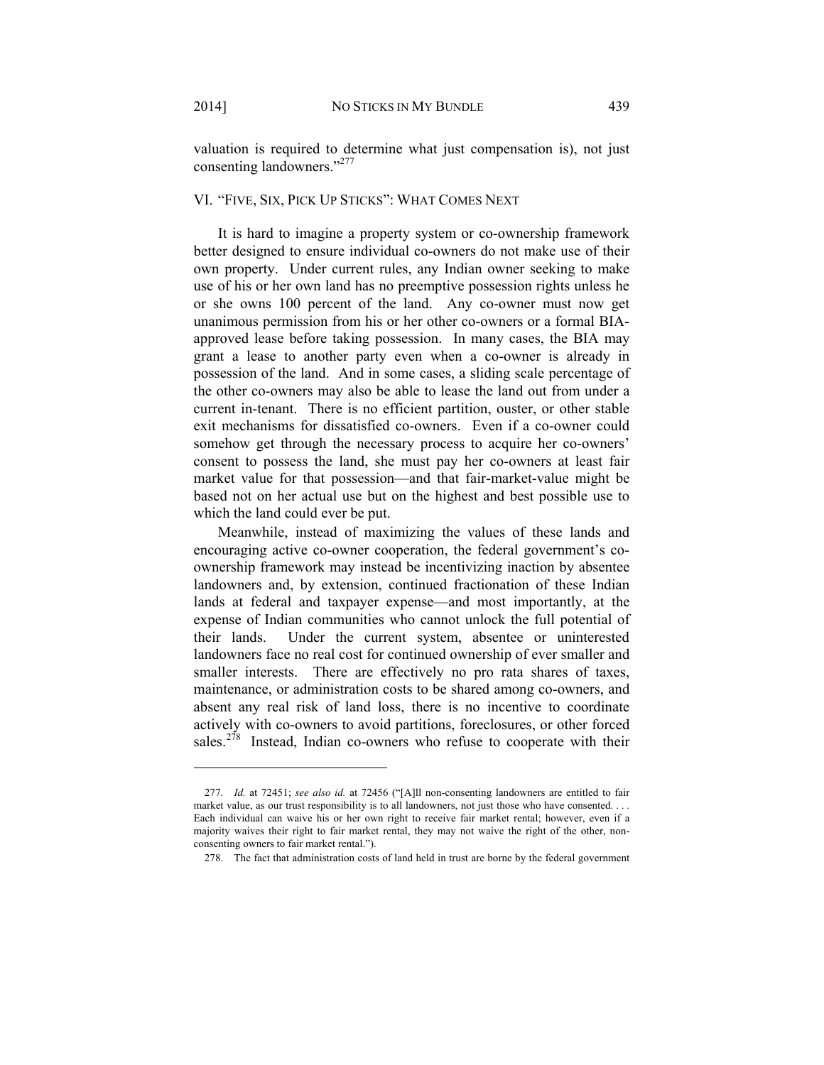valuation is required to determine what just compensation is), not just consenting landowners."[277]

## VI. "FIVE, SIX, PICK UP STICKS": WHAT COMES NEXT

It is hard to imagine a property system or co-ownership framework better designed to ensure individual co-owners do not make use of their own property. Under current rules, any Indian owner seeking to make use of his or her own land has no preemptive possession rights unless he or she owns 100 percent of the land. Any co-owner must now get unanimous permission from his or her other co-owners or a formal BIA-approved lease before taking possession. In many cases, the BIA may grant a lease to another party even when a co-owner is already in possession of the land. And in some cases, a sliding scale percentage of the other co-owners may also be able to lease the land out from under a current in-tenant. There is no efficient partition, ouster, or other stable exit mechanisms for dissatisfied co-owners. Even if a co-owner could somehow get through the necessary process to acquire her co-owners' consent to possess the land, she must pay her co-owners at least fair market value for that possession—and that fair-market-value might be based not on her actual use but on the highest and best possible use to which the land could ever be put.

Meanwhile, instead of maximizing the values of these lands and encouraging active co-owner cooperation, the federal government's co-ownership framework may instead be incentivizing inaction by absentee landowners and, by extension, continued fractionation of these Indian lands at federal and taxpayer expense—and most importantly, at the expense of Indian communities who cannot unlock the full potential of their lands. Under the current system, absentee or uninterested landowners face no real cost for continued ownership of ever smaller and smaller interests. There are effectively no pro rata shares of taxes, maintenance, or administration costs to be shared among co-owners, and absent any real risk of land loss, there is no incentive to coordinate actively with co-owners to avoid partitions, foreclosures, or other forced sales.[278] Instead, Indian co-owners who refuse to cooperate with their

---

277. *Id.* at 72451; *see also id.* at 72456 ("[A]ll non-consenting landowners are entitled to fair market value, as our trust responsibility is to all landowners, not just those who have consented. . . . Each individual can waive his or her own right to receive fair market rental; however, even if a majority waives their right to fair market rental, they may not waive the right of the other, non-consenting owners to fair market rental.").

278. The fact that administration costs of land held in trust are borne by the federal government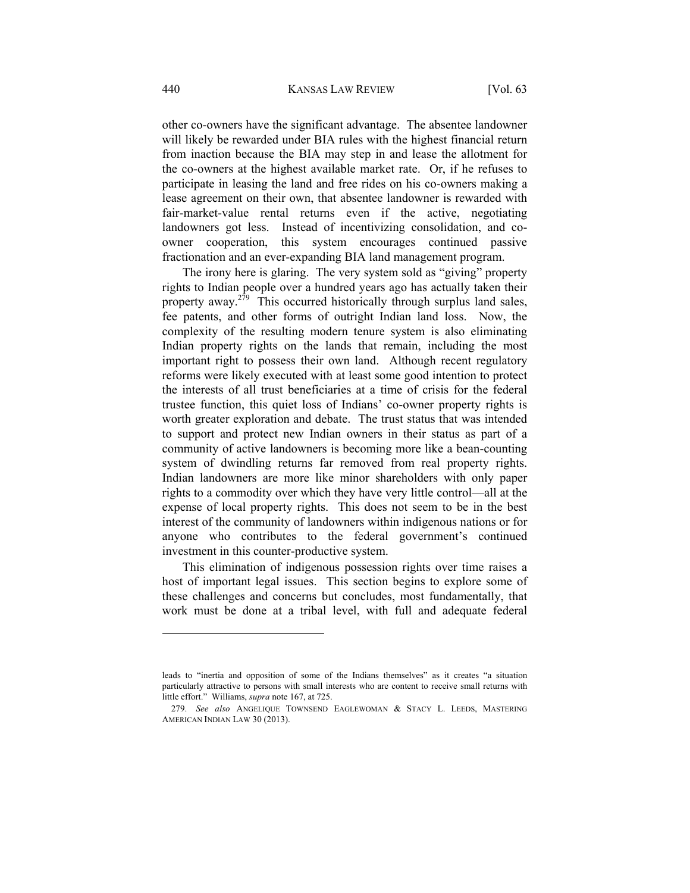other co-owners have the significant advantage. The absentee landowner will likely be rewarded under BIA rules with the highest financial return from inaction because the BIA may step in and lease the allotment for the co-owners at the highest available market rate. Or, if he refuses to participate in leasing the land and free rides on his co-owners making a lease agreement on their own, that absentee landowner is rewarded with fair-market-value rental returns even if the active, negotiating landowners got less. Instead of incentivizing consolidation, and co-owner cooperation, this system encourages continued passive fractionation and an ever-expanding BIA land management program.

The irony here is glaring. The very system sold as "giving" property rights to Indian people over a hundred years ago has actually taken their property away.[279] This occurred historically through surplus land sales, fee patents, and other forms of outright Indian land loss. Now, the complexity of the resulting modern tenure system is also eliminating Indian property rights on the lands that remain, including the most important right to possess their own land. Although recent regulatory reforms were likely executed with at least some good intention to protect the interests of all trust beneficiaries at a time of crisis for the federal trustee function, this quiet loss of Indians' co-owner property rights is worth greater exploration and debate. The trust status that was intended to support and protect new Indian owners in their status as part of a community of active landowners is becoming more like a bean-counting system of dwindling returns far removed from real property rights. Indian landowners are more like minor shareholders with only paper rights to a commodity over which they have very little control—all at the expense of local property rights. This does not seem to be in the best interest of the community of landowners within indigenous nations or for anyone who contributes to the federal government's continued investment in this counter-productive system.

This elimination of indigenous possession rights over time raises a host of important legal issues. This section begins to explore some of these challenges and concerns but concludes, most fundamentally, that work must be done at a tribal level, with full and adequate federal

---

leads to "inertia and opposition of some of the Indians themselves" as it creates "a situation particularly attractive to persons with small interests who are content to receive small returns with little effort." Williams, *supra* note 167, at 725.

279. *See also* ANGELIQUE TOWNSEND EAGLEWOMAN & STACY L. LEEDS, MASTERING AMERICAN INDIAN LAW 30 (2013).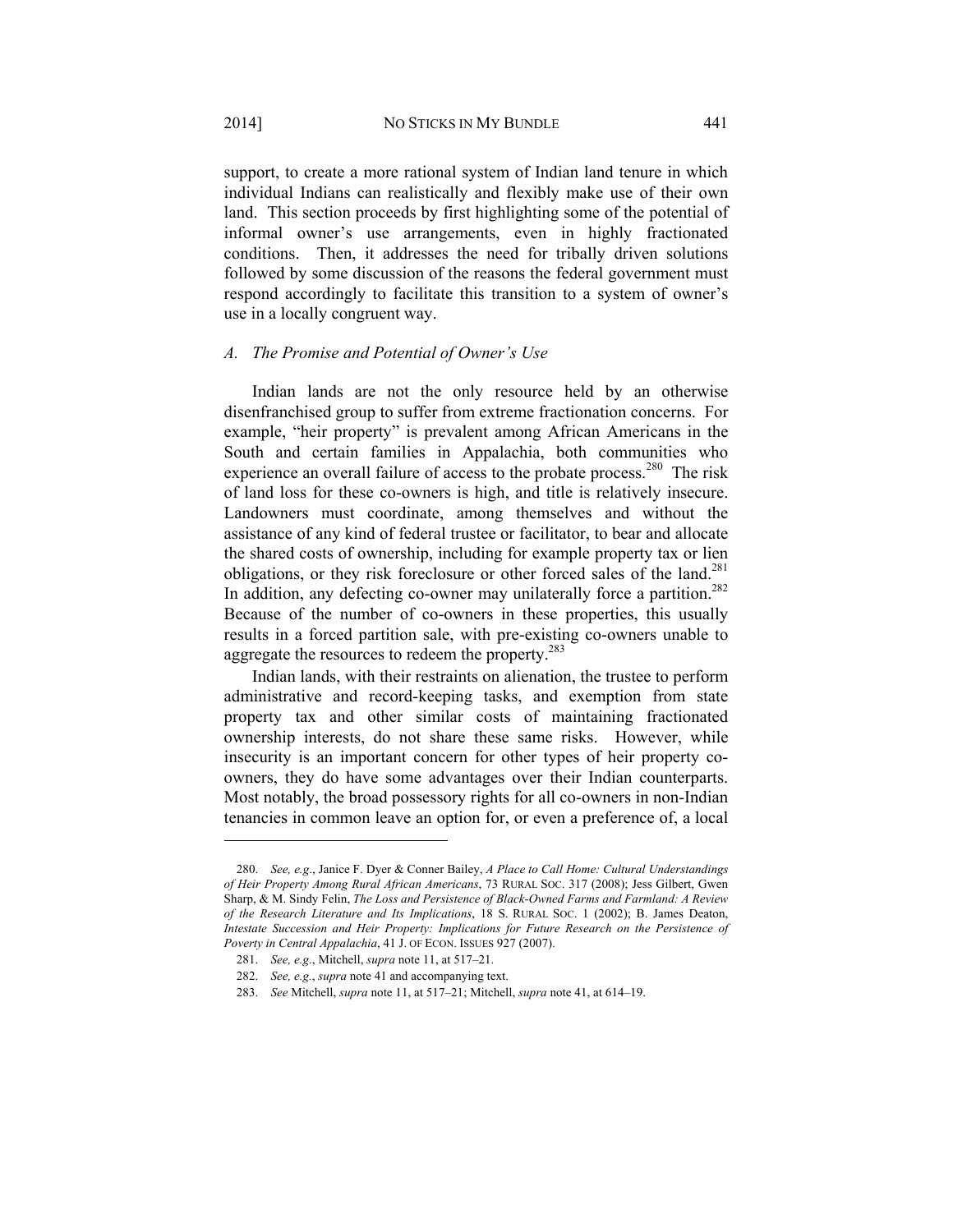support, to create a more rational system of Indian land tenure in which individual Indians can realistically and flexibly make use of their own land. This section proceeds by first highlighting some of the potential of informal owner's use arrangements, even in highly fractionated conditions. Then, it addresses the need for tribally driven solutions followed by some discussion of the reasons the federal government must respond accordingly to facilitate this transition to a system of owner's use in a locally congruent way.

### *A. The Promise and Potential of Owner's Use*

Indian lands are not the only resource held by an otherwise disenfranchised group to suffer from extreme fractionation concerns. For example, "heir property" is prevalent among African Americans in the South and certain families in Appalachia, both communities who experience an overall failure of access to the probate process.[280] The risk of land loss for these co-owners is high, and title is relatively insecure. Landowners must coordinate, among themselves and without the assistance of any kind of federal trustee or facilitator, to bear and allocate the shared costs of ownership, including for example property tax or lien obligations, or they risk foreclosure or other forced sales of the land.[281] In addition, any defecting co-owner may unilaterally force a partition.[282] Because of the number of co-owners in these properties, this usually results in a forced partition sale, with pre-existing co-owners unable to aggregate the resources to redeem the property.[283]

Indian lands, with their restraints on alienation, the trustee to perform administrative and record-keeping tasks, and exemption from state property tax and other similar costs of maintaining fractionated ownership interests, do not share these same risks. However, while insecurity is an important concern for other types of heir property co-owners, they do have some advantages over their Indian counterparts. Most notably, the broad possessory rights for all co-owners in non-Indian tenancies in common leave an option for, or even a preference of, a local

---

280. *See, e.g.*, Janice F. Dyer & Conner Bailey, *A Place to Call Home: Cultural Understandings of Heir Property Among Rural African Americans*, 73 RURAL SOC. 317 (2008); Jess Gilbert, Gwen Sharp, & M. Sindy Felin, *The Loss and Persistence of Black-Owned Farms and Farmland: A Review of the Research Literature and Its Implications*, 18 S. RURAL SOC. 1 (2002); B. James Deaton, *Intestate Succession and Heir Property: Implications for Future Research on the Persistence of Poverty in Central Appalachia*, 41 J. OF ECON. ISSUES 927 (2007).

281. *See, e.g.*, Mitchell, *supra* note 11, at 517–21.

282. *See, e.g.*, *supra* note 41 and accompanying text.

283. *See* Mitchell, *supra* note 11, at 517–21; Mitchell, *supra* note 41, at 614–19.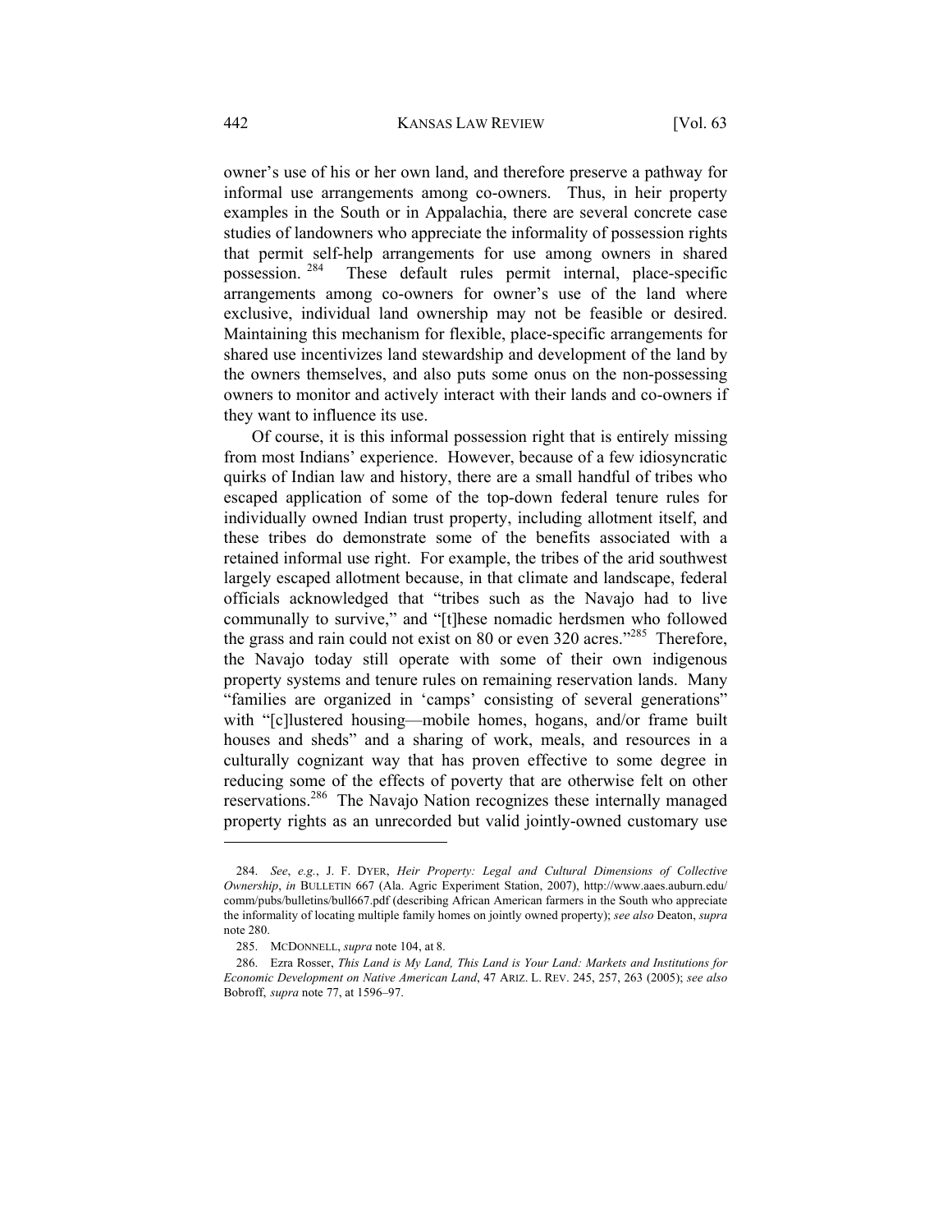owner's use of his or her own land, and therefore preserve a pathway for informal use arrangements among co-owners. Thus, in heir property examples in the South or in Appalachia, there are several concrete case studies of landowners who appreciate the informality of possession rights that permit self-help arrangements for use among owners in shared possession. [284] These default rules permit internal, place-specific arrangements among co-owners for owner's use of the land where exclusive, individual land ownership may not be feasible or desired. Maintaining this mechanism for flexible, place-specific arrangements for shared use incentivizes land stewardship and development of the land by the owners themselves, and also puts some onus on the non-possessing owners to monitor and actively interact with their lands and co-owners if they want to influence its use.

Of course, it is this informal possession right that is entirely missing from most Indians' experience. However, because of a few idiosyncratic quirks of Indian law and history, there are a small handful of tribes who escaped application of some of the top-down federal tenure rules for individually owned Indian trust property, including allotment itself, and these tribes do demonstrate some of the benefits associated with a retained informal use right. For example, the tribes of the arid southwest largely escaped allotment because, in that climate and landscape, federal officials acknowledged that "tribes such as the Navajo had to live communally to survive," and "[t]hese nomadic herdsmen who followed the grass and rain could not exist on 80 or even 320 acres."[285] Therefore, the Navajo today still operate with some of their own indigenous property systems and tenure rules on remaining reservation lands. Many "families are organized in 'camps' consisting of several generations" with "[c]lustered housing—mobile homes, hogans, and/or frame built houses and sheds" and a sharing of work, meals, and resources in a culturally cognizant way that has proven effective to some degree in reducing some of the effects of poverty that are otherwise felt on other reservations.[286] The Navajo Nation recognizes these internally managed property rights as an unrecorded but valid jointly-owned customary use

---

284. *See*, *e.g.*, J. F. DYER, *Heir Property: Legal and Cultural Dimensions of Collective Ownership*, *in* BULLETIN 667 (Ala. Agric Experiment Station, 2007), http://www.aaes.auburn.edu/comm/pubs/bulletins/bull667.pdf (describing African American farmers in the South who appreciate the informality of locating multiple family homes on jointly owned property); *see also* Deaton, *supra* note 280.

285. MCDONNELL, *supra* note 104, at 8.

286. Ezra Rosser, *This Land is My Land, This Land is Your Land: Markets and Institutions for Economic Development on Native American Land*, 47 ARIZ. L. REV. 245, 257, 263 (2005); *see also* Bobroff, *supra* note 77, at 1596–97.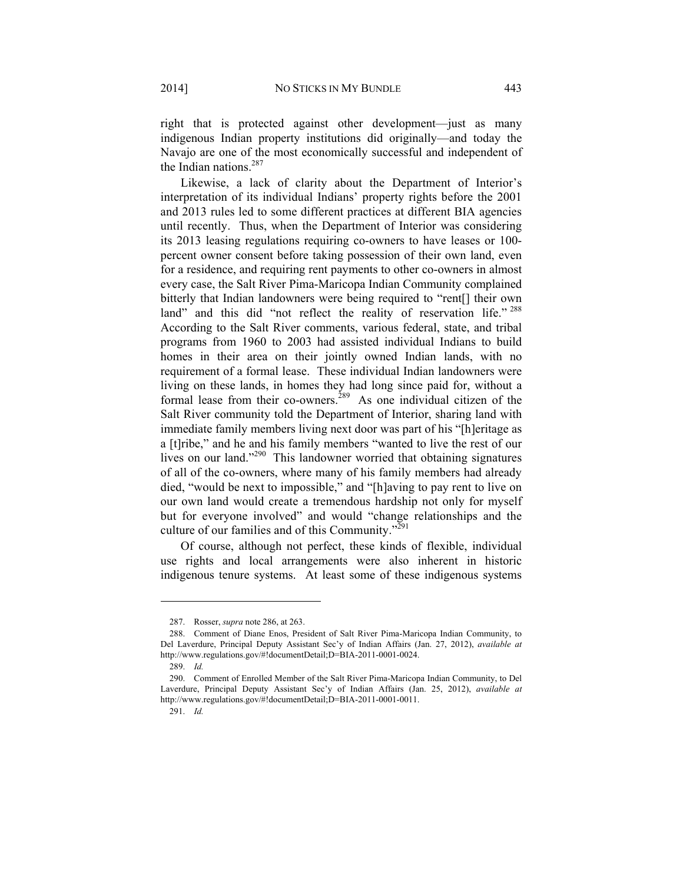right that is protected against other development—just as many indigenous Indian property institutions did originally—and today the Navajo are one of the most economically successful and independent of the Indian nations.[287]

Likewise, a lack of clarity about the Department of Interior's interpretation of its individual Indians' property rights before the 2001 and 2013 rules led to some different practices at different BIA agencies until recently. Thus, when the Department of Interior was considering its 2013 leasing regulations requiring co-owners to have leases or 100-percent owner consent before taking possession of their own land, even for a residence, and requiring rent payments to other co-owners in almost every case, the Salt River Pima-Maricopa Indian Community complained bitterly that Indian landowners were being required to "rent[] their own land" and this did "not reflect the reality of reservation life."[288] According to the Salt River comments, various federal, state, and tribal programs from 1960 to 2003 had assisted individual Indians to build homes in their area on their jointly owned Indian lands, with no requirement of a formal lease. These individual Indian landowners were living on these lands, in homes they had long since paid for, without a formal lease from their co-owners.[289] As one individual citizen of the Salt River community told the Department of Interior, sharing land with immediate family members living next door was part of his "[h]eritage as a [t]ribe," and he and his family members "wanted to live the rest of our lives on our land."[290] This landowner worried that obtaining signatures of all of the co-owners, where many of his family members had already died, "would be next to impossible," and "[h]aving to pay rent to live on our own land would create a tremendous hardship not only for myself but for everyone involved" and would "change relationships and the culture of our families and of this Community."[291]

Of course, although not perfect, these kinds of flexible, individual use rights and local arrangements were also inherent in historic indigenous tenure systems. At least some of these indigenous systems

---

287. Rosser, *supra* note 286, at 263.

288. Comment of Diane Enos, President of Salt River Pima-Maricopa Indian Community, to Del Laverdure, Principal Deputy Assistant Sec'y of Indian Affairs (Jan. 27, 2012), *available at* http://www.regulations.gov/#!documentDetail;D=BIA-2011-0001-0024.

289. *Id.*

290. Comment of Enrolled Member of the Salt River Pima-Maricopa Indian Community, to Del Laverdure, Principal Deputy Assistant Sec'y of Indian Affairs (Jan. 25, 2012), *available at* http://www.regulations.gov/#!documentDetail;D=BIA-2011-0001-0011.

291. *Id.*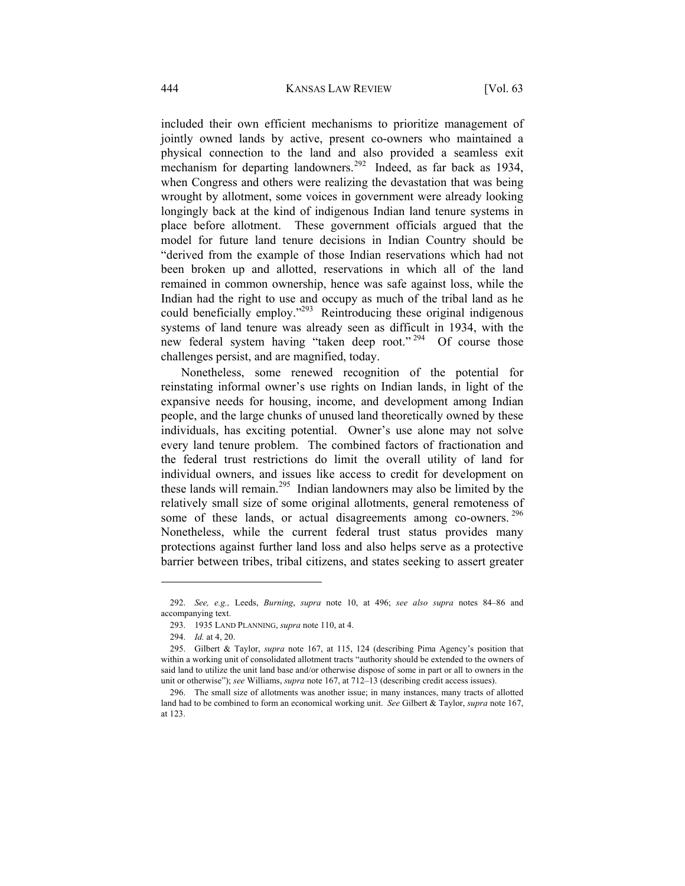included their own efficient mechanisms to prioritize management of jointly owned lands by active, present co-owners who maintained a physical connection to the land and also provided a seamless exit mechanism for departing landowners.[292] Indeed, as far back as 1934, when Congress and others were realizing the devastation that was being wrought by allotment, some voices in government were already looking longingly back at the kind of indigenous Indian land tenure systems in place before allotment. These government officials argued that the model for future land tenure decisions in Indian Country should be "derived from the example of those Indian reservations which had not been broken up and allotted, reservations in which all of the land remained in common ownership, hence was safe against loss, while the Indian had the right to use and occupy as much of the tribal land as he could beneficially employ."[293] Reintroducing these original indigenous systems of land tenure was already seen as difficult in 1934, with the new federal system having "taken deep root."[294] Of course those challenges persist, and are magnified, today.

Nonetheless, some renewed recognition of the potential for reinstating informal owner's use rights on Indian lands, in light of the expansive needs for housing, income, and development among Indian people, and the large chunks of unused land theoretically owned by these individuals, has exciting potential. Owner's use alone may not solve every land tenure problem. The combined factors of fractionation and the federal trust restrictions do limit the overall utility of land for individual owners, and issues like access to credit for development on these lands will remain.[295] Indian landowners may also be limited by the relatively small size of some original allotments, general remoteness of some of these lands, or actual disagreements among co-owners.[296] Nonetheless, while the current federal trust status provides many protections against further land loss and also helps serve as a protective barrier between tribes, tribal citizens, and states seeking to assert greater

---

292. *See, e.g.,* Leeds, *Burning*, *supra* note 10, at 496; *see also supra* notes 84–86 and accompanying text.

293. 1935 LAND PLANNING, *supra* note 110, at 4.

294. *Id.* at 4, 20.

295. Gilbert & Taylor, *supra* note 167, at 115, 124 (describing Pima Agency's position that within a working unit of consolidated allotment tracts "authority should be extended to the owners of said land to utilize the unit land base and/or otherwise dispose of some in part or all to owners in the unit or otherwise"); *see* Williams, *supra* note 167, at 712–13 (describing credit access issues).

296. The small size of allotments was another issue; in many instances, many tracts of allotted land had to be combined to form an economical working unit. *See* Gilbert & Taylor, *supra* note 167, at 123.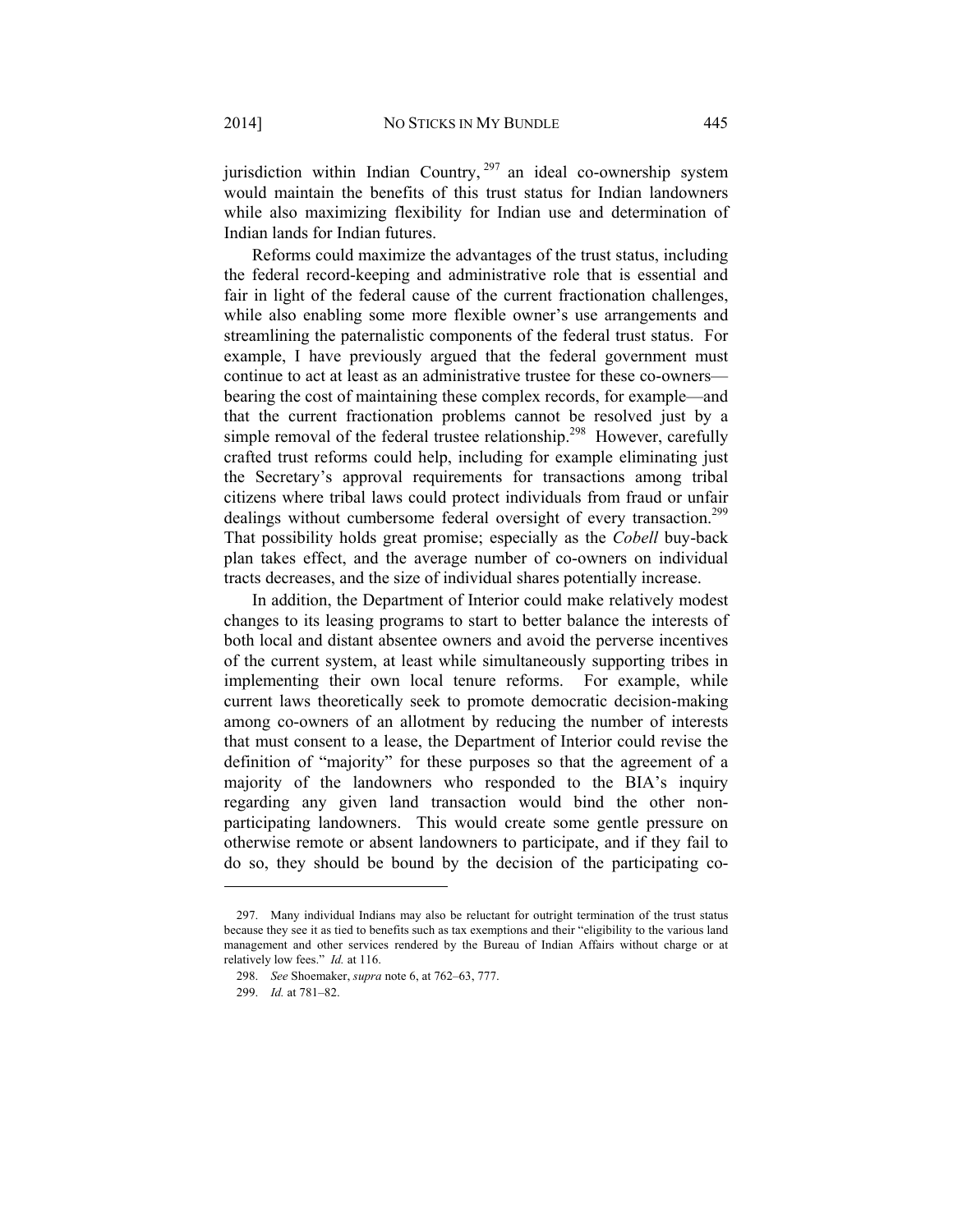jurisdiction within Indian Country,[297] an ideal co-ownership system would maintain the benefits of this trust status for Indian landowners while also maximizing flexibility for Indian use and determination of Indian lands for Indian futures.

Reforms could maximize the advantages of the trust status, including the federal record-keeping and administrative role that is essential and fair in light of the federal cause of the current fractionation challenges, while also enabling some more flexible owner's use arrangements and streamlining the paternalistic components of the federal trust status. For example, I have previously argued that the federal government must continue to act at least as an administrative trustee for these co-owners—bearing the cost of maintaining these complex records, for example—and that the current fractionation problems cannot be resolved just by a simple removal of the federal trustee relationship.[298] However, carefully crafted trust reforms could help, including for example eliminating just the Secretary's approval requirements for transactions among tribal citizens where tribal laws could protect individuals from fraud or unfair dealings without cumbersome federal oversight of every transaction.[299] That possibility holds great promise; especially as the *Cobell* buy-back plan takes effect, and the average number of co-owners on individual tracts decreases, and the size of individual shares potentially increase.

In addition, the Department of Interior could make relatively modest changes to its leasing programs to start to better balance the interests of both local and distant absentee owners and avoid the perverse incentives of the current system, at least while simultaneously supporting tribes in implementing their own local tenure reforms. For example, while current laws theoretically seek to promote democratic decision-making among co-owners of an allotment by reducing the number of interests that must consent to a lease, the Department of Interior could revise the definition of "majority" for these purposes so that the agreement of a majority of the landowners who responded to the BIA's inquiry regarding any given land transaction would bind the other non-participating landowners. This would create some gentle pressure on otherwise remote or absent landowners to participate, and if they fail to do so, they should be bound by the decision of the participating co-

---

297. Many individual Indians may also be reluctant for outright termination of the trust status because they see it as tied to benefits such as tax exemptions and their "eligibility to the various land management and other services rendered by the Bureau of Indian Affairs without charge or at relatively low fees." *Id.* at 116.

298. *See* Shoemaker, *supra* note 6, at 762–63, 777.

299. *Id.* at 781–82.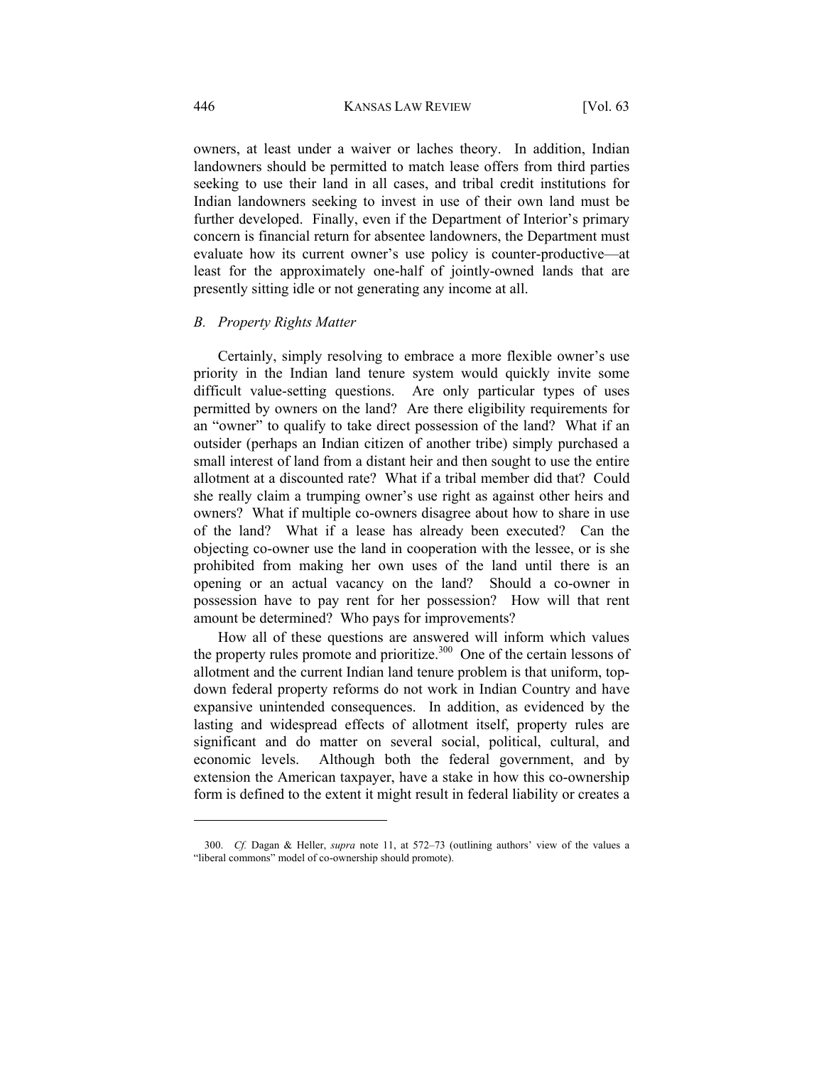owners, at least under a waiver or laches theory. In addition, Indian landowners should be permitted to match lease offers from third parties seeking to use their land in all cases, and tribal credit institutions for Indian landowners seeking to invest in use of their own land must be further developed. Finally, even if the Department of Interior's primary concern is financial return for absentee landowners, the Department must evaluate how its current owner's use policy is counter-productive—at least for the approximately one-half of jointly-owned lands that are presently sitting idle or not generating any income at all.

### *B. Property Rights Matter*

Certainly, simply resolving to embrace a more flexible owner's use priority in the Indian land tenure system would quickly invite some difficult value-setting questions. Are only particular types of uses permitted by owners on the land? Are there eligibility requirements for an "owner" to qualify to take direct possession of the land? What if an outsider (perhaps an Indian citizen of another tribe) simply purchased a small interest of land from a distant heir and then sought to use the entire allotment at a discounted rate? What if a tribal member did that? Could she really claim a trumping owner's use right as against other heirs and owners? What if multiple co-owners disagree about how to share in use of the land? What if a lease has already been executed? Can the objecting co-owner use the land in cooperation with the lessee, or is she prohibited from making her own uses of the land until there is an opening or an actual vacancy on the land? Should a co-owner in possession have to pay rent for her possession? How will that rent amount be determined? Who pays for improvements?

How all of these questions are answered will inform which values the property rules promote and prioritize.[300] One of the certain lessons of allotment and the current Indian land tenure problem is that uniform, top-down federal property reforms do not work in Indian Country and have expansive unintended consequences. In addition, as evidenced by the lasting and widespread effects of allotment itself, property rules are significant and do matter on several social, political, cultural, and economic levels. Although both the federal government, and by extension the American taxpayer, have a stake in how this co-ownership form is defined to the extent it might result in federal liability or creates a

---

300. *Cf.* Dagan & Heller, *supra* note 11, at 572–73 (outlining authors' view of the values a "liberal commons" model of co-ownership should promote).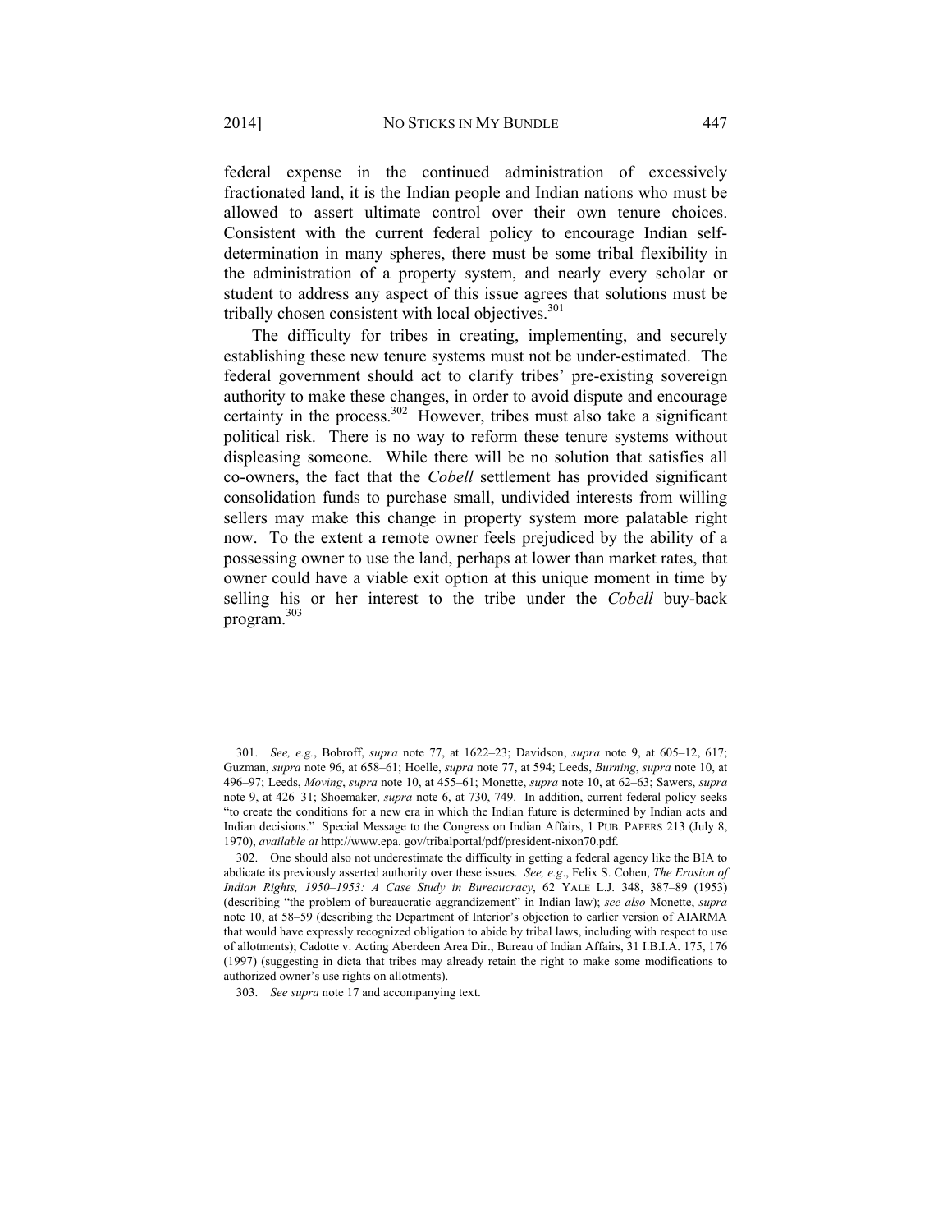federal expense in the continued administration of excessively fractionated land, it is the Indian people and Indian nations who must be allowed to assert ultimate control over their own tenure choices. Consistent with the current federal policy to encourage Indian self-determination in many spheres, there must be some tribal flexibility in the administration of a property system, and nearly every scholar or student to address any aspect of this issue agrees that solutions must be tribally chosen consistent with local objectives.[301]

The difficulty for tribes in creating, implementing, and securely establishing these new tenure systems must not be under-estimated. The federal government should act to clarify tribes' pre-existing sovereign authority to make these changes, in order to avoid dispute and encourage certainty in the process.[302] However, tribes must also take a significant political risk. There is no way to reform these tenure systems without displeasing someone. While there will be no solution that satisfies all co-owners, the fact that the *Cobell* settlement has provided significant consolidation funds to purchase small, undivided interests from willing sellers may make this change in property system more palatable right now. To the extent a remote owner feels prejudiced by the ability of a possessing owner to use the land, perhaps at lower than market rates, that owner could have a viable exit option at this unique moment in time by selling his or her interest to the tribe under the *Cobell* buy-back program.[303]

---

301. *See, e.g.*, Bobroff, *supra* note 77, at 1622–23; Davidson, *supra* note 9, at 605–12, 617; Guzman, *supra* note 96, at 658–61; Hoelle, *supra* note 77, at 594; Leeds, *Burning*, *supra* note 10, at 496–97; Leeds, *Moving*, *supra* note 10, at 455–61; Monette, *supra* note 10, at 62–63; Sawers, *supra* note 9, at 426–31; Shoemaker, *supra* note 6, at 730, 749. In addition, current federal policy seeks "to create the conditions for a new era in which the Indian future is determined by Indian acts and Indian decisions." Special Message to the Congress on Indian Affairs, 1 PUB. PAPERS 213 (July 8, 1970), *available at* http://www.epa. gov/tribalportal/pdf/president-nixon70.pdf.

302. One should also not underestimate the difficulty in getting a federal agency like the BIA to abdicate its previously asserted authority over these issues. *See, e.g*., Felix S. Cohen, *The Erosion of Indian Rights, 1950–1953: A Case Study in Bureaucracy*, 62 YALE L.J. 348, 387–89 (1953) (describing "the problem of bureaucratic aggrandizement" in Indian law); *see also* Monette, *supra* note 10, at 58–59 (describing the Department of Interior's objection to earlier version of AIARMA that would have expressly recognized obligation to abide by tribal laws, including with respect to use of allotments); Cadotte v. Acting Aberdeen Area Dir., Bureau of Indian Affairs, 31 I.B.I.A. 175, 176 (1997) (suggesting in dicta that tribes may already retain the right to make some modifications to authorized owner's use rights on allotments).

303. *See supra* note 17 and accompanying text.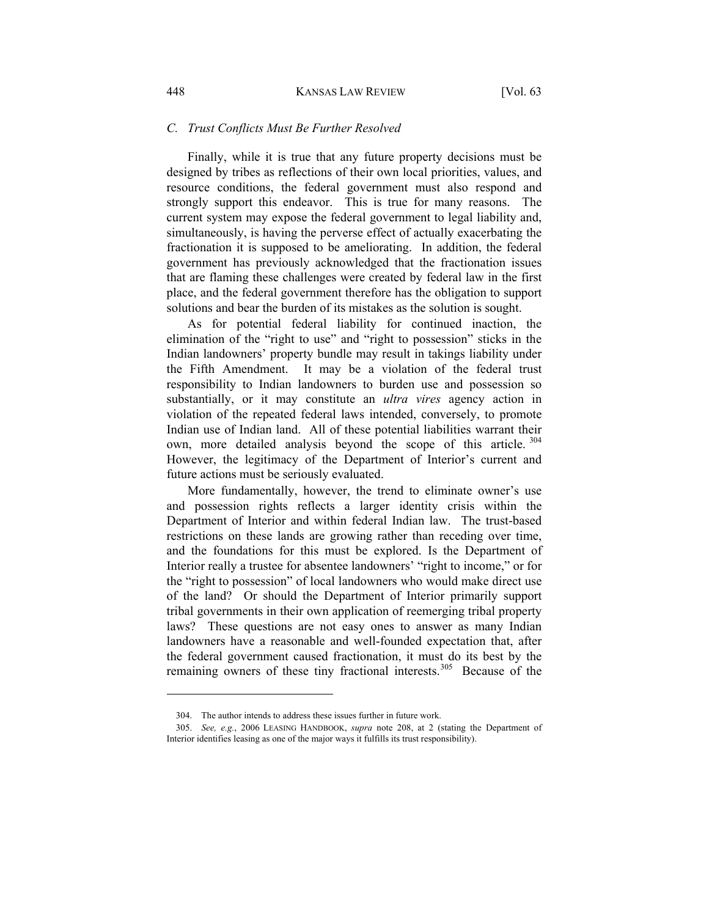### *C. Trust Conflicts Must Be Further Resolved*

Finally, while it is true that any future property decisions must be designed by tribes as reflections of their own local priorities, values, and resource conditions, the federal government must also respond and strongly support this endeavor. This is true for many reasons. The current system may expose the federal government to legal liability and, simultaneously, is having the perverse effect of actually exacerbating the fractionation it is supposed to be ameliorating. In addition, the federal government has previously acknowledged that the fractionation issues that are flaming these challenges were created by federal law in the first place, and the federal government therefore has the obligation to support solutions and bear the burden of its mistakes as the solution is sought.

As for potential federal liability for continued inaction, the elimination of the "right to use" and "right to possession" sticks in the Indian landowners' property bundle may result in takings liability under the Fifth Amendment. It may be a violation of the federal trust responsibility to Indian landowners to burden use and possession so substantially, or it may constitute an *ultra vires* agency action in violation of the repeated federal laws intended, conversely, to promote Indian use of Indian land. All of these potential liabilities warrant their own, more detailed analysis beyond the scope of this article.[304] However, the legitimacy of the Department of Interior's current and future actions must be seriously evaluated.

More fundamentally, however, the trend to eliminate owner's use and possession rights reflects a larger identity crisis within the Department of Interior and within federal Indian law. The trust-based restrictions on these lands are growing rather than receding over time, and the foundations for this must be explored. Is the Department of Interior really a trustee for absentee landowners' "right to income," or for the "right to possession" of local landowners who would make direct use of the land? Or should the Department of Interior primarily support tribal governments in their own application of reemerging tribal property laws? These questions are not easy ones to answer as many Indian landowners have a reasonable and well-founded expectation that, after the federal government caused fractionation, it must do its best by the remaining owners of these tiny fractional interests.[305] Because of the

---

304. The author intends to address these issues further in future work.

305. *See, e.g.*, 2006 LEASING HANDBOOK, *supra* note 208, at 2 (stating the Department of Interior identifies leasing as one of the major ways it fulfills its trust responsibility).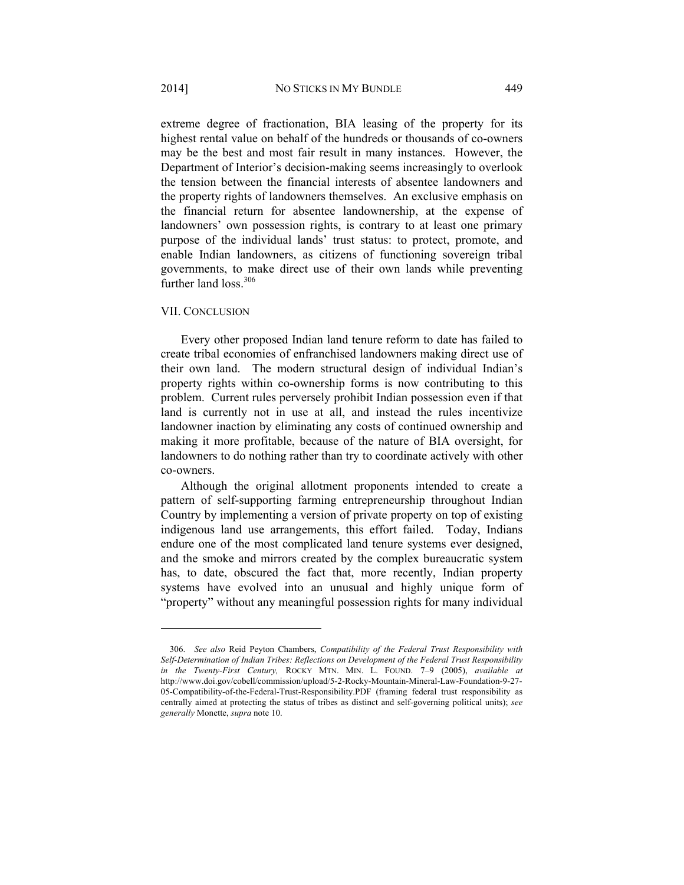extreme degree of fractionation, BIA leasing of the property for its highest rental value on behalf of the hundreds or thousands of co-owners may be the best and most fair result in many instances. However, the Department of Interior's decision-making seems increasingly to overlook the tension between the financial interests of absentee landowners and the property rights of landowners themselves. An exclusive emphasis on the financial return for absentee landownership, at the expense of landowners' own possession rights, is contrary to at least one primary purpose of the individual lands' trust status: to protect, promote, and enable Indian landowners, as citizens of functioning sovereign tribal governments, to make direct use of their own lands while preventing further land loss.[306]

## VII. CONCLUSION

Every other proposed Indian land tenure reform to date has failed to create tribal economies of enfranchised landowners making direct use of their own land. The modern structural design of individual Indian's property rights within co-ownership forms is now contributing to this problem. Current rules perversely prohibit Indian possession even if that land is currently not in use at all, and instead the rules incentivize landowner inaction by eliminating any costs of continued ownership and making it more profitable, because of the nature of BIA oversight, for landowners to do nothing rather than try to coordinate actively with other co-owners.

Although the original allotment proponents intended to create a pattern of self-supporting farming entrepreneurship throughout Indian Country by implementing a version of private property on top of existing indigenous land use arrangements, this effort failed. Today, Indians endure one of the most complicated land tenure systems ever designed, and the smoke and mirrors created by the complex bureaucratic system has, to date, obscured the fact that, more recently, Indian property systems have evolved into an unusual and highly unique form of "property" without any meaningful possession rights for many individual

---

306. *See also* Reid Peyton Chambers, *Compatibility of the Federal Trust Responsibility with Self-Determination of Indian Tribes: Reflections on Development of the Federal Trust Responsibility in the Twenty-First Century,* ROCKY MTN. MIN. L. FOUND. 7–9 (2005), *available at* http://www.doi.gov/cobell/commission/upload/5-2-Rocky-Mountain-Mineral-Law-Foundation-9-27-05-Compatibility-of-the-Federal-Trust-Responsibility.PDF (framing federal trust responsibility as centrally aimed at protecting the status of tribes as distinct and self-governing political units); *see generally* Monette, *supra* note 10.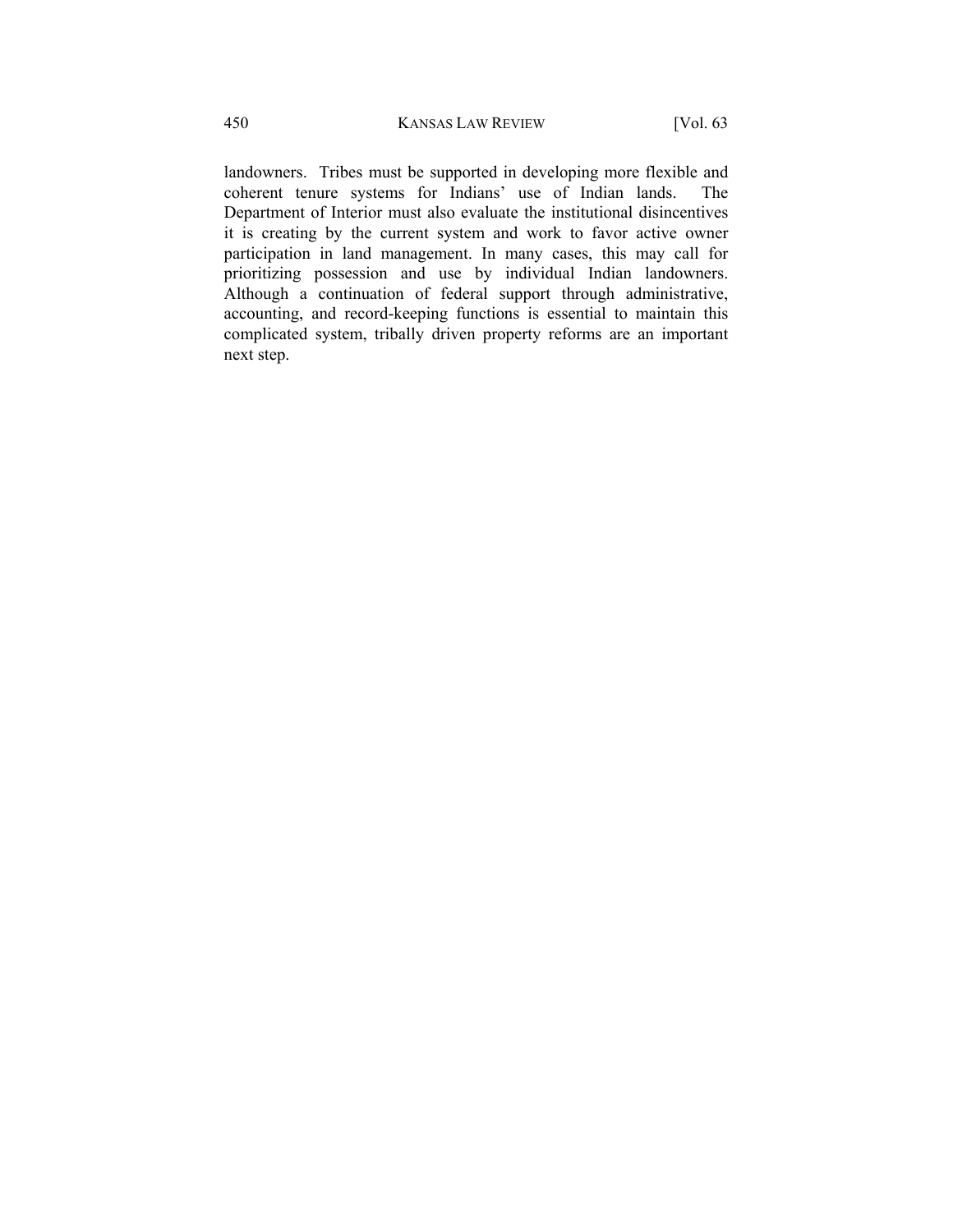landowners. Tribes must be supported in developing more flexible and coherent tenure systems for Indians' use of Indian lands. The Department of Interior must also evaluate the institutional disincentives it is creating by the current system and work to favor active owner participation in land management. In many cases, this may call for prioritizing possession and use by individual Indian landowners. Although a continuation of federal support through administrative, accounting, and record-keeping functions is essential to maintain this complicated system, tribally driven property reforms are an important next step.